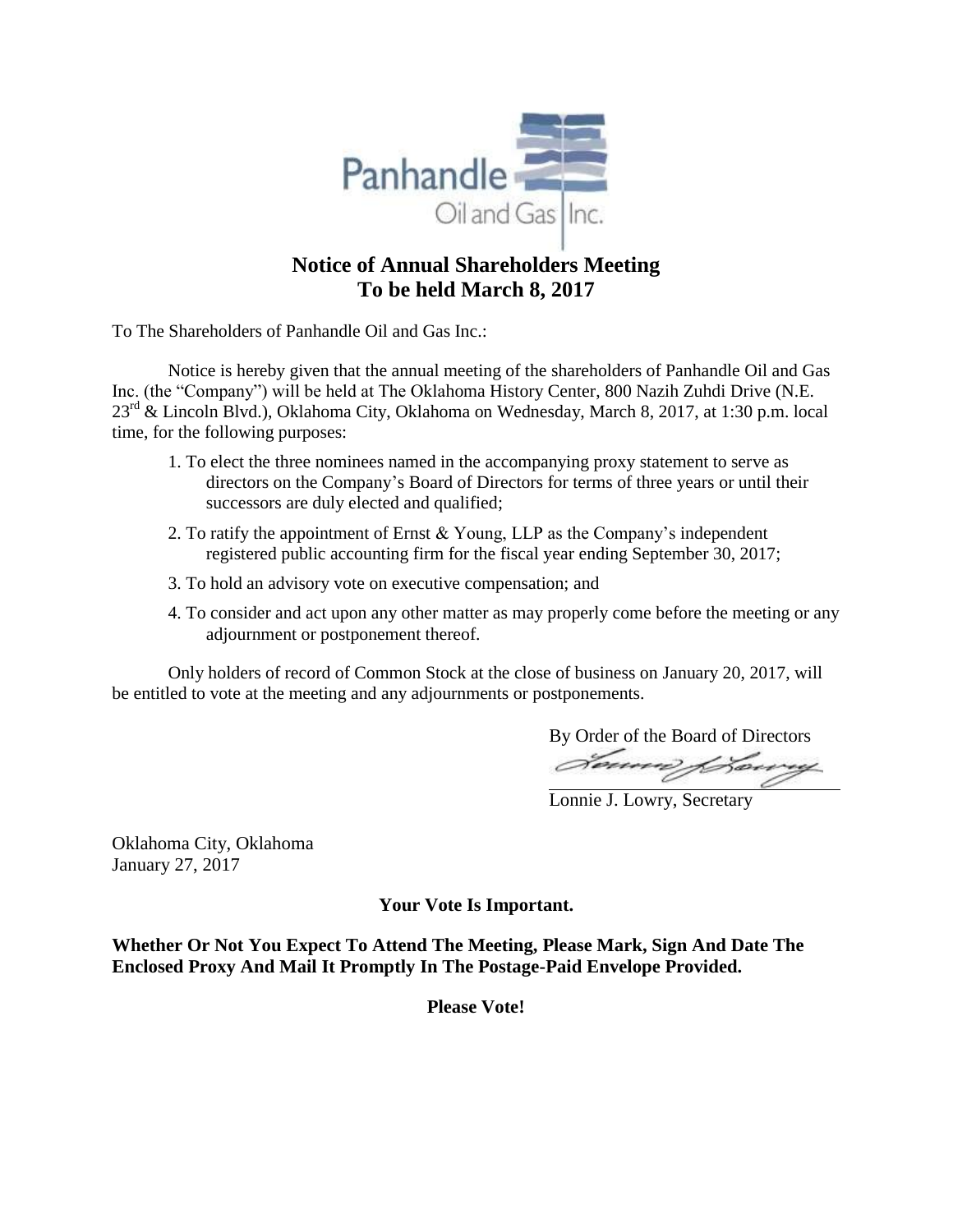# Notice of Annual Shareholders Meeting
# To be held March 8, 2017

To The Shareholders of Panhandle Oil and Gas Inc.:

Notice is hereby given that the annual meeting of the shareholders of Panhandle Oil and Gas Inc. (the "Company") will be held at The Oklahoma History Center, 800 Nazih Zuhdi Drive (N.E. 23rd & Lincoln Blvd.), Oklahoma City, Oklahoma on Wednesday, March 8, 2017, at 1:30 p.m. local time, for the following purposes:

1. To elect the three nominees named in the accompanying proxy statement to serve as directors on the Company's Board of Directors for terms of three years or until their successors are duly elected and qualified;
2. To ratify the appointment of Ernst & Young, LLP as the Company's independent registered public accounting firm for the fiscal year ending September 30, 2017;
3. To hold an advisory vote on executive compensation; and
4. To consider and act upon any other matter as may properly come before the meeting or any adjournment or postponement thereof.

Only holders of record of Common Stock at the close of business on January 20, 2017, will be entitled to vote at the meeting and any adjournments or postponements.

By Order of the Board of Directors

Lonnie J. Lowry, Secretary

Oklahoma City, Oklahoma
January 27, 2017

**Your Vote Is Important.**

**Whether Or Not You Expect To Attend The Meeting, Please Mark, Sign And Date The Enclosed Proxy And Mail It Promptly In The Postage-Paid Envelope Provided.**

**Please Vote!**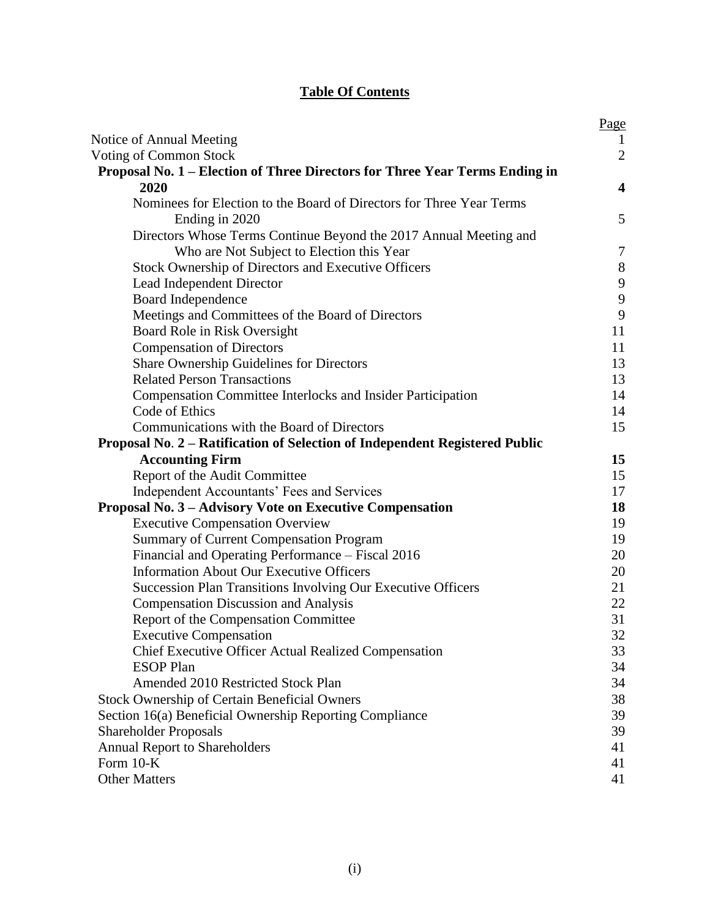## Table Of Contents

| | Page |
|---|---|
| Notice of Annual Meeting | 1 |
| Voting of Common Stock | 2 |
| **Proposal No. 1 – Election of Three Directors for Three Year Terms Ending in 2020** | **4** |
| Nominees for Election to the Board of Directors for Three Year Terms Ending in 2020 | 5 |
| Directors Whose Terms Continue Beyond the 2017 Annual Meeting and Who are Not Subject to Election this Year | 7 |
| Stock Ownership of Directors and Executive Officers | 8 |
| Lead Independent Director | 9 |
| Board Independence | 9 |
| Meetings and Committees of the Board of Directors | 9 |
| Board Role in Risk Oversight | 11 |
| Compensation of Directors | 11 |
| Share Ownership Guidelines for Directors | 13 |
| Related Person Transactions | 13 |
| Compensation Committee Interlocks and Insider Participation | 14 |
| Code of Ethics | 14 |
| Communications with the Board of Directors | 15 |
| **Proposal No. 2 – Ratification of Selection of Independent Registered Public Accounting Firm** | **15** |
| Report of the Audit Committee | 15 |
| Independent Accountants' Fees and Services | 17 |
| **Proposal No. 3 – Advisory Vote on Executive Compensation** | **18** |
| Executive Compensation Overview | 19 |
| Summary of Current Compensation Program | 19 |
| Financial and Operating Performance – Fiscal 2016 | 20 |
| Information About Our Executive Officers | 20 |
| Succession Plan Transitions Involving Our Executive Officers | 21 |
| Compensation Discussion and Analysis | 22 |
| Report of the Compensation Committee | 31 |
| Executive Compensation | 32 |
| Chief Executive Officer Actual Realized Compensation | 33 |
| ESOP Plan | 34 |
| Amended 2010 Restricted Stock Plan | 34 |
| Stock Ownership of Certain Beneficial Owners | 38 |
| Section 16(a) Beneficial Ownership Reporting Compliance | 39 |
| Shareholder Proposals | 39 |
| Annual Report to Shareholders | 41 |
| Form 10-K | 41 |
| Other Matters | 41 |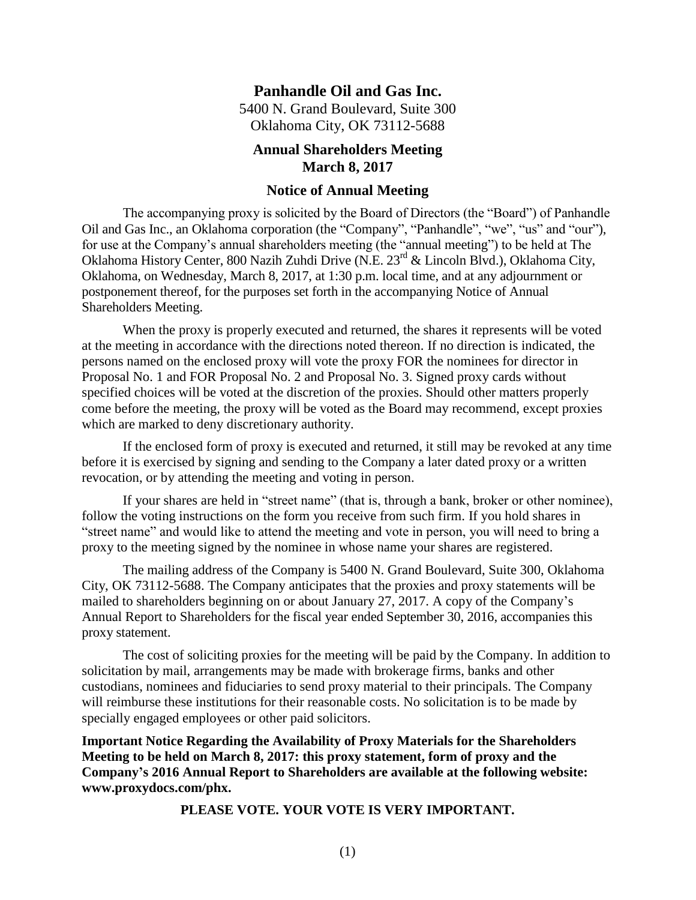# Panhandle Oil and Gas Inc.

5400 N. Grand Boulevard, Suite 300
Oklahoma City, OK 73112-5688

## Annual Shareholders Meeting
## March 8, 2017

## Notice of Annual Meeting

The accompanying proxy is solicited by the Board of Directors (the "Board") of Panhandle Oil and Gas Inc., an Oklahoma corporation (the "Company", "Panhandle", "we", "us" and "our"), for use at the Company's annual shareholders meeting (the "annual meeting") to be held at The Oklahoma History Center, 800 Nazih Zuhdi Drive (N.E. 23rd & Lincoln Blvd.), Oklahoma City, Oklahoma, on Wednesday, March 8, 2017, at 1:30 p.m. local time, and at any adjournment or postponement thereof, for the purposes set forth in the accompanying Notice of Annual Shareholders Meeting.

When the proxy is properly executed and returned, the shares it represents will be voted at the meeting in accordance with the directions noted thereon. If no direction is indicated, the persons named on the enclosed proxy will vote the proxy FOR the nominees for director in Proposal No. 1 and FOR Proposal No. 2 and Proposal No. 3. Signed proxy cards without specified choices will be voted at the discretion of the proxies. Should other matters properly come before the meeting, the proxy will be voted as the Board may recommend, except proxies which are marked to deny discretionary authority.

If the enclosed form of proxy is executed and returned, it still may be revoked at any time before it is exercised by signing and sending to the Company a later dated proxy or a written revocation, or by attending the meeting and voting in person.

If your shares are held in "street name" (that is, through a bank, broker or other nominee), follow the voting instructions on the form you receive from such firm. If you hold shares in "street name" and would like to attend the meeting and vote in person, you will need to bring a proxy to the meeting signed by the nominee in whose name your shares are registered.

The mailing address of the Company is 5400 N. Grand Boulevard, Suite 300, Oklahoma City, OK 73112-5688. The Company anticipates that the proxies and proxy statements will be mailed to shareholders beginning on or about January 27, 2017. A copy of the Company's Annual Report to Shareholders for the fiscal year ended September 30, 2016, accompanies this proxy statement.

The cost of soliciting proxies for the meeting will be paid by the Company. In addition to solicitation by mail, arrangements may be made with brokerage firms, banks and other custodians, nominees and fiduciaries to send proxy material to their principals. The Company will reimburse these institutions for their reasonable costs. No solicitation is to be made by specially engaged employees or other paid solicitors.

**Important Notice Regarding the Availability of Proxy Materials for the Shareholders Meeting to be held on March 8, 2017: this proxy statement, form of proxy and the Company's 2016 Annual Report to Shareholders are available at the following website: www.proxydocs.com/phx.**

**PLEASE VOTE. YOUR VOTE IS VERY IMPORTANT.**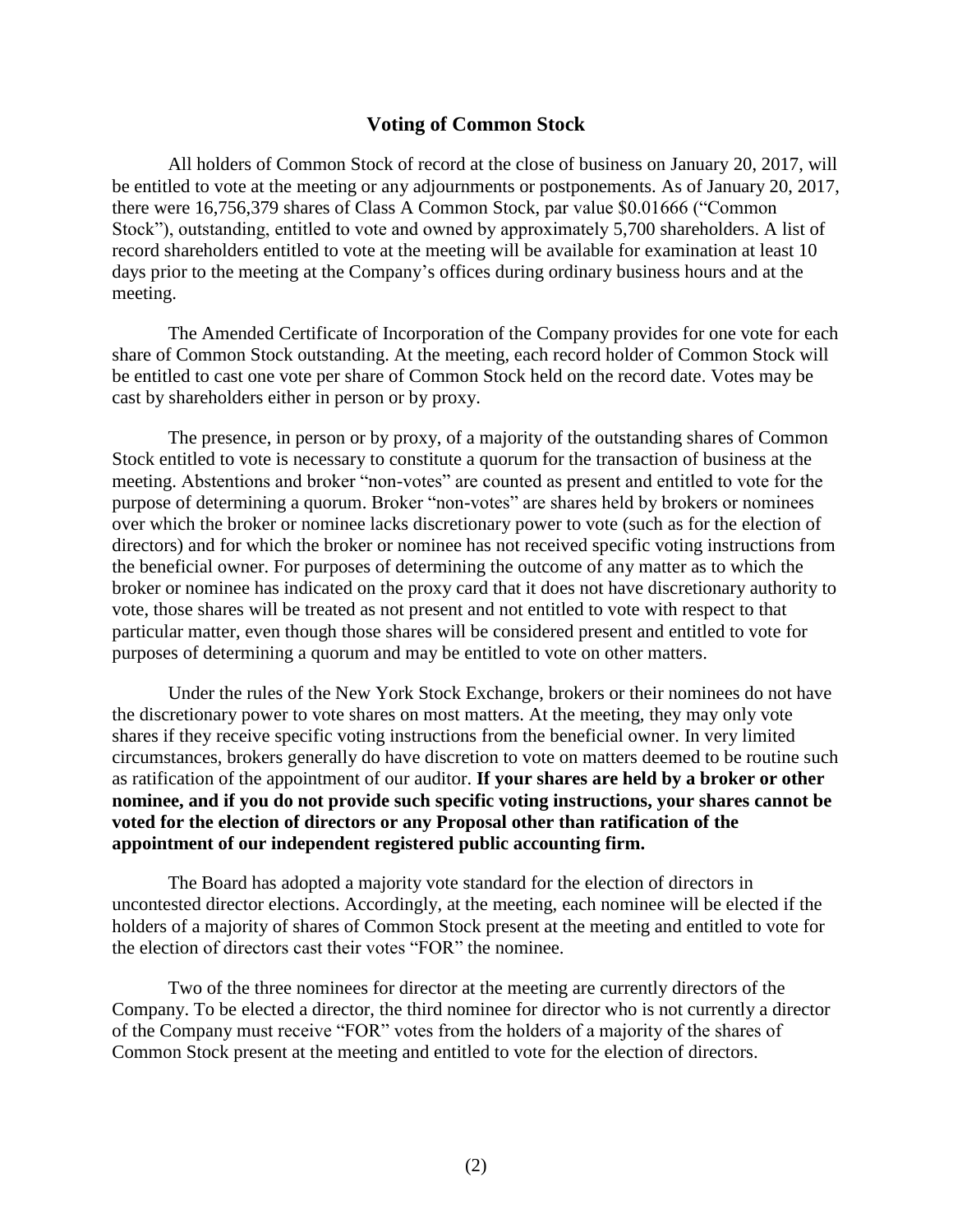## Voting of Common Stock

All holders of Common Stock of record at the close of business on January 20, 2017, will be entitled to vote at the meeting or any adjournments or postponements. As of January 20, 2017, there were 16,756,379 shares of Class A Common Stock, par value $0.01666 ("Common Stock"), outstanding, entitled to vote and owned by approximately 5,700 shareholders. A list of record shareholders entitled to vote at the meeting will be available for examination at least 10 days prior to the meeting at the Company's offices during ordinary business hours and at the meeting.

The Amended Certificate of Incorporation of the Company provides for one vote for each share of Common Stock outstanding. At the meeting, each record holder of Common Stock will be entitled to cast one vote per share of Common Stock held on the record date. Votes may be cast by shareholders either in person or by proxy.

The presence, in person or by proxy, of a majority of the outstanding shares of Common Stock entitled to vote is necessary to constitute a quorum for the transaction of business at the meeting. Abstentions and broker "non-votes" are counted as present and entitled to vote for the purpose of determining a quorum. Broker "non-votes" are shares held by brokers or nominees over which the broker or nominee lacks discretionary power to vote (such as for the election of directors) and for which the broker or nominee has not received specific voting instructions from the beneficial owner. For purposes of determining the outcome of any matter as to which the broker or nominee has indicated on the proxy card that it does not have discretionary authority to vote, those shares will be treated as not present and not entitled to vote with respect to that particular matter, even though those shares will be considered present and entitled to vote for purposes of determining a quorum and may be entitled to vote on other matters.

Under the rules of the New York Stock Exchange, brokers or their nominees do not have the discretionary power to vote shares on most matters. At the meeting, they may only vote shares if they receive specific voting instructions from the beneficial owner. In very limited circumstances, brokers generally do have discretion to vote on matters deemed to be routine such as ratification of the appointment of our auditor. **If your shares are held by a broker or other nominee, and if you do not provide such specific voting instructions, your shares cannot be voted for the election of directors or any Proposal other than ratification of the appointment of our independent registered public accounting firm.**

The Board has adopted a majority vote standard for the election of directors in uncontested director elections. Accordingly, at the meeting, each nominee will be elected if the holders of a majority of shares of Common Stock present at the meeting and entitled to vote for the election of directors cast their votes "FOR" the nominee.

Two of the three nominees for director at the meeting are currently directors of the Company. To be elected a director, the third nominee for director who is not currently a director of the Company must receive "FOR" votes from the holders of a majority of the shares of Common Stock present at the meeting and entitled to vote for the election of directors.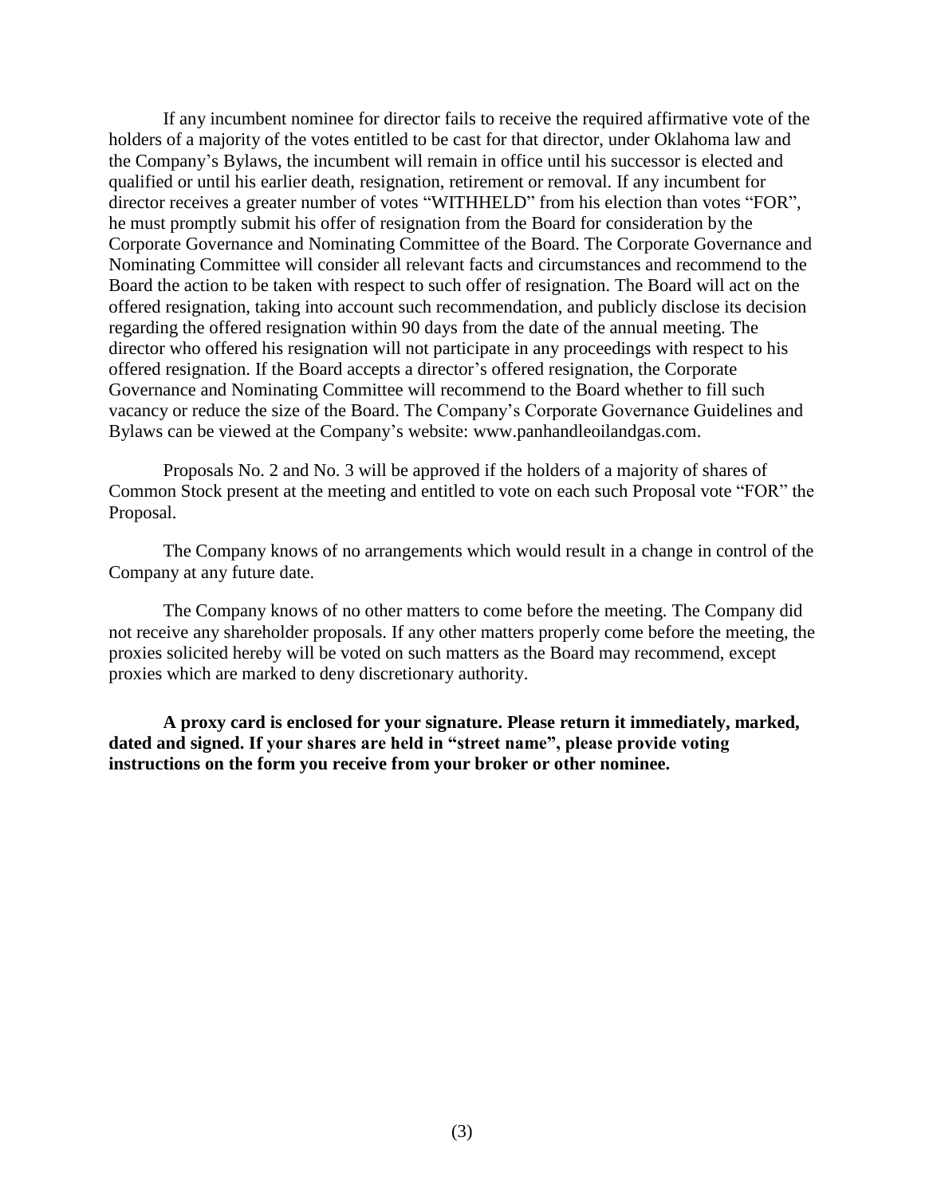If any incumbent nominee for director fails to receive the required affirmative vote of the holders of a majority of the votes entitled to be cast for that director, under Oklahoma law and the Company's Bylaws, the incumbent will remain in office until his successor is elected and qualified or until his earlier death, resignation, retirement or removal. If any incumbent for director receives a greater number of votes "WITHHELD" from his election than votes "FOR", he must promptly submit his offer of resignation from the Board for consideration by the Corporate Governance and Nominating Committee of the Board. The Corporate Governance and Nominating Committee will consider all relevant facts and circumstances and recommend to the Board the action to be taken with respect to such offer of resignation. The Board will act on the offered resignation, taking into account such recommendation, and publicly disclose its decision regarding the offered resignation within 90 days from the date of the annual meeting. The director who offered his resignation will not participate in any proceedings with respect to his offered resignation. If the Board accepts a director's offered resignation, the Corporate Governance and Nominating Committee will recommend to the Board whether to fill such vacancy or reduce the size of the Board. The Company's Corporate Governance Guidelines and Bylaws can be viewed at the Company's website: www.panhandleoilandgas.com.

Proposals No. 2 and No. 3 will be approved if the holders of a majority of shares of Common Stock present at the meeting and entitled to vote on each such Proposal vote "FOR" the Proposal.

The Company knows of no arrangements which would result in a change in control of the Company at any future date.

The Company knows of no other matters to come before the meeting. The Company did not receive any shareholder proposals. If any other matters properly come before the meeting, the proxies solicited hereby will be voted on such matters as the Board may recommend, except proxies which are marked to deny discretionary authority.

**A proxy card is enclosed for your signature. Please return it immediately, marked, dated and signed. If your shares are held in "street name", please provide voting instructions on the form you receive from your broker or other nominee.**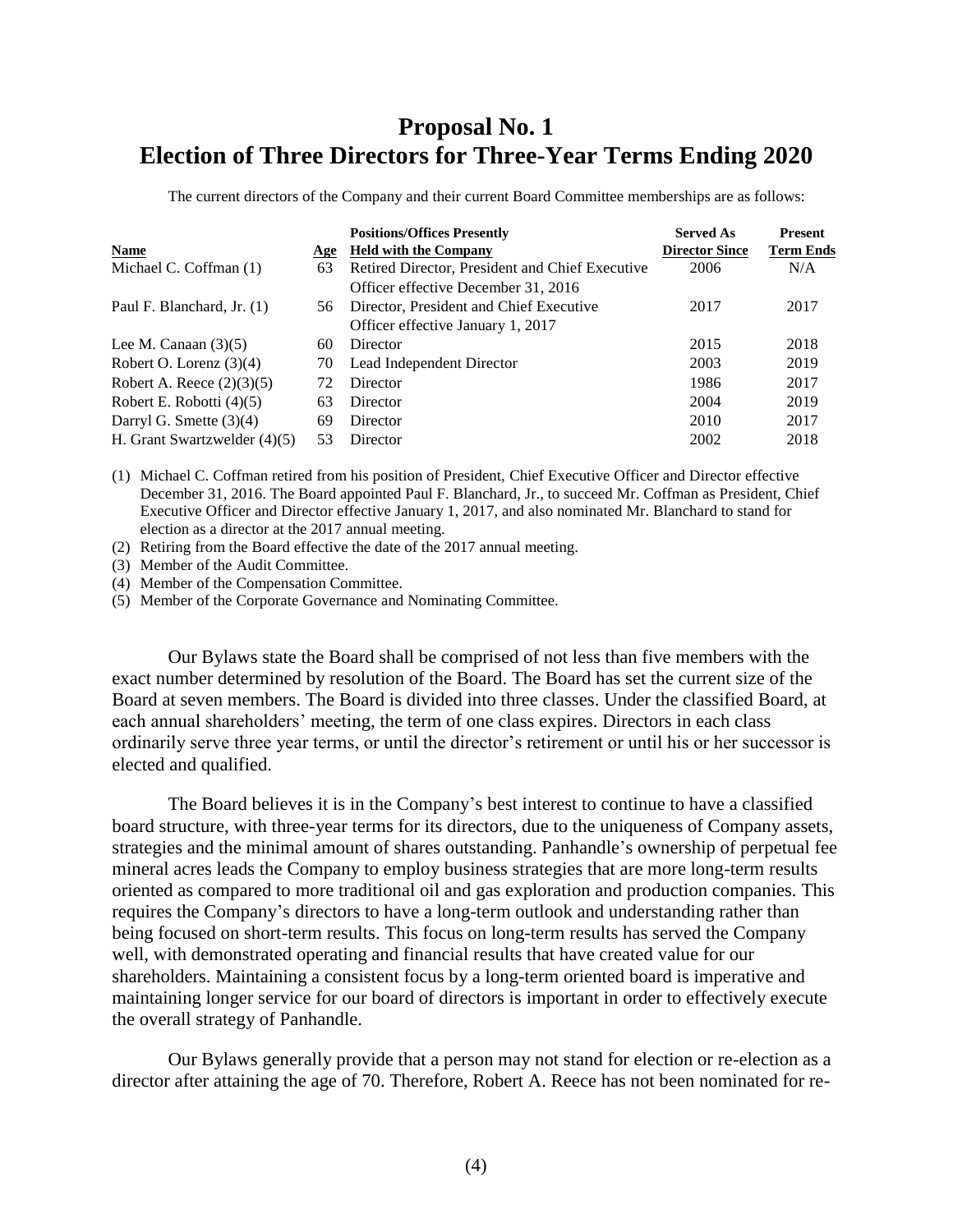# Proposal No. 1
# Election of Three Directors for Three-Year Terms Ending 2020

The current directors of the Company and their current Board Committee memberships are as follows:

| Name | Age | Positions/Offices Presently Held with the Company | Served As Director Since | Present Term Ends |
|---|---|---|---|---|
| Michael C. Coffman (1) | 63 | Retired Director, President and Chief Executive Officer effective December 31, 2016 | 2006 | N/A |
| Paul F. Blanchard, Jr. (1) | 56 | Director, President and Chief Executive Officer effective January 1, 2017 | 2017 | 2017 |
| Lee M. Canaan (3)(5) | 60 | Director | 2015 | 2018 |
| Robert O. Lorenz (3)(4) | 70 | Lead Independent Director | 2003 | 2019 |
| Robert A. Reece (2)(3)(5) | 72 | Director | 1986 | 2017 |
| Robert E. Robotti (4)(5) | 63 | Director | 2004 | 2019 |
| Darryl G. Smette (3)(4) | 69 | Director | 2010 | 2017 |
| H. Grant Swartzwelder (4)(5) | 53 | Director | 2002 | 2018 |

(1) Michael C. Coffman retired from his position of President, Chief Executive Officer and Director effective December 31, 2016. The Board appointed Paul F. Blanchard, Jr., to succeed Mr. Coffman as President, Chief Executive Officer and Director effective January 1, 2017, and also nominated Mr. Blanchard to stand for election as a director at the 2017 annual meeting.

(2) Retiring from the Board effective the date of the 2017 annual meeting.

(3) Member of the Audit Committee.

(4) Member of the Compensation Committee.

(5) Member of the Corporate Governance and Nominating Committee.

Our Bylaws state the Board shall be comprised of not less than five members with the exact number determined by resolution of the Board. The Board has set the current size of the Board at seven members. The Board is divided into three classes. Under the classified Board, at each annual shareholders' meeting, the term of one class expires. Directors in each class ordinarily serve three year terms, or until the director's retirement or until his or her successor is elected and qualified.

The Board believes it is in the Company's best interest to continue to have a classified board structure, with three-year terms for its directors, due to the uniqueness of Company assets, strategies and the minimal amount of shares outstanding. Panhandle's ownership of perpetual fee mineral acres leads the Company to employ business strategies that are more long-term results oriented as compared to more traditional oil and gas exploration and production companies. This requires the Company's directors to have a long-term outlook and understanding rather than being focused on short-term results. This focus on long-term results has served the Company well, with demonstrated operating and financial results that have created value for our shareholders. Maintaining a consistent focus by a long-term oriented board is imperative and maintaining longer service for our board of directors is important in order to effectively execute the overall strategy of Panhandle.

Our Bylaws generally provide that a person may not stand for election or re-election as a director after attaining the age of 70. Therefore, Robert A. Reece has not been nominated for re-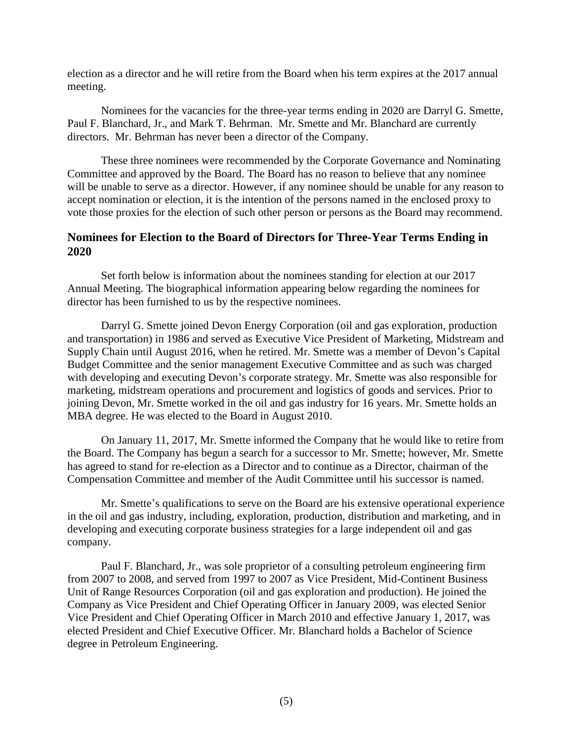election as a director and he will retire from the Board when his term expires at the 2017 annual meeting.

Nominees for the vacancies for the three-year terms ending in 2020 are Darryl G. Smette, Paul F. Blanchard, Jr., and Mark T. Behrman. Mr. Smette and Mr. Blanchard are currently directors. Mr. Behrman has never been a director of the Company.

These three nominees were recommended by the Corporate Governance and Nominating Committee and approved by the Board. The Board has no reason to believe that any nominee will be unable to serve as a director. However, if any nominee should be unable for any reason to accept nomination or election, it is the intention of the persons named in the enclosed proxy to vote those proxies for the election of such other person or persons as the Board may recommend.

## Nominees for Election to the Board of Directors for Three-Year Terms Ending in 2020

Set forth below is information about the nominees standing for election at our 2017 Annual Meeting. The biographical information appearing below regarding the nominees for director has been furnished to us by the respective nominees.

Darryl G. Smette joined Devon Energy Corporation (oil and gas exploration, production and transportation) in 1986 and served as Executive Vice President of Marketing, Midstream and Supply Chain until August 2016, when he retired. Mr. Smette was a member of Devon's Capital Budget Committee and the senior management Executive Committee and as such was charged with developing and executing Devon's corporate strategy. Mr. Smette was also responsible for marketing, midstream operations and procurement and logistics of goods and services. Prior to joining Devon, Mr. Smette worked in the oil and gas industry for 16 years. Mr. Smette holds an MBA degree. He was elected to the Board in August 2010.

On January 11, 2017, Mr. Smette informed the Company that he would like to retire from the Board. The Company has begun a search for a successor to Mr. Smette; however, Mr. Smette has agreed to stand for re-election as a Director and to continue as a Director, chairman of the Compensation Committee and member of the Audit Committee until his successor is named.

Mr. Smette's qualifications to serve on the Board are his extensive operational experience in the oil and gas industry, including, exploration, production, distribution and marketing, and in developing and executing corporate business strategies for a large independent oil and gas company.

Paul F. Blanchard, Jr., was sole proprietor of a consulting petroleum engineering firm from 2007 to 2008, and served from 1997 to 2007 as Vice President, Mid-Continent Business Unit of Range Resources Corporation (oil and gas exploration and production). He joined the Company as Vice President and Chief Operating Officer in January 2009, was elected Senior Vice President and Chief Operating Officer in March 2010 and effective January 1, 2017, was elected President and Chief Executive Officer. Mr. Blanchard holds a Bachelor of Science degree in Petroleum Engineering.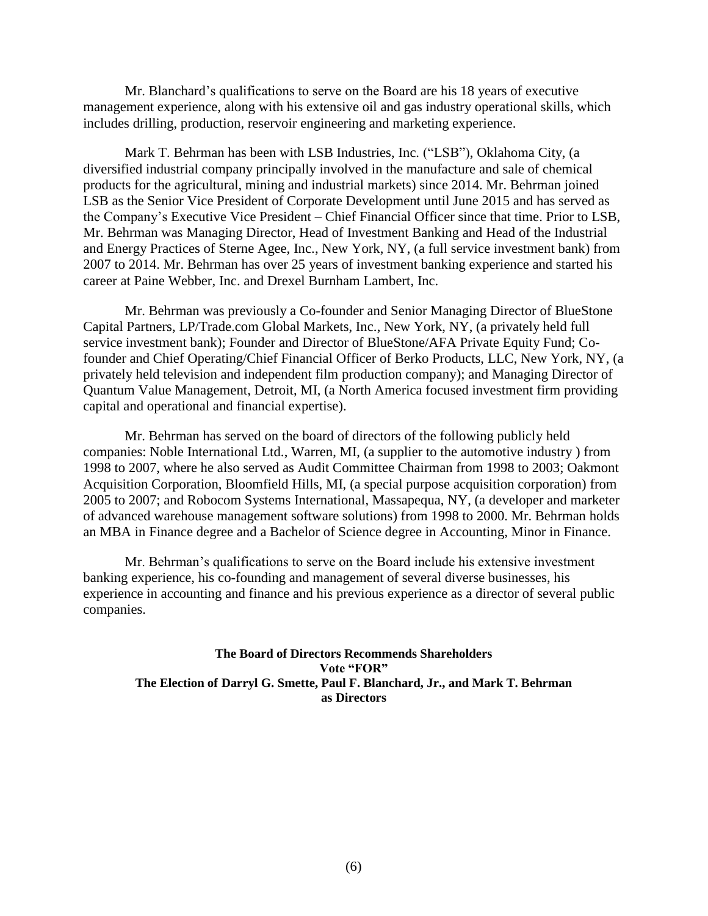Mr. Blanchard's qualifications to serve on the Board are his 18 years of executive management experience, along with his extensive oil and gas industry operational skills, which includes drilling, production, reservoir engineering and marketing experience.

Mark T. Behrman has been with LSB Industries, Inc. ("LSB"), Oklahoma City, (a diversified industrial company principally involved in the manufacture and sale of chemical products for the agricultural, mining and industrial markets) since 2014. Mr. Behrman joined LSB as the Senior Vice President of Corporate Development until June 2015 and has served as the Company's Executive Vice President – Chief Financial Officer since that time. Prior to LSB, Mr. Behrman was Managing Director, Head of Investment Banking and Head of the Industrial and Energy Practices of Sterne Agee, Inc., New York, NY, (a full service investment bank) from 2007 to 2014. Mr. Behrman has over 25 years of investment banking experience and started his career at Paine Webber, Inc. and Drexel Burnham Lambert, Inc.

Mr. Behrman was previously a Co-founder and Senior Managing Director of BlueStone Capital Partners, LP/Trade.com Global Markets, Inc., New York, NY, (a privately held full service investment bank); Founder and Director of BlueStone/AFA Private Equity Fund; Co-founder and Chief Operating/Chief Financial Officer of Berko Products, LLC, New York, NY, (a privately held television and independent film production company); and Managing Director of Quantum Value Management, Detroit, MI, (a North America focused investment firm providing capital and operational and financial expertise).

Mr. Behrman has served on the board of directors of the following publicly held companies: Noble International Ltd., Warren, MI, (a supplier to the automotive industry ) from 1998 to 2007, where he also served as Audit Committee Chairman from 1998 to 2003; Oakmont Acquisition Corporation, Bloomfield Hills, MI, (a special purpose acquisition corporation) from 2005 to 2007; and Robocom Systems International, Massapequa, NY, (a developer and marketer of advanced warehouse management software solutions) from 1998 to 2000. Mr. Behrman holds an MBA in Finance degree and a Bachelor of Science degree in Accounting, Minor in Finance.

Mr. Behrman's qualifications to serve on the Board include his extensive investment banking experience, his co-founding and management of several diverse businesses, his experience in accounting and finance and his previous experience as a director of several public companies.

**The Board of Directors Recommends Shareholders**
**Vote "FOR"**
**The Election of Darryl G. Smette, Paul F. Blanchard, Jr., and Mark T. Behrman as Directors**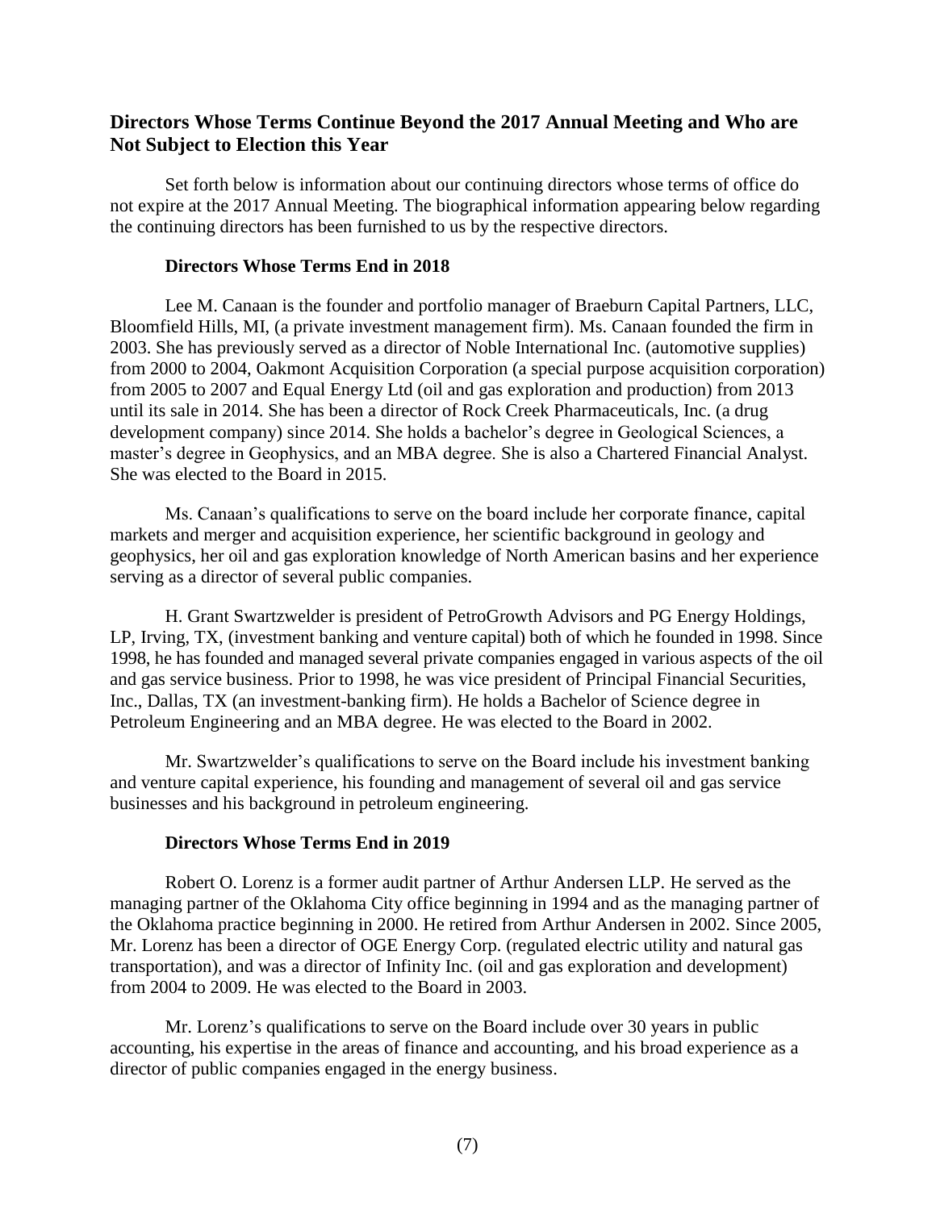## Directors Whose Terms Continue Beyond the 2017 Annual Meeting and Who are Not Subject to Election this Year

Set forth below is information about our continuing directors whose terms of office do not expire at the 2017 Annual Meeting. The biographical information appearing below regarding the continuing directors has been furnished to us by the respective directors.

### Directors Whose Terms End in 2018

Lee M. Canaan is the founder and portfolio manager of Braeburn Capital Partners, LLC, Bloomfield Hills, MI, (a private investment management firm). Ms. Canaan founded the firm in 2003. She has previously served as a director of Noble International Inc. (automotive supplies) from 2000 to 2004, Oakmont Acquisition Corporation (a special purpose acquisition corporation) from 2005 to 2007 and Equal Energy Ltd (oil and gas exploration and production) from 2013 until its sale in 2014. She has been a director of Rock Creek Pharmaceuticals, Inc. (a drug development company) since 2014. She holds a bachelor's degree in Geological Sciences, a master's degree in Geophysics, and an MBA degree. She is also a Chartered Financial Analyst. She was elected to the Board in 2015.

Ms. Canaan's qualifications to serve on the board include her corporate finance, capital markets and merger and acquisition experience, her scientific background in geology and geophysics, her oil and gas exploration knowledge of North American basins and her experience serving as a director of several public companies.

H. Grant Swartzwelder is president of PetroGrowth Advisors and PG Energy Holdings, LP, Irving, TX, (investment banking and venture capital) both of which he founded in 1998. Since 1998, he has founded and managed several private companies engaged in various aspects of the oil and gas service business. Prior to 1998, he was vice president of Principal Financial Securities, Inc., Dallas, TX (an investment-banking firm). He holds a Bachelor of Science degree in Petroleum Engineering and an MBA degree. He was elected to the Board in 2002.

Mr. Swartzwelder's qualifications to serve on the Board include his investment banking and venture capital experience, his founding and management of several oil and gas service businesses and his background in petroleum engineering.

### Directors Whose Terms End in 2019

Robert O. Lorenz is a former audit partner of Arthur Andersen LLP. He served as the managing partner of the Oklahoma City office beginning in 1994 and as the managing partner of the Oklahoma practice beginning in 2000. He retired from Arthur Andersen in 2002. Since 2005, Mr. Lorenz has been a director of OGE Energy Corp. (regulated electric utility and natural gas transportation), and was a director of Infinity Inc. (oil and gas exploration and development) from 2004 to 2009. He was elected to the Board in 2003.

Mr. Lorenz's qualifications to serve on the Board include over 30 years in public accounting, his expertise in the areas of finance and accounting, and his broad experience as a director of public companies engaged in the energy business.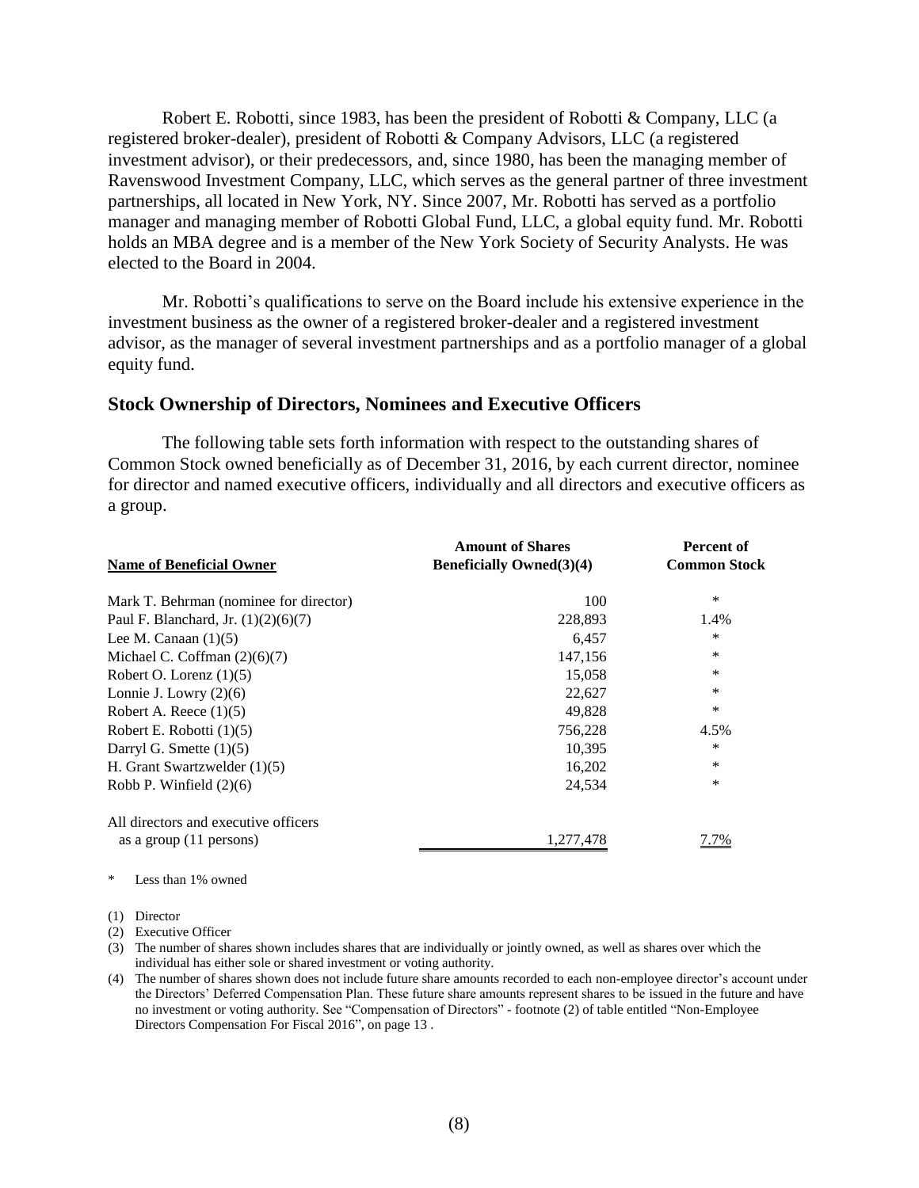Robert E. Robotti, since 1983, has been the president of Robotti & Company, LLC (a registered broker-dealer), president of Robotti & Company Advisors, LLC (a registered investment advisor), or their predecessors, and, since 1980, has been the managing member of Ravenswood Investment Company, LLC, which serves as the general partner of three investment partnerships, all located in New York, NY. Since 2007, Mr. Robotti has served as a portfolio manager and managing member of Robotti Global Fund, LLC, a global equity fund. Mr. Robotti holds an MBA degree and is a member of the New York Society of Security Analysts. He was elected to the Board in 2004.

Mr. Robotti's qualifications to serve on the Board include his extensive experience in the investment business as the owner of a registered broker-dealer and a registered investment advisor, as the manager of several investment partnerships and as a portfolio manager of a global equity fund.

## Stock Ownership of Directors, Nominees and Executive Officers

The following table sets forth information with respect to the outstanding shares of Common Stock owned beneficially as of December 31, 2016, by each current director, nominee for director and named executive officers, individually and all directors and executive officers as a group.

| Name of Beneficial Owner | Amount of Shares Beneficially Owned(3)(4) | Percent of Common Stock |
|---|---|---|
| Mark T. Behrman (nominee for director) | 100 | * |
| Paul F. Blanchard, Jr. (1)(2)(6)(7) | 228,893 | 1.4% |
| Lee M. Canaan (1)(5) | 6,457 | * |
| Michael C. Coffman (2)(6)(7) | 147,156 | * |
| Robert O. Lorenz (1)(5) | 15,058 | * |
| Lonnie J. Lowry (2)(6) | 22,627 | * |
| Robert A. Reece (1)(5) | 49,828 | * |
| Robert E. Robotti (1)(5) | 756,228 | 4.5% |
| Darryl G. Smette (1)(5) | 10,395 | * |
| H. Grant Swartzwelder (1)(5) | 16,202 | * |
| Robb P. Winfield (2)(6) | 24,534 | * |
| All directors and executive officers as a group (11 persons) | 1,277,478 | 7.7% |

\* Less than 1% owned

(1) Director

(2) Executive Officer

(3) The number of shares shown includes shares that are individually or jointly owned, as well as shares over which the individual has either sole or shared investment or voting authority.

(4) The number of shares shown does not include future share amounts recorded to each non-employee director's account under the Directors' Deferred Compensation Plan. These future share amounts represent shares to be issued in the future and have no investment or voting authority. See "Compensation of Directors" - footnote (2) of table entitled "Non-Employee Directors Compensation For Fiscal 2016", on page 13 .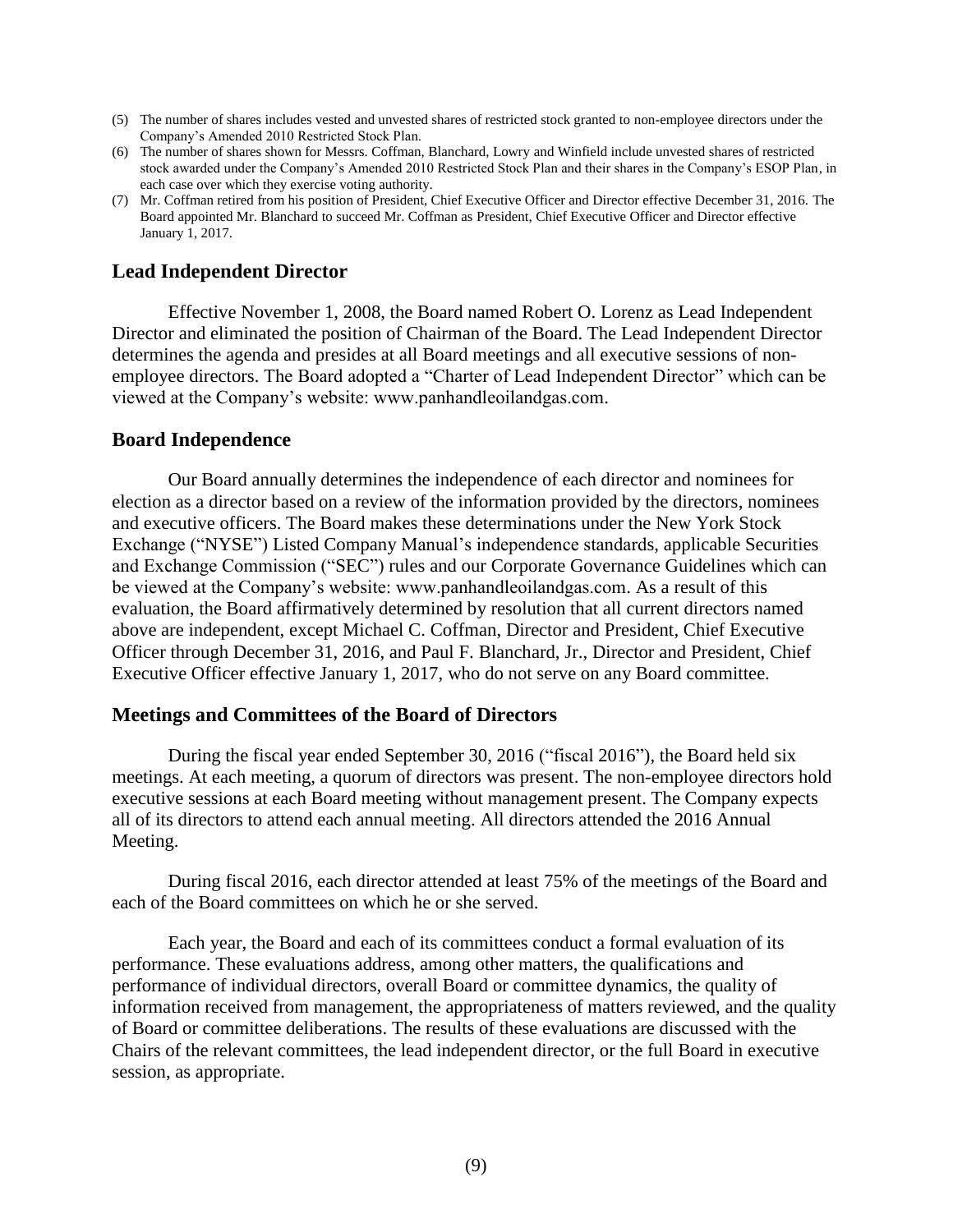(5) The number of shares includes vested and unvested shares of restricted stock granted to non-employee directors under the Company's Amended 2010 Restricted Stock Plan.

(6) The number of shares shown for Messrs. Coffman, Blanchard, Lowry and Winfield include unvested shares of restricted stock awarded under the Company's Amended 2010 Restricted Stock Plan and their shares in the Company's ESOP Plan, in each case over which they exercise voting authority.

(7) Mr. Coffman retired from his position of President, Chief Executive Officer and Director effective December 31, 2016. The Board appointed Mr. Blanchard to succeed Mr. Coffman as President, Chief Executive Officer and Director effective January 1, 2017.

## Lead Independent Director

Effective November 1, 2008, the Board named Robert O. Lorenz as Lead Independent Director and eliminated the position of Chairman of the Board. The Lead Independent Director determines the agenda and presides at all Board meetings and all executive sessions of non-employee directors. The Board adopted a "Charter of Lead Independent Director" which can be viewed at the Company's website: www.panhandleoilandgas.com.

## Board Independence

Our Board annually determines the independence of each director and nominees for election as a director based on a review of the information provided by the directors, nominees and executive officers. The Board makes these determinations under the New York Stock Exchange ("NYSE") Listed Company Manual's independence standards, applicable Securities and Exchange Commission ("SEC") rules and our Corporate Governance Guidelines which can be viewed at the Company's website: www.panhandleoilandgas.com. As a result of this evaluation, the Board affirmatively determined by resolution that all current directors named above are independent, except Michael C. Coffman, Director and President, Chief Executive Officer through December 31, 2016, and Paul F. Blanchard, Jr., Director and President, Chief Executive Officer effective January 1, 2017, who do not serve on any Board committee.

## Meetings and Committees of the Board of Directors

During the fiscal year ended September 30, 2016 ("fiscal 2016"), the Board held six meetings. At each meeting, a quorum of directors was present. The non-employee directors hold executive sessions at each Board meeting without management present. The Company expects all of its directors to attend each annual meeting. All directors attended the 2016 Annual Meeting.

During fiscal 2016, each director attended at least 75% of the meetings of the Board and each of the Board committees on which he or she served.

Each year, the Board and each of its committees conduct a formal evaluation of its performance. These evaluations address, among other matters, the qualifications and performance of individual directors, overall Board or committee dynamics, the quality of information received from management, the appropriateness of matters reviewed, and the quality of Board or committee deliberations. The results of these evaluations are discussed with the Chairs of the relevant committees, the lead independent director, or the full Board in executive session, as appropriate.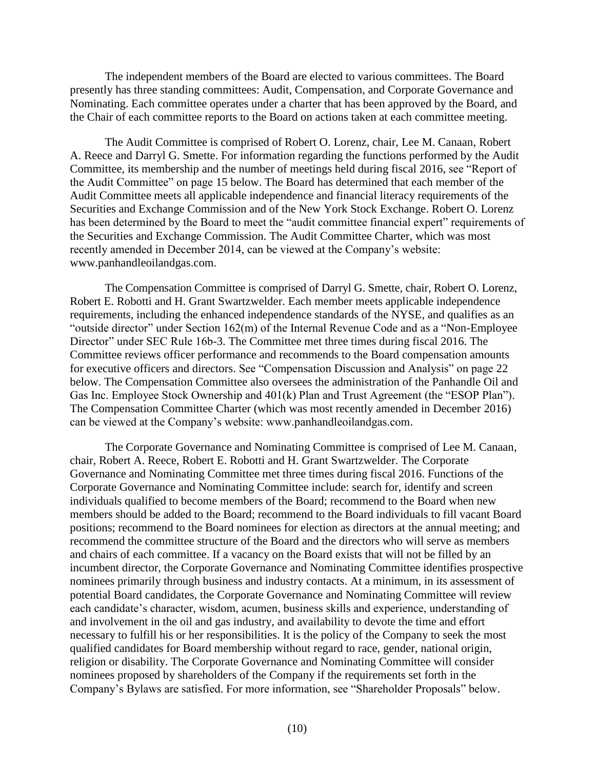The independent members of the Board are elected to various committees. The Board presently has three standing committees: Audit, Compensation, and Corporate Governance and Nominating. Each committee operates under a charter that has been approved by the Board, and the Chair of each committee reports to the Board on actions taken at each committee meeting.

The Audit Committee is comprised of Robert O. Lorenz, chair, Lee M. Canaan, Robert A. Reece and Darryl G. Smette. For information regarding the functions performed by the Audit Committee, its membership and the number of meetings held during fiscal 2016, see "Report of the Audit Committee" on page 15 below. The Board has determined that each member of the Audit Committee meets all applicable independence and financial literacy requirements of the Securities and Exchange Commission and of the New York Stock Exchange. Robert O. Lorenz has been determined by the Board to meet the "audit committee financial expert" requirements of the Securities and Exchange Commission. The Audit Committee Charter, which was most recently amended in December 2014, can be viewed at the Company's website: www.panhandleoilandgas.com.

The Compensation Committee is comprised of Darryl G. Smette, chair, Robert O. Lorenz, Robert E. Robotti and H. Grant Swartzwelder. Each member meets applicable independence requirements, including the enhanced independence standards of the NYSE, and qualifies as an "outside director" under Section 162(m) of the Internal Revenue Code and as a "Non-Employee Director" under SEC Rule 16b-3. The Committee met three times during fiscal 2016. The Committee reviews officer performance and recommends to the Board compensation amounts for executive officers and directors. See "Compensation Discussion and Analysis" on page 22 below. The Compensation Committee also oversees the administration of the Panhandle Oil and Gas Inc. Employee Stock Ownership and 401(k) Plan and Trust Agreement (the "ESOP Plan"). The Compensation Committee Charter (which was most recently amended in December 2016) can be viewed at the Company's website: www.panhandleoilandgas.com.

The Corporate Governance and Nominating Committee is comprised of Lee M. Canaan, chair, Robert A. Reece, Robert E. Robotti and H. Grant Swartzwelder. The Corporate Governance and Nominating Committee met three times during fiscal 2016. Functions of the Corporate Governance and Nominating Committee include: search for, identify and screen individuals qualified to become members of the Board; recommend to the Board when new members should be added to the Board; recommend to the Board individuals to fill vacant Board positions; recommend to the Board nominees for election as directors at the annual meeting; and recommend the committee structure of the Board and the directors who will serve as members and chairs of each committee. If a vacancy on the Board exists that will not be filled by an incumbent director, the Corporate Governance and Nominating Committee identifies prospective nominees primarily through business and industry contacts. At a minimum, in its assessment of potential Board candidates, the Corporate Governance and Nominating Committee will review each candidate's character, wisdom, acumen, business skills and experience, understanding of and involvement in the oil and gas industry, and availability to devote the time and effort necessary to fulfill his or her responsibilities. It is the policy of the Company to seek the most qualified candidates for Board membership without regard to race, gender, national origin, religion or disability. The Corporate Governance and Nominating Committee will consider nominees proposed by shareholders of the Company if the requirements set forth in the Company's Bylaws are satisfied. For more information, see "Shareholder Proposals" below.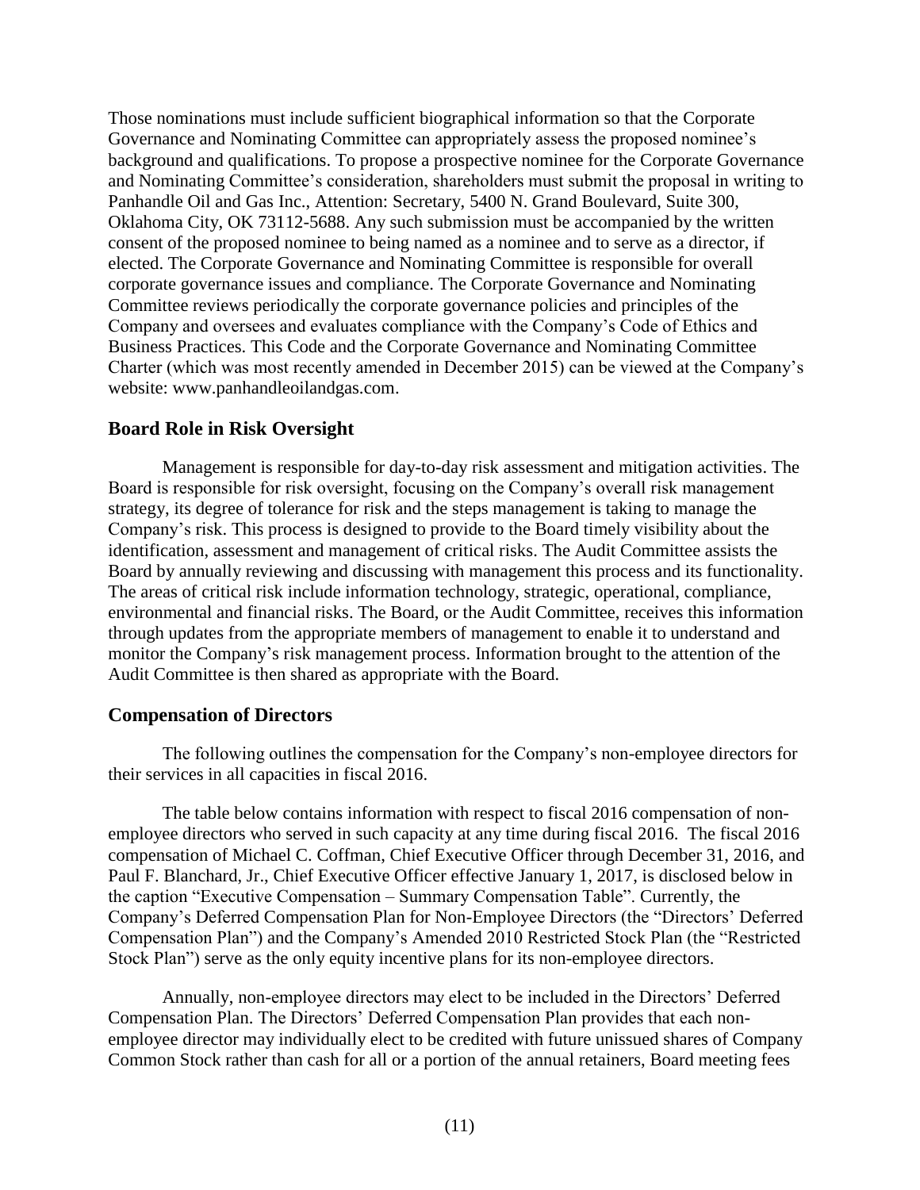Those nominations must include sufficient biographical information so that the Corporate Governance and Nominating Committee can appropriately assess the proposed nominee's background and qualifications. To propose a prospective nominee for the Corporate Governance and Nominating Committee's consideration, shareholders must submit the proposal in writing to Panhandle Oil and Gas Inc., Attention: Secretary, 5400 N. Grand Boulevard, Suite 300, Oklahoma City, OK 73112-5688. Any such submission must be accompanied by the written consent of the proposed nominee to being named as a nominee and to serve as a director, if elected. The Corporate Governance and Nominating Committee is responsible for overall corporate governance issues and compliance. The Corporate Governance and Nominating Committee reviews periodically the corporate governance policies and principles of the Company and oversees and evaluates compliance with the Company's Code of Ethics and Business Practices. This Code and the Corporate Governance and Nominating Committee Charter (which was most recently amended in December 2015) can be viewed at the Company's website: www.panhandleoilandgas.com.

## Board Role in Risk Oversight

Management is responsible for day-to-day risk assessment and mitigation activities. The Board is responsible for risk oversight, focusing on the Company's overall risk management strategy, its degree of tolerance for risk and the steps management is taking to manage the Company's risk. This process is designed to provide to the Board timely visibility about the identification, assessment and management of critical risks. The Audit Committee assists the Board by annually reviewing and discussing with management this process and its functionality. The areas of critical risk include information technology, strategic, operational, compliance, environmental and financial risks. The Board, or the Audit Committee, receives this information through updates from the appropriate members of management to enable it to understand and monitor the Company's risk management process. Information brought to the attention of the Audit Committee is then shared as appropriate with the Board.

## Compensation of Directors

The following outlines the compensation for the Company's non-employee directors for their services in all capacities in fiscal 2016.

The table below contains information with respect to fiscal 2016 compensation of non-employee directors who served in such capacity at any time during fiscal 2016. The fiscal 2016 compensation of Michael C. Coffman, Chief Executive Officer through December 31, 2016, and Paul F. Blanchard, Jr., Chief Executive Officer effective January 1, 2017, is disclosed below in the caption "Executive Compensation – Summary Compensation Table". Currently, the Company's Deferred Compensation Plan for Non-Employee Directors (the "Directors' Deferred Compensation Plan") and the Company's Amended 2010 Restricted Stock Plan (the "Restricted Stock Plan") serve as the only equity incentive plans for its non-employee directors.

Annually, non-employee directors may elect to be included in the Directors' Deferred Compensation Plan. The Directors' Deferred Compensation Plan provides that each non-employee director may individually elect to be credited with future unissued shares of Company Common Stock rather than cash for all or a portion of the annual retainers, Board meeting fees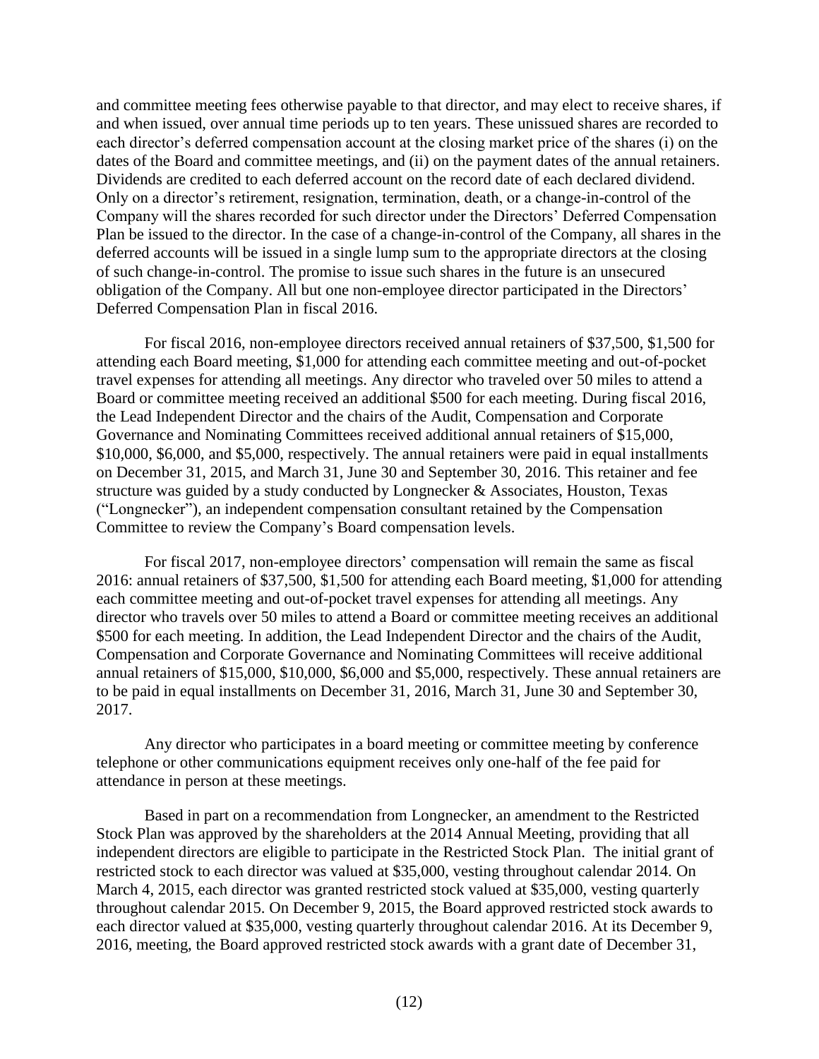and committee meeting fees otherwise payable to that director, and may elect to receive shares, if and when issued, over annual time periods up to ten years. These unissued shares are recorded to each director's deferred compensation account at the closing market price of the shares (i) on the dates of the Board and committee meetings, and (ii) on the payment dates of the annual retainers. Dividends are credited to each deferred account on the record date of each declared dividend. Only on a director's retirement, resignation, termination, death, or a change-in-control of the Company will the shares recorded for such director under the Directors' Deferred Compensation Plan be issued to the director. In the case of a change-in-control of the Company, all shares in the deferred accounts will be issued in a single lump sum to the appropriate directors at the closing of such change-in-control. The promise to issue such shares in the future is an unsecured obligation of the Company. All but one non-employee director participated in the Directors' Deferred Compensation Plan in fiscal 2016.

For fiscal 2016, non-employee directors received annual retainers of $37,500, $1,500 for attending each Board meeting, $1,000 for attending each committee meeting and out-of-pocket travel expenses for attending all meetings. Any director who traveled over 50 miles to attend a Board or committee meeting received an additional $500 for each meeting. During fiscal 2016, the Lead Independent Director and the chairs of the Audit, Compensation and Corporate Governance and Nominating Committees received additional annual retainers of $15,000, $10,000, $6,000, and $5,000, respectively. The annual retainers were paid in equal installments on December 31, 2015, and March 31, June 30 and September 30, 2016. This retainer and fee structure was guided by a study conducted by Longnecker & Associates, Houston, Texas ("Longnecker"), an independent compensation consultant retained by the Compensation Committee to review the Company's Board compensation levels.

For fiscal 2017, non-employee directors' compensation will remain the same as fiscal 2016: annual retainers of $37,500, $1,500 for attending each Board meeting, $1,000 for attending each committee meeting and out-of-pocket travel expenses for attending all meetings. Any director who travels over 50 miles to attend a Board or committee meeting receives an additional $500 for each meeting. In addition, the Lead Independent Director and the chairs of the Audit, Compensation and Corporate Governance and Nominating Committees will receive additional annual retainers of $15,000, $10,000, $6,000 and $5,000, respectively. These annual retainers are to be paid in equal installments on December 31, 2016, March 31, June 30 and September 30, 2017.

Any director who participates in a board meeting or committee meeting by conference telephone or other communications equipment receives only one-half of the fee paid for attendance in person at these meetings.

Based in part on a recommendation from Longnecker, an amendment to the Restricted Stock Plan was approved by the shareholders at the 2014 Annual Meeting, providing that all independent directors are eligible to participate in the Restricted Stock Plan. The initial grant of restricted stock to each director was valued at $35,000, vesting throughout calendar 2014. On March 4, 2015, each director was granted restricted stock valued at $35,000, vesting quarterly throughout calendar 2015. On December 9, 2015, the Board approved restricted stock awards to each director valued at $35,000, vesting quarterly throughout calendar 2016. At its December 9, 2016, meeting, the Board approved restricted stock awards with a grant date of December 31,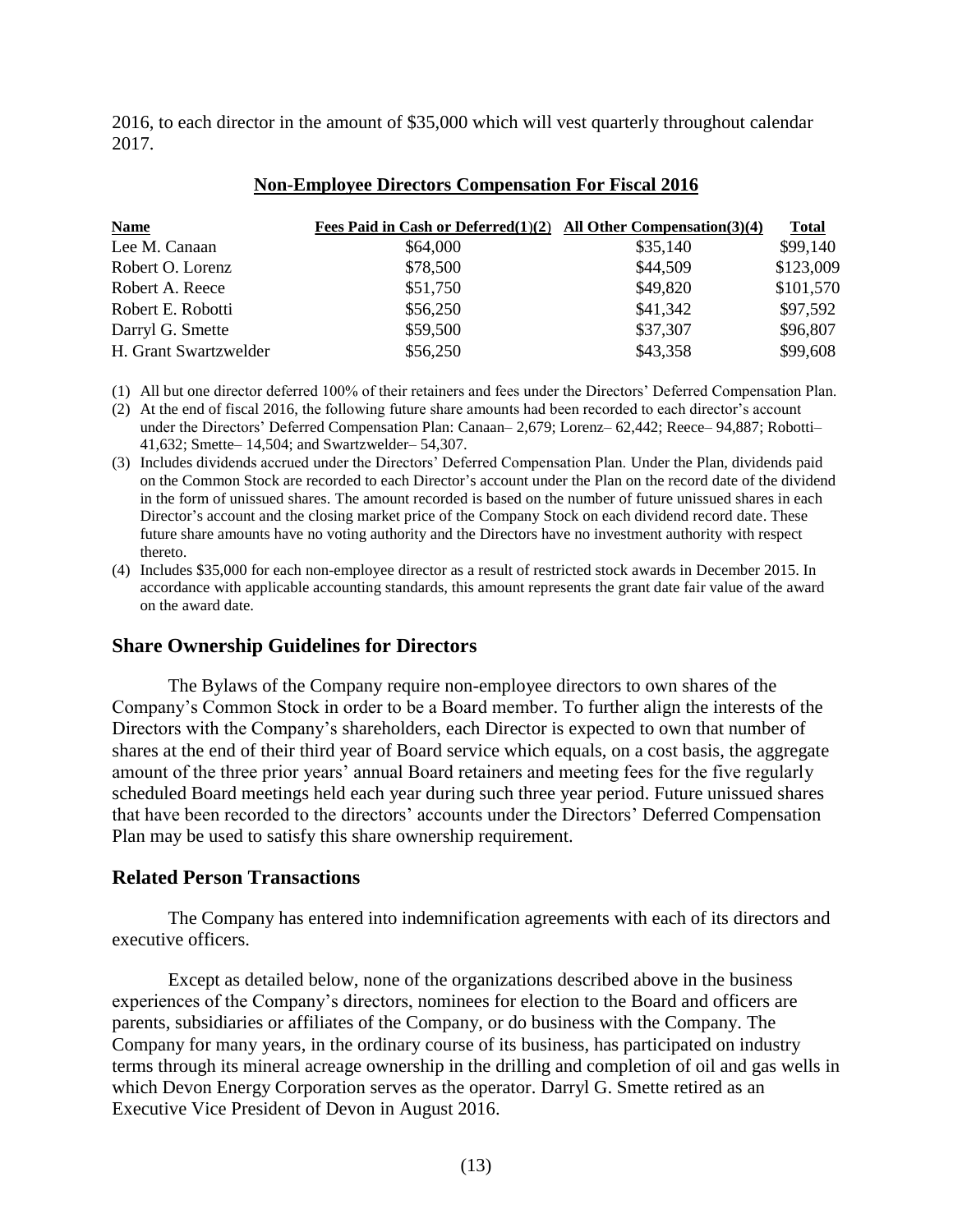2016, to each director in the amount of $35,000 which will vest quarterly throughout calendar 2017.

**Non-Employee Directors Compensation For Fiscal 2016**

| Name | Fees Paid in Cash or Deferred(1)(2) | All Other Compensation(3)(4) | Total |
|---|---|---|---|
| Lee M. Canaan | $64,000 | $35,140 | $99,140 |
| Robert O. Lorenz | $78,500 | $44,509 | $123,009 |
| Robert A. Reece | $51,750 | $49,820 | $101,570 |
| Robert E. Robotti | $56,250 | $41,342 | $97,592 |
| Darryl G. Smette | $59,500 | $37,307 | $96,807 |
| H. Grant Swartzwelder | $56,250 | $43,358 | $99,608 |

(1) All but one director deferred 100% of their retainers and fees under the Directors' Deferred Compensation Plan.

(2) At the end of fiscal 2016, the following future share amounts had been recorded to each director's account under the Directors' Deferred Compensation Plan: Canaan– 2,679; Lorenz– 62,442; Reece– 94,887; Robotti– 41,632; Smette– 14,504; and Swartzwelder– 54,307.

(3) Includes dividends accrued under the Directors' Deferred Compensation Plan. Under the Plan, dividends paid on the Common Stock are recorded to each Director's account under the Plan on the record date of the dividend in the form of unissued shares. The amount recorded is based on the number of future unissued shares in each Director's account and the closing market price of the Company Stock on each dividend record date. These future share amounts have no voting authority and the Directors have no investment authority with respect thereto.

(4) Includes $35,000 for each non-employee director as a result of restricted stock awards in December 2015. In accordance with applicable accounting standards, this amount represents the grant date fair value of the award on the award date.

## Share Ownership Guidelines for Directors

The Bylaws of the Company require non-employee directors to own shares of the Company's Common Stock in order to be a Board member. To further align the interests of the Directors with the Company's shareholders, each Director is expected to own that number of shares at the end of their third year of Board service which equals, on a cost basis, the aggregate amount of the three prior years' annual Board retainers and meeting fees for the five regularly scheduled Board meetings held each year during such three year period. Future unissued shares that have been recorded to the directors' accounts under the Directors' Deferred Compensation Plan may be used to satisfy this share ownership requirement.

## Related Person Transactions

The Company has entered into indemnification agreements with each of its directors and executive officers.

Except as detailed below, none of the organizations described above in the business experiences of the Company's directors, nominees for election to the Board and officers are parents, subsidiaries or affiliates of the Company, or do business with the Company. The Company for many years, in the ordinary course of its business, has participated on industry terms through its mineral acreage ownership in the drilling and completion of oil and gas wells in which Devon Energy Corporation serves as the operator. Darryl G. Smette retired as an Executive Vice President of Devon in August 2016.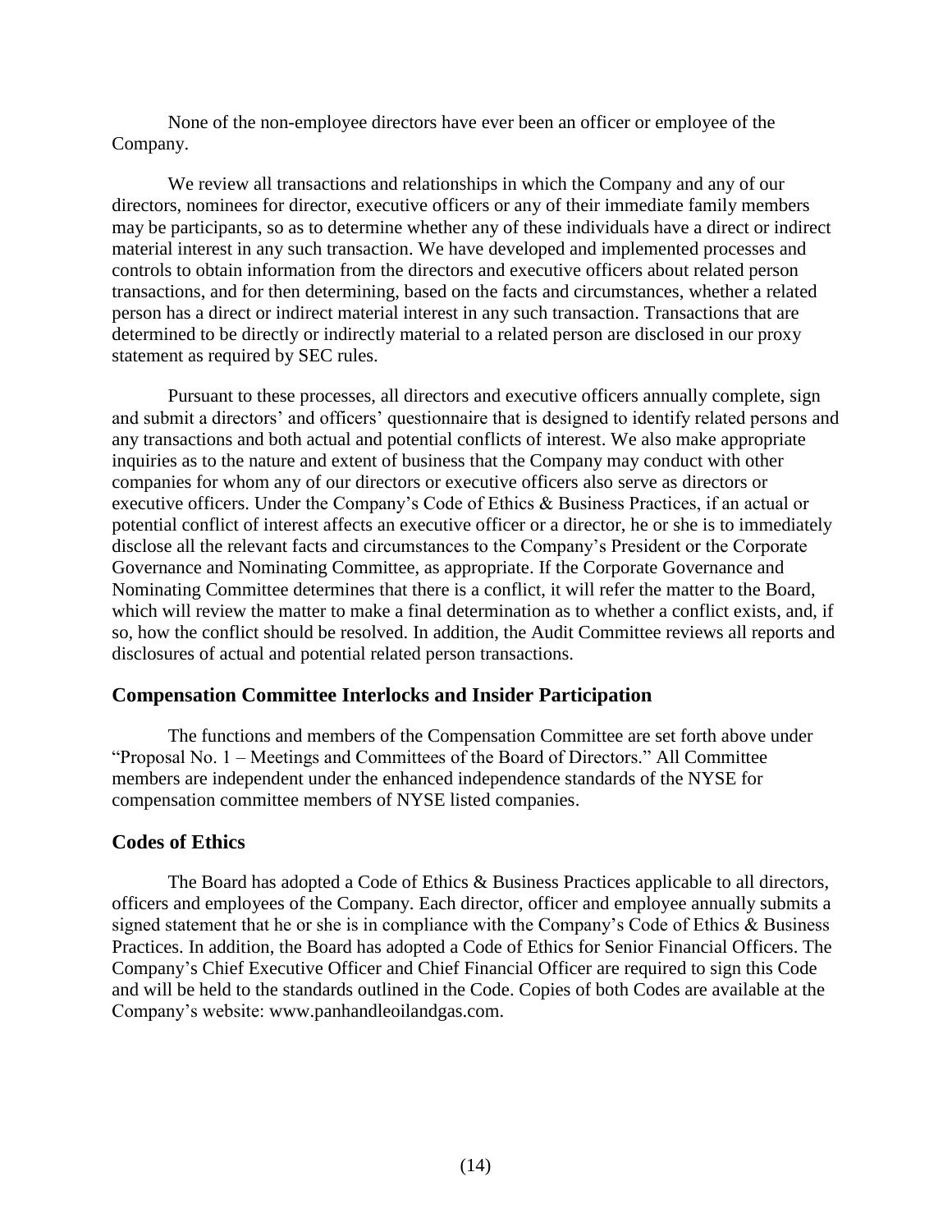None of the non-employee directors have ever been an officer or employee of the Company.

We review all transactions and relationships in which the Company and any of our directors, nominees for director, executive officers or any of their immediate family members may be participants, so as to determine whether any of these individuals have a direct or indirect material interest in any such transaction. We have developed and implemented processes and controls to obtain information from the directors and executive officers about related person transactions, and for then determining, based on the facts and circumstances, whether a related person has a direct or indirect material interest in any such transaction. Transactions that are determined to be directly or indirectly material to a related person are disclosed in our proxy statement as required by SEC rules.

Pursuant to these processes, all directors and executive officers annually complete, sign and submit a directors' and officers' questionnaire that is designed to identify related persons and any transactions and both actual and potential conflicts of interest. We also make appropriate inquiries as to the nature and extent of business that the Company may conduct with other companies for whom any of our directors or executive officers also serve as directors or executive officers. Under the Company's Code of Ethics & Business Practices, if an actual or potential conflict of interest affects an executive officer or a director, he or she is to immediately disclose all the relevant facts and circumstances to the Company's President or the Corporate Governance and Nominating Committee, as appropriate. If the Corporate Governance and Nominating Committee determines that there is a conflict, it will refer the matter to the Board, which will review the matter to make a final determination as to whether a conflict exists, and, if so, how the conflict should be resolved. In addition, the Audit Committee reviews all reports and disclosures of actual and potential related person transactions.

## Compensation Committee Interlocks and Insider Participation

The functions and members of the Compensation Committee are set forth above under "Proposal No. 1 – Meetings and Committees of the Board of Directors." All Committee members are independent under the enhanced independence standards of the NYSE for compensation committee members of NYSE listed companies.

## Codes of Ethics

The Board has adopted a Code of Ethics & Business Practices applicable to all directors, officers and employees of the Company. Each director, officer and employee annually submits a signed statement that he or she is in compliance with the Company's Code of Ethics & Business Practices. In addition, the Board has adopted a Code of Ethics for Senior Financial Officers. The Company's Chief Executive Officer and Chief Financial Officer are required to sign this Code and will be held to the standards outlined in the Code. Copies of both Codes are available at the Company's website: www.panhandleoilandgas.com.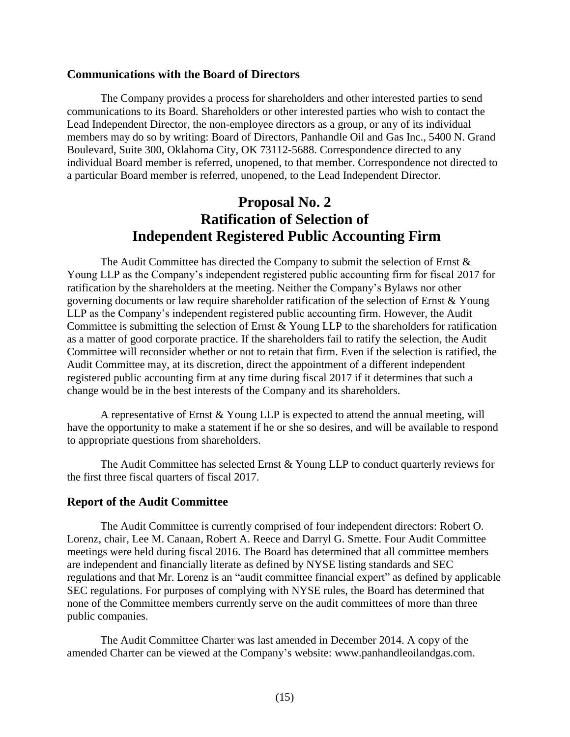### Communications with the Board of Directors

The Company provides a process for shareholders and other interested parties to send communications to its Board. Shareholders or other interested parties who wish to contact the Lead Independent Director, the non-employee directors as a group, or any of its individual members may do so by writing: Board of Directors, Panhandle Oil and Gas Inc., 5400 N. Grand Boulevard, Suite 300, Oklahoma City, OK 73112-5688. Correspondence directed to any individual Board member is referred, unopened, to that member. Correspondence not directed to a particular Board member is referred, unopened, to the Lead Independent Director.

## Proposal No. 2
## Ratification of Selection of
## Independent Registered Public Accounting Firm

The Audit Committee has directed the Company to submit the selection of Ernst & Young LLP as the Company's independent registered public accounting firm for fiscal 2017 for ratification by the shareholders at the meeting. Neither the Company's Bylaws nor other governing documents or law require shareholder ratification of the selection of Ernst & Young LLP as the Company's independent registered public accounting firm. However, the Audit Committee is submitting the selection of Ernst & Young LLP to the shareholders for ratification as a matter of good corporate practice. If the shareholders fail to ratify the selection, the Audit Committee will reconsider whether or not to retain that firm. Even if the selection is ratified, the Audit Committee may, at its discretion, direct the appointment of a different independent registered public accounting firm at any time during fiscal 2017 if it determines that such a change would be in the best interests of the Company and its shareholders.

A representative of Ernst & Young LLP is expected to attend the annual meeting, will have the opportunity to make a statement if he or she so desires, and will be available to respond to appropriate questions from shareholders.

The Audit Committee has selected Ernst & Young LLP to conduct quarterly reviews for the first three fiscal quarters of fiscal 2017.

### Report of the Audit Committee

The Audit Committee is currently comprised of four independent directors: Robert O. Lorenz, chair, Lee M. Canaan, Robert A. Reece and Darryl G. Smette. Four Audit Committee meetings were held during fiscal 2016. The Board has determined that all committee members are independent and financially literate as defined by NYSE listing standards and SEC regulations and that Mr. Lorenz is an "audit committee financial expert" as defined by applicable SEC regulations. For purposes of complying with NYSE rules, the Board has determined that none of the Committee members currently serve on the audit committees of more than three public companies.

The Audit Committee Charter was last amended in December 2014. A copy of the amended Charter can be viewed at the Company's website: www.panhandleoilandgas.com.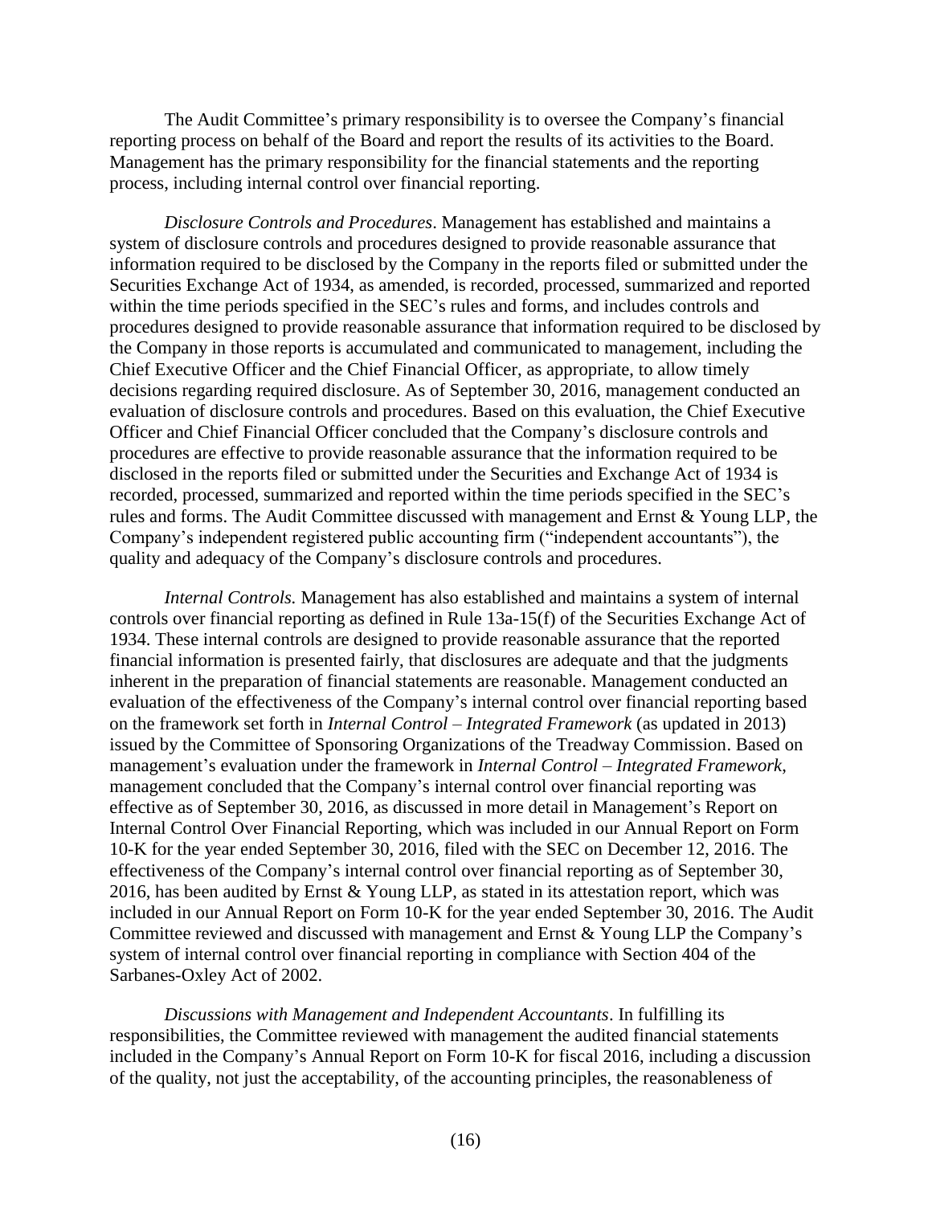The Audit Committee's primary responsibility is to oversee the Company's financial reporting process on behalf of the Board and report the results of its activities to the Board. Management has the primary responsibility for the financial statements and the reporting process, including internal control over financial reporting.

*Disclosure Controls and Procedures*. Management has established and maintains a system of disclosure controls and procedures designed to provide reasonable assurance that information required to be disclosed by the Company in the reports filed or submitted under the Securities Exchange Act of 1934, as amended, is recorded, processed, summarized and reported within the time periods specified in the SEC's rules and forms, and includes controls and procedures designed to provide reasonable assurance that information required to be disclosed by the Company in those reports is accumulated and communicated to management, including the Chief Executive Officer and the Chief Financial Officer, as appropriate, to allow timely decisions regarding required disclosure. As of September 30, 2016, management conducted an evaluation of disclosure controls and procedures. Based on this evaluation, the Chief Executive Officer and Chief Financial Officer concluded that the Company's disclosure controls and procedures are effective to provide reasonable assurance that the information required to be disclosed in the reports filed or submitted under the Securities and Exchange Act of 1934 is recorded, processed, summarized and reported within the time periods specified in the SEC's rules and forms. The Audit Committee discussed with management and Ernst & Young LLP, the Company's independent registered public accounting firm ("independent accountants"), the quality and adequacy of the Company's disclosure controls and procedures.

*Internal Controls.* Management has also established and maintains a system of internal controls over financial reporting as defined in Rule 13a-15(f) of the Securities Exchange Act of 1934. These internal controls are designed to provide reasonable assurance that the reported financial information is presented fairly, that disclosures are adequate and that the judgments inherent in the preparation of financial statements are reasonable. Management conducted an evaluation of the effectiveness of the Company's internal control over financial reporting based on the framework set forth in *Internal Control – Integrated Framework* (as updated in 2013) issued by the Committee of Sponsoring Organizations of the Treadway Commission. Based on management's evaluation under the framework in *Internal Control – Integrated Framework*, management concluded that the Company's internal control over financial reporting was effective as of September 30, 2016, as discussed in more detail in Management's Report on Internal Control Over Financial Reporting, which was included in our Annual Report on Form 10-K for the year ended September 30, 2016, filed with the SEC on December 12, 2016. The effectiveness of the Company's internal control over financial reporting as of September 30, 2016, has been audited by Ernst & Young LLP, as stated in its attestation report, which was included in our Annual Report on Form 10-K for the year ended September 30, 2016. The Audit Committee reviewed and discussed with management and Ernst & Young LLP the Company's system of internal control over financial reporting in compliance with Section 404 of the Sarbanes-Oxley Act of 2002.

*Discussions with Management and Independent Accountants*. In fulfilling its responsibilities, the Committee reviewed with management the audited financial statements included in the Company's Annual Report on Form 10-K for fiscal 2016, including a discussion of the quality, not just the acceptability, of the accounting principles, the reasonableness of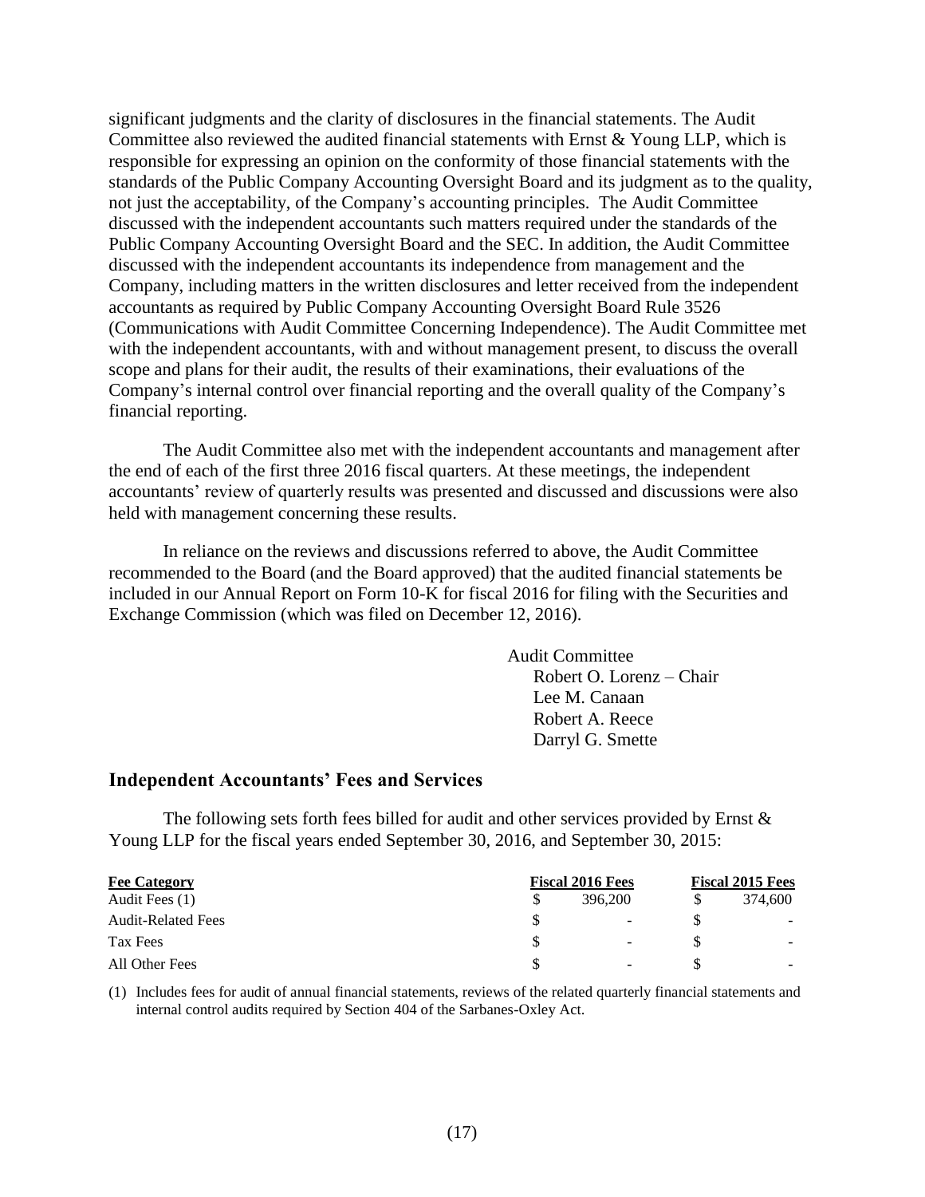significant judgments and the clarity of disclosures in the financial statements. The Audit Committee also reviewed the audited financial statements with Ernst & Young LLP, which is responsible for expressing an opinion on the conformity of those financial statements with the standards of the Public Company Accounting Oversight Board and its judgment as to the quality, not just the acceptability, of the Company's accounting principles. The Audit Committee discussed with the independent accountants such matters required under the standards of the Public Company Accounting Oversight Board and the SEC. In addition, the Audit Committee discussed with the independent accountants its independence from management and the Company, including matters in the written disclosures and letter received from the independent accountants as required by Public Company Accounting Oversight Board Rule 3526 (Communications with Audit Committee Concerning Independence). The Audit Committee met with the independent accountants, with and without management present, to discuss the overall scope and plans for their audit, the results of their examinations, their evaluations of the Company's internal control over financial reporting and the overall quality of the Company's financial reporting.

The Audit Committee also met with the independent accountants and management after the end of each of the first three 2016 fiscal quarters. At these meetings, the independent accountants' review of quarterly results was presented and discussed and discussions were also held with management concerning these results.

In reliance on the reviews and discussions referred to above, the Audit Committee recommended to the Board (and the Board approved) that the audited financial statements be included in our Annual Report on Form 10-K for fiscal 2016 for filing with the Securities and Exchange Commission (which was filed on December 12, 2016).

Audit Committee
Robert O. Lorenz – Chair
Lee M. Canaan
Robert A. Reece
Darryl G. Smette

## Independent Accountants' Fees and Services

The following sets forth fees billed for audit and other services provided by Ernst & Young LLP for the fiscal years ended September 30, 2016, and September 30, 2015:

| Fee Category | Fiscal 2016 Fees | Fiscal 2015 Fees |
|---|---|---|
| Audit Fees (1) | $ 396,200 | $ 374,600 |
| Audit-Related Fees | $ - | $ - |
| Tax Fees | $ - | $ - |
| All Other Fees | $ - | $ - |

(1) Includes fees for audit of annual financial statements, reviews of the related quarterly financial statements and internal control audits required by Section 404 of the Sarbanes-Oxley Act.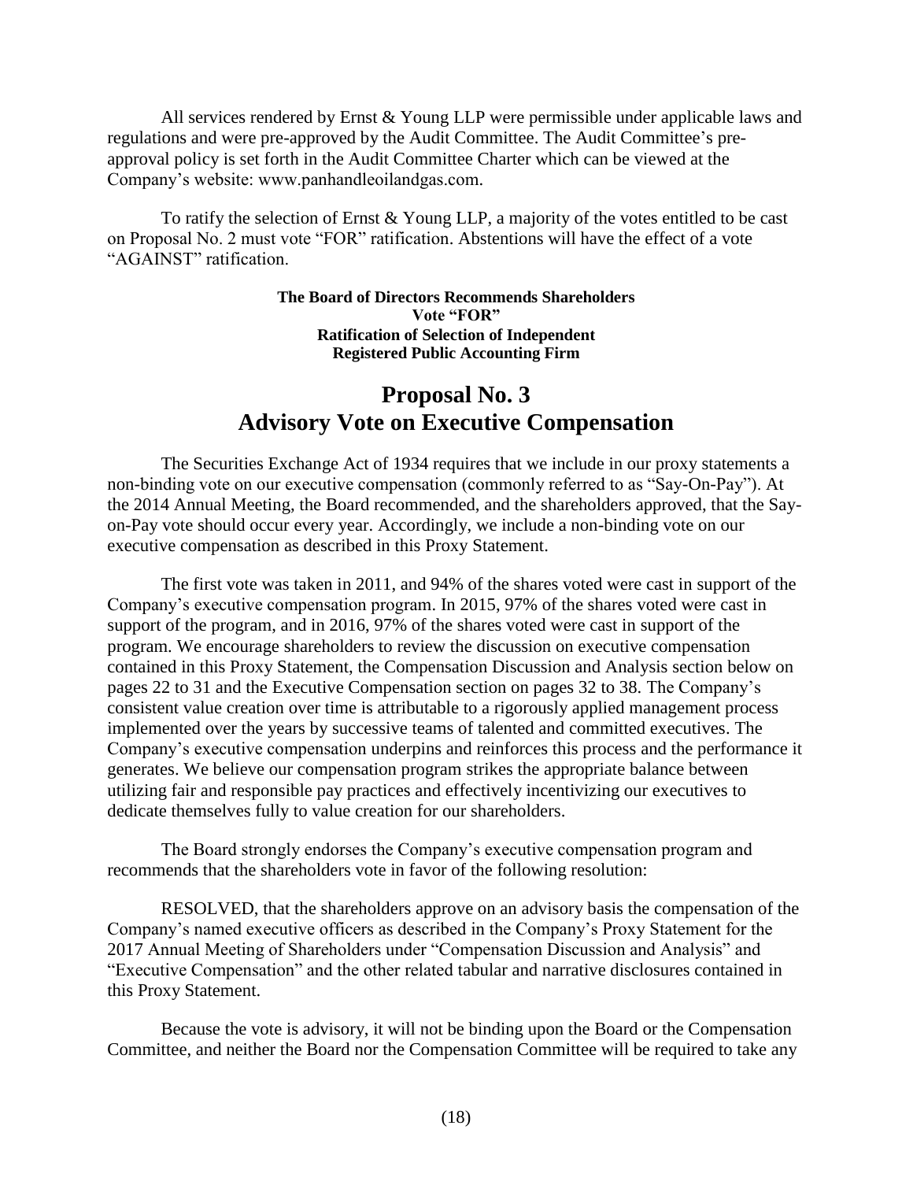All services rendered by Ernst & Young LLP were permissible under applicable laws and regulations and were pre-approved by the Audit Committee. The Audit Committee's pre-approval policy is set forth in the Audit Committee Charter which can be viewed at the Company's website: www.panhandleoilandgas.com.

To ratify the selection of Ernst & Young LLP, a majority of the votes entitled to be cast on Proposal No. 2 must vote "FOR" ratification. Abstentions will have the effect of a vote "AGAINST" ratification.

**The Board of Directors Recommends Shareholders Vote "FOR" Ratification of Selection of Independent Registered Public Accounting Firm**

# Proposal No. 3
# Advisory Vote on Executive Compensation

The Securities Exchange Act of 1934 requires that we include in our proxy statements a non-binding vote on our executive compensation (commonly referred to as "Say-On-Pay"). At the 2014 Annual Meeting, the Board recommended, and the shareholders approved, that the Say-on-Pay vote should occur every year. Accordingly, we include a non-binding vote on our executive compensation as described in this Proxy Statement.

The first vote was taken in 2011, and 94% of the shares voted were cast in support of the Company's executive compensation program. In 2015, 97% of the shares voted were cast in support of the program, and in 2016, 97% of the shares voted were cast in support of the program. We encourage shareholders to review the discussion on executive compensation contained in this Proxy Statement, the Compensation Discussion and Analysis section below on pages 22 to 31 and the Executive Compensation section on pages 32 to 38. The Company's consistent value creation over time is attributable to a rigorously applied management process implemented over the years by successive teams of talented and committed executives. The Company's executive compensation underpins and reinforces this process and the performance it generates. We believe our compensation program strikes the appropriate balance between utilizing fair and responsible pay practices and effectively incentivizing our executives to dedicate themselves fully to value creation for our shareholders.

The Board strongly endorses the Company's executive compensation program and recommends that the shareholders vote in favor of the following resolution:

RESOLVED, that the shareholders approve on an advisory basis the compensation of the Company's named executive officers as described in the Company's Proxy Statement for the 2017 Annual Meeting of Shareholders under "Compensation Discussion and Analysis" and "Executive Compensation" and the other related tabular and narrative disclosures contained in this Proxy Statement.

Because the vote is advisory, it will not be binding upon the Board or the Compensation Committee, and neither the Board nor the Compensation Committee will be required to take any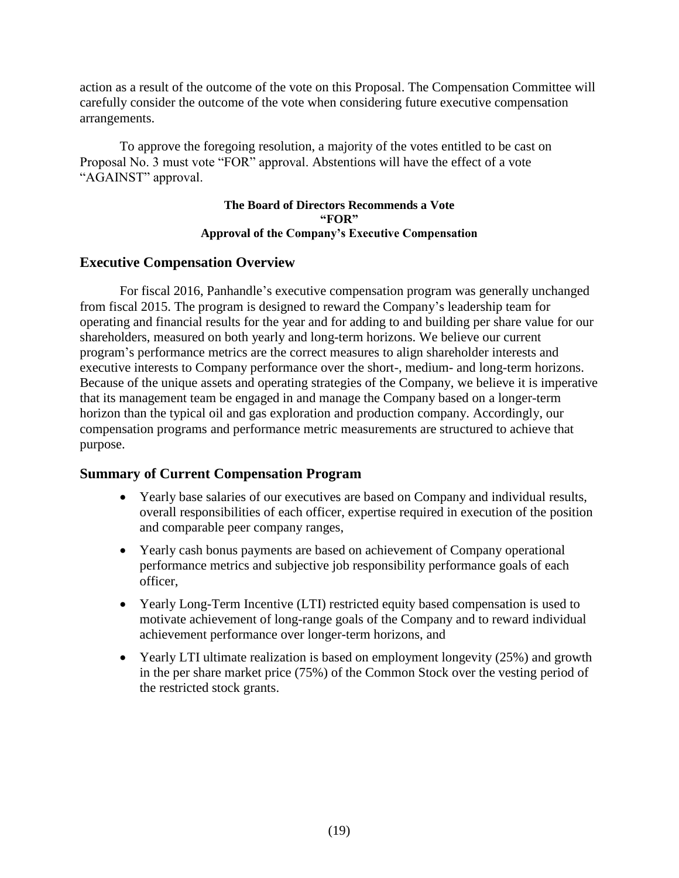action as a result of the outcome of the vote on this Proposal. The Compensation Committee will carefully consider the outcome of the vote when considering future executive compensation arrangements.

To approve the foregoing resolution, a majority of the votes entitled to be cast on Proposal No. 3 must vote "FOR" approval. Abstentions will have the effect of a vote "AGAINST" approval.

**The Board of Directors Recommends a Vote**
**"FOR"**
**Approval of the Company's Executive Compensation**

## Executive Compensation Overview

For fiscal 2016, Panhandle's executive compensation program was generally unchanged from fiscal 2015. The program is designed to reward the Company's leadership team for operating and financial results for the year and for adding to and building per share value for our shareholders, measured on both yearly and long-term horizons. We believe our current program's performance metrics are the correct measures to align shareholder interests and executive interests to Company performance over the short-, medium- and long-term horizons. Because of the unique assets and operating strategies of the Company, we believe it is imperative that its management team be engaged in and manage the Company based on a longer-term horizon than the typical oil and gas exploration and production company. Accordingly, our compensation programs and performance metric measurements are structured to achieve that purpose.

## Summary of Current Compensation Program

- Yearly base salaries of our executives are based on Company and individual results, overall responsibilities of each officer, expertise required in execution of the position and comparable peer company ranges,
- Yearly cash bonus payments are based on achievement of Company operational performance metrics and subjective job responsibility performance goals of each officer,
- Yearly Long-Term Incentive (LTI) restricted equity based compensation is used to motivate achievement of long-range goals of the Company and to reward individual achievement performance over longer-term horizons, and
- Yearly LTI ultimate realization is based on employment longevity (25%) and growth in the per share market price (75%) of the Common Stock over the vesting period of the restricted stock grants.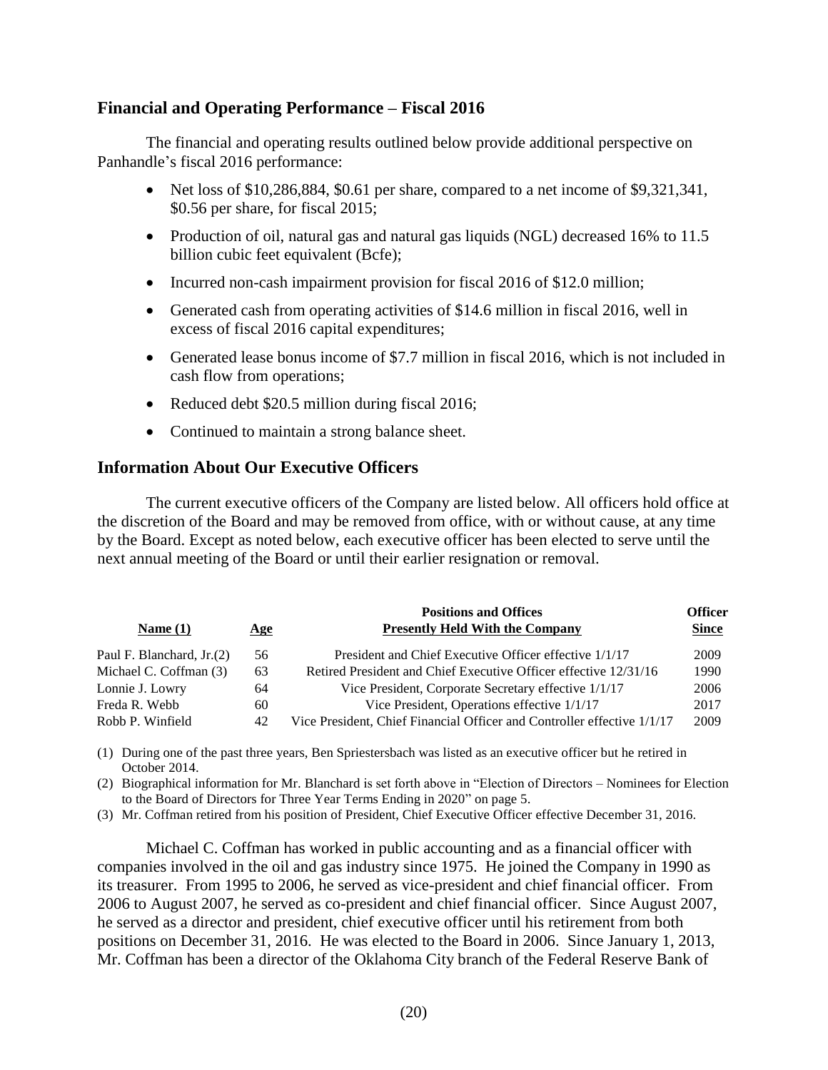## Financial and Operating Performance – Fiscal 2016

The financial and operating results outlined below provide additional perspective on Panhandle's fiscal 2016 performance:

- Net loss of $10,286,884, $0.61 per share, compared to a net income of $9,321,341, $0.56 per share, for fiscal 2015;
- Production of oil, natural gas and natural gas liquids (NGL) decreased 16% to 11.5 billion cubic feet equivalent (Bcfe);
- Incurred non-cash impairment provision for fiscal 2016 of $12.0 million;
- Generated cash from operating activities of $14.6 million in fiscal 2016, well in excess of fiscal 2016 capital expenditures;
- Generated lease bonus income of $7.7 million in fiscal 2016, which is not included in cash flow from operations;
- Reduced debt $20.5 million during fiscal 2016;
- Continued to maintain a strong balance sheet.

## Information About Our Executive Officers

The current executive officers of the Company are listed below. All officers hold office at the discretion of the Board and may be removed from office, with or without cause, at any time by the Board. Except as noted below, each executive officer has been elected to serve until the next annual meeting of the Board or until their earlier resignation or removal.

| Name (1) | Age | Positions and Offices Presently Held With the Company | Officer Since |
|---|---|---|---|
| Paul F. Blanchard, Jr.(2) | 56 | President and Chief Executive Officer effective 1/1/17 | 2009 |
| Michael C. Coffman (3) | 63 | Retired President and Chief Executive Officer effective 12/31/16 | 1990 |
| Lonnie J. Lowry | 64 | Vice President, Corporate Secretary effective 1/1/17 | 2006 |
| Freda R. Webb | 60 | Vice President, Operations effective 1/1/17 | 2017 |
| Robb P. Winfield | 42 | Vice President, Chief Financial Officer and Controller effective 1/1/17 | 2009 |

(1) During one of the past three years, Ben Spriestersbach was listed as an executive officer but he retired in October 2014.

(2) Biographical information for Mr. Blanchard is set forth above in "Election of Directors – Nominees for Election to the Board of Directors for Three Year Terms Ending in 2020" on page 5.

(3) Mr. Coffman retired from his position of President, Chief Executive Officer effective December 31, 2016.

Michael C. Coffman has worked in public accounting and as a financial officer with companies involved in the oil and gas industry since 1975. He joined the Company in 1990 as its treasurer. From 1995 to 2006, he served as vice-president and chief financial officer. From 2006 to August 2007, he served as co-president and chief financial officer. Since August 2007, he served as a director and president, chief executive officer until his retirement from both positions on December 31, 2016. He was elected to the Board in 2006. Since January 1, 2013, Mr. Coffman has been a director of the Oklahoma City branch of the Federal Reserve Bank of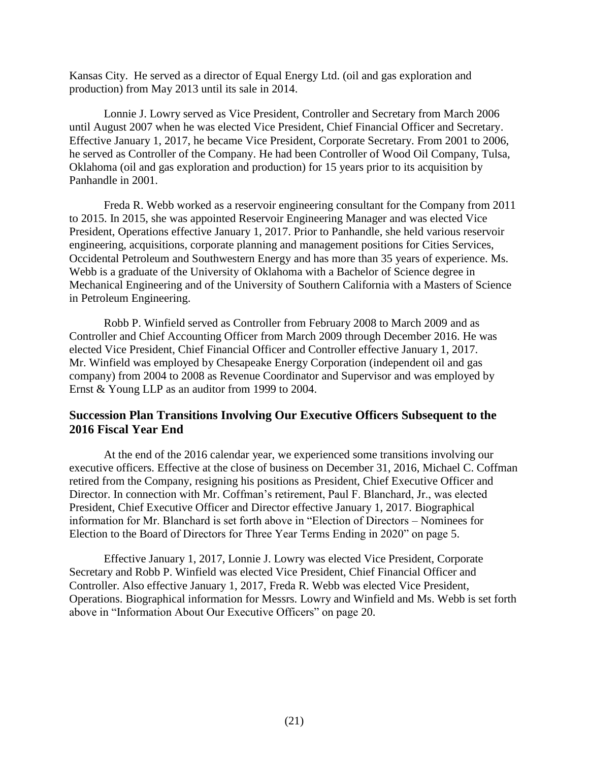Kansas City. He served as a director of Equal Energy Ltd. (oil and gas exploration and production) from May 2013 until its sale in 2014.

Lonnie J. Lowry served as Vice President, Controller and Secretary from March 2006 until August 2007 when he was elected Vice President, Chief Financial Officer and Secretary. Effective January 1, 2017, he became Vice President, Corporate Secretary. From 2001 to 2006, he served as Controller of the Company. He had been Controller of Wood Oil Company, Tulsa, Oklahoma (oil and gas exploration and production) for 15 years prior to its acquisition by Panhandle in 2001.

Freda R. Webb worked as a reservoir engineering consultant for the Company from 2011 to 2015. In 2015, she was appointed Reservoir Engineering Manager and was elected Vice President, Operations effective January 1, 2017. Prior to Panhandle, she held various reservoir engineering, acquisitions, corporate planning and management positions for Cities Services, Occidental Petroleum and Southwestern Energy and has more than 35 years of experience. Ms. Webb is a graduate of the University of Oklahoma with a Bachelor of Science degree in Mechanical Engineering and of the University of Southern California with a Masters of Science in Petroleum Engineering.

Robb P. Winfield served as Controller from February 2008 to March 2009 and as Controller and Chief Accounting Officer from March 2009 through December 2016. He was elected Vice President, Chief Financial Officer and Controller effective January 1, 2017. Mr. Winfield was employed by Chesapeake Energy Corporation (independent oil and gas company) from 2004 to 2008 as Revenue Coordinator and Supervisor and was employed by Ernst & Young LLP as an auditor from 1999 to 2004.

## Succession Plan Transitions Involving Our Executive Officers Subsequent to the 2016 Fiscal Year End

At the end of the 2016 calendar year, we experienced some transitions involving our executive officers. Effective at the close of business on December 31, 2016, Michael C. Coffman retired from the Company, resigning his positions as President, Chief Executive Officer and Director. In connection with Mr. Coffman's retirement, Paul F. Blanchard, Jr., was elected President, Chief Executive Officer and Director effective January 1, 2017. Biographical information for Mr. Blanchard is set forth above in "Election of Directors – Nominees for Election to the Board of Directors for Three Year Terms Ending in 2020" on page 5.

Effective January 1, 2017, Lonnie J. Lowry was elected Vice President, Corporate Secretary and Robb P. Winfield was elected Vice President, Chief Financial Officer and Controller. Also effective January 1, 2017, Freda R. Webb was elected Vice President, Operations. Biographical information for Messrs. Lowry and Winfield and Ms. Webb is set forth above in "Information About Our Executive Officers" on page 20.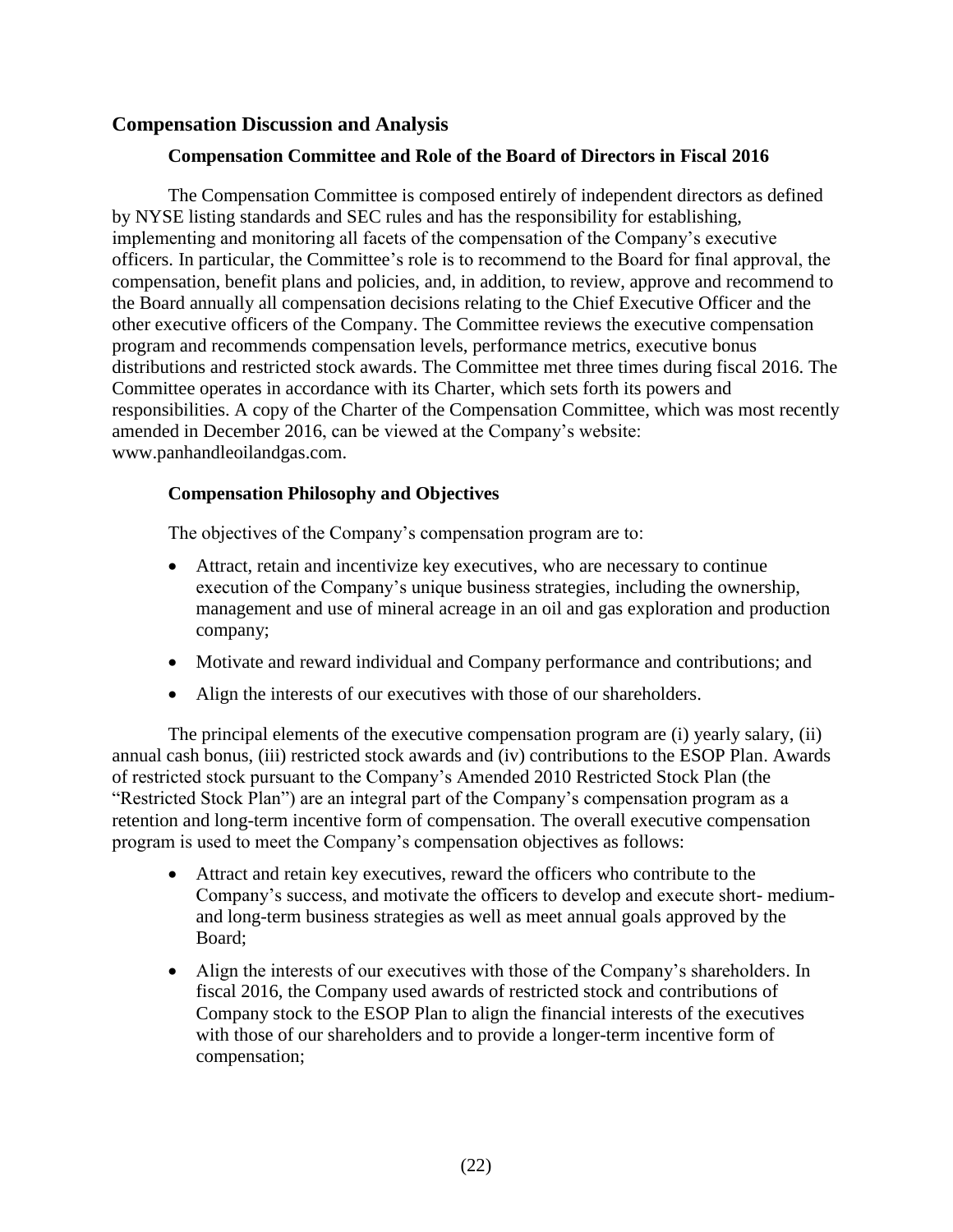## Compensation Discussion and Analysis

### Compensation Committee and Role of the Board of Directors in Fiscal 2016

The Compensation Committee is composed entirely of independent directors as defined by NYSE listing standards and SEC rules and has the responsibility for establishing, implementing and monitoring all facets of the compensation of the Company's executive officers. In particular, the Committee's role is to recommend to the Board for final approval, the compensation, benefit plans and policies, and, in addition, to review, approve and recommend to the Board annually all compensation decisions relating to the Chief Executive Officer and the other executive officers of the Company. The Committee reviews the executive compensation program and recommends compensation levels, performance metrics, executive bonus distributions and restricted stock awards. The Committee met three times during fiscal 2016. The Committee operates in accordance with its Charter, which sets forth its powers and responsibilities. A copy of the Charter of the Compensation Committee, which was most recently amended in December 2016, can be viewed at the Company's website: www.panhandleoilandgas.com.

### Compensation Philosophy and Objectives

The objectives of the Company's compensation program are to:

- Attract, retain and incentivize key executives, who are necessary to continue execution of the Company's unique business strategies, including the ownership, management and use of mineral acreage in an oil and gas exploration and production company;
- Motivate and reward individual and Company performance and contributions; and
- Align the interests of our executives with those of our shareholders.

The principal elements of the executive compensation program are (i) yearly salary, (ii) annual cash bonus, (iii) restricted stock awards and (iv) contributions to the ESOP Plan. Awards of restricted stock pursuant to the Company's Amended 2010 Restricted Stock Plan (the "Restricted Stock Plan") are an integral part of the Company's compensation program as a retention and long-term incentive form of compensation. The overall executive compensation program is used to meet the Company's compensation objectives as follows:

- Attract and retain key executives, reward the officers who contribute to the Company's success, and motivate the officers to develop and execute short- medium- and long-term business strategies as well as meet annual goals approved by the Board;
- Align the interests of our executives with those of the Company's shareholders. In fiscal 2016, the Company used awards of restricted stock and contributions of Company stock to the ESOP Plan to align the financial interests of the executives with those of our shareholders and to provide a longer-term incentive form of compensation;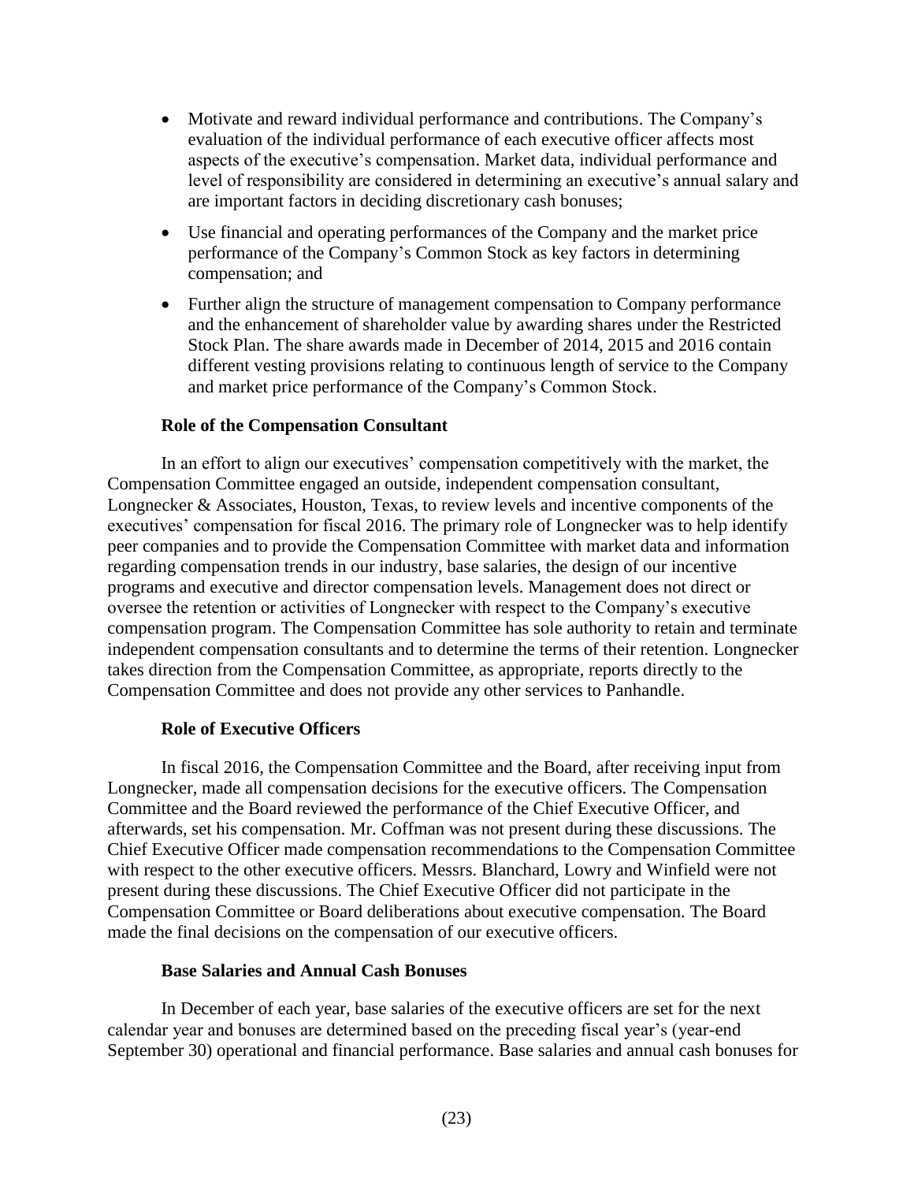- Motivate and reward individual performance and contributions. The Company's evaluation of the individual performance of each executive officer affects most aspects of the executive's compensation. Market data, individual performance and level of responsibility are considered in determining an executive's annual salary and are important factors in deciding discretionary cash bonuses;
- Use financial and operating performances of the Company and the market price performance of the Company's Common Stock as key factors in determining compensation; and
- Further align the structure of management compensation to Company performance and the enhancement of shareholder value by awarding shares under the Restricted Stock Plan. The share awards made in December of 2014, 2015 and 2016 contain different vesting provisions relating to continuous length of service to the Company and market price performance of the Company's Common Stock.

**Role of the Compensation Consultant**

In an effort to align our executives' compensation competitively with the market, the Compensation Committee engaged an outside, independent compensation consultant, Longnecker & Associates, Houston, Texas, to review levels and incentive components of the executives' compensation for fiscal 2016. The primary role of Longnecker was to help identify peer companies and to provide the Compensation Committee with market data and information regarding compensation trends in our industry, base salaries, the design of our incentive programs and executive and director compensation levels. Management does not direct or oversee the retention or activities of Longnecker with respect to the Company's executive compensation program. The Compensation Committee has sole authority to retain and terminate independent compensation consultants and to determine the terms of their retention. Longnecker takes direction from the Compensation Committee, as appropriate, reports directly to the Compensation Committee and does not provide any other services to Panhandle.

**Role of Executive Officers**

In fiscal 2016, the Compensation Committee and the Board, after receiving input from Longnecker, made all compensation decisions for the executive officers. The Compensation Committee and the Board reviewed the performance of the Chief Executive Officer, and afterwards, set his compensation. Mr. Coffman was not present during these discussions. The Chief Executive Officer made compensation recommendations to the Compensation Committee with respect to the other executive officers. Messrs. Blanchard, Lowry and Winfield were not present during these discussions. The Chief Executive Officer did not participate in the Compensation Committee or Board deliberations about executive compensation. The Board made the final decisions on the compensation of our executive officers.

**Base Salaries and Annual Cash Bonuses**

In December of each year, base salaries of the executive officers are set for the next calendar year and bonuses are determined based on the preceding fiscal year's (year-end September 30) operational and financial performance. Base salaries and annual cash bonuses for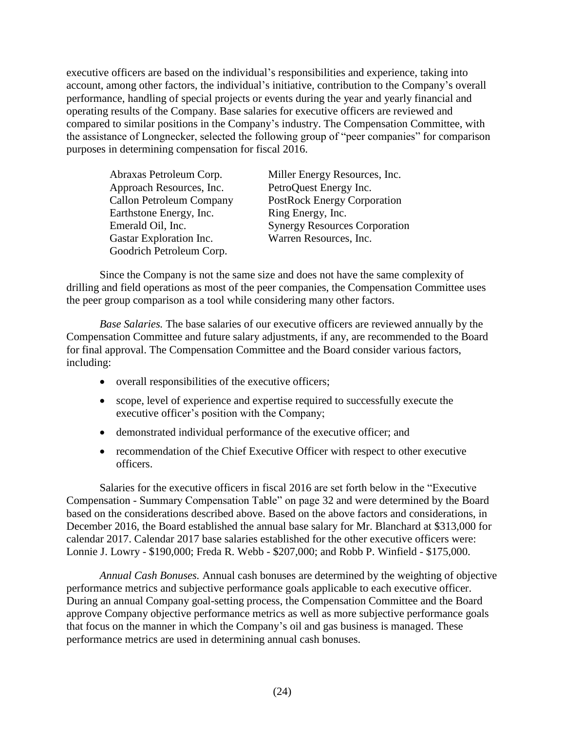executive officers are based on the individual's responsibilities and experience, taking into account, among other factors, the individual's initiative, contribution to the Company's overall performance, handling of special projects or events during the year and yearly financial and operating results of the Company. Base salaries for executive officers are reviewed and compared to similar positions in the Company's industry. The Compensation Committee, with the assistance of Longnecker, selected the following group of "peer companies" for comparison purposes in determining compensation for fiscal 2016.

| | |
|---|---|
| Abraxas Petroleum Corp. | Miller Energy Resources, Inc. |
| Approach Resources, Inc. | PetroQuest Energy Inc. |
| Callon Petroleum Company | PostRock Energy Corporation |
| Earthstone Energy, Inc. | Ring Energy, Inc. |
| Emerald Oil, Inc. | Synergy Resources Corporation |
| Gastar Exploration Inc. | Warren Resources, Inc. |
| Goodrich Petroleum Corp. | |

Since the Company is not the same size and does not have the same complexity of drilling and field operations as most of the peer companies, the Compensation Committee uses the peer group comparison as a tool while considering many other factors.

*Base Salaries.* The base salaries of our executive officers are reviewed annually by the Compensation Committee and future salary adjustments, if any, are recommended to the Board for final approval. The Compensation Committee and the Board consider various factors, including:

- overall responsibilities of the executive officers;
- scope, level of experience and expertise required to successfully execute the executive officer's position with the Company;
- demonstrated individual performance of the executive officer; and
- recommendation of the Chief Executive Officer with respect to other executive officers.

Salaries for the executive officers in fiscal 2016 are set forth below in the "Executive Compensation - Summary Compensation Table" on page 32 and were determined by the Board based on the considerations described above. Based on the above factors and considerations, in December 2016, the Board established the annual base salary for Mr. Blanchard at $313,000 for calendar 2017. Calendar 2017 base salaries established for the other executive officers were: Lonnie J. Lowry - $190,000; Freda R. Webb - $207,000; and Robb P. Winfield - $175,000.

*Annual Cash Bonuses.* Annual cash bonuses are determined by the weighting of objective performance metrics and subjective performance goals applicable to each executive officer. During an annual Company goal-setting process, the Compensation Committee and the Board approve Company objective performance metrics as well as more subjective performance goals that focus on the manner in which the Company's oil and gas business is managed. These performance metrics are used in determining annual cash bonuses.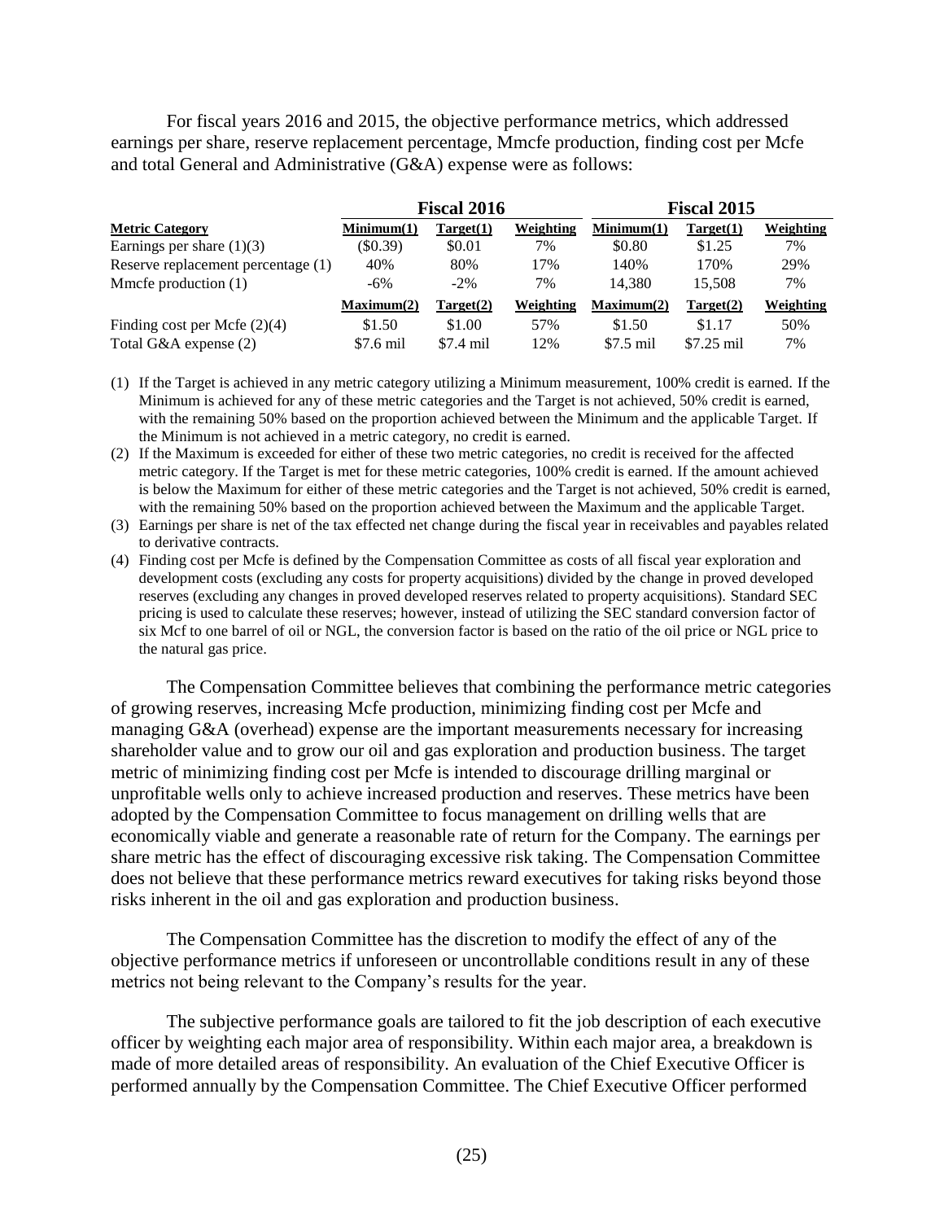For fiscal years 2016 and 2015, the objective performance metrics, which addressed earnings per share, reserve replacement percentage, Mmcfe production, finding cost per Mcfe and total General and Administrative (G&A) expense were as follows:

| | Fiscal 2016 | | | Fiscal 2015 | | |
|---|---|---|---|---|---|---|
| **Metric Category** | **Minimum(1)** | **Target(1)** | **Weighting** | **Minimum(1)** | **Target(1)** | **Weighting** |
| Earnings per share (1)(3) | ($0.39) | $0.01 | 7% | $0.80 | $1.25 | 7% |
| Reserve replacement percentage (1) | 40% | 80% | 17% | 140% | 170% | 29% |
| Mmcfe production (1) | -6% | -2% | 7% | 14,380 | 15,508 | 7% |
| | **Maximum(2)** | **Target(2)** | **Weighting** | **Maximum(2)** | **Target(2)** | **Weighting** |
| Finding cost per Mcfe (2)(4) | $1.50 | $1.00 | 57% | $1.50 | $1.17 | 50% |
| Total G&A expense (2) | $7.6 mil | $7.4 mil | 12% | $7.5 mil | $7.25 mil | 7% |

(1) If the Target is achieved in any metric category utilizing a Minimum measurement, 100% credit is earned. If the Minimum is achieved for any of these metric categories and the Target is not achieved, 50% credit is earned, with the remaining 50% based on the proportion achieved between the Minimum and the applicable Target. If the Minimum is not achieved in a metric category, no credit is earned.

(2) If the Maximum is exceeded for either of these two metric categories, no credit is received for the affected metric category. If the Target is met for these metric categories, 100% credit is earned. If the amount achieved is below the Maximum for either of these metric categories and the Target is not achieved, 50% credit is earned, with the remaining 50% based on the proportion achieved between the Maximum and the applicable Target.

(3) Earnings per share is net of the tax effected net change during the fiscal year in receivables and payables related to derivative contracts.

(4) Finding cost per Mcfe is defined by the Compensation Committee as costs of all fiscal year exploration and development costs (excluding any costs for property acquisitions) divided by the change in proved developed reserves (excluding any changes in proved developed reserves related to property acquisitions). Standard SEC pricing is used to calculate these reserves; however, instead of utilizing the SEC standard conversion factor of six Mcf to one barrel of oil or NGL, the conversion factor is based on the ratio of the oil price or NGL price to the natural gas price.

The Compensation Committee believes that combining the performance metric categories of growing reserves, increasing Mcfe production, minimizing finding cost per Mcfe and managing G&A (overhead) expense are the important measurements necessary for increasing shareholder value and to grow our oil and gas exploration and production business. The target metric of minimizing finding cost per Mcfe is intended to discourage drilling marginal or unprofitable wells only to achieve increased production and reserves. These metrics have been adopted by the Compensation Committee to focus management on drilling wells that are economically viable and generate a reasonable rate of return for the Company. The earnings per share metric has the effect of discouraging excessive risk taking. The Compensation Committee does not believe that these performance metrics reward executives for taking risks beyond those risks inherent in the oil and gas exploration and production business.

The Compensation Committee has the discretion to modify the effect of any of the objective performance metrics if unforeseen or uncontrollable conditions result in any of these metrics not being relevant to the Company's results for the year.

The subjective performance goals are tailored to fit the job description of each executive officer by weighting each major area of responsibility. Within each major area, a breakdown is made of more detailed areas of responsibility. An evaluation of the Chief Executive Officer is performed annually by the Compensation Committee. The Chief Executive Officer performed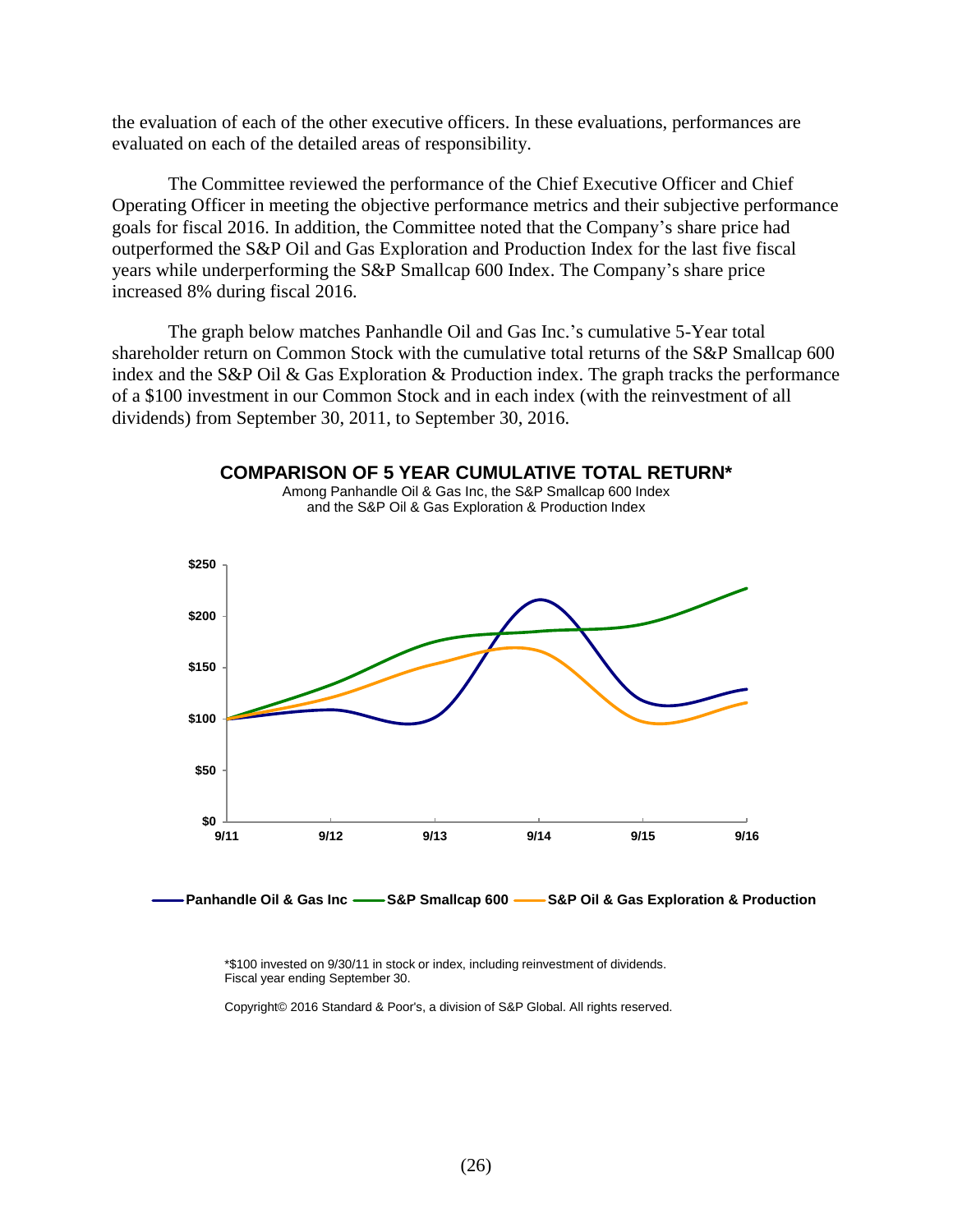the evaluation of each of the other executive officers. In these evaluations, performances are evaluated on each of the detailed areas of responsibility.

The Committee reviewed the performance of the Chief Executive Officer and Chief Operating Officer in meeting the objective performance metrics and their subjective performance goals for fiscal 2016. In addition, the Committee noted that the Company's share price had outperformed the S&P Oil and Gas Exploration and Production Index for the last five fiscal years while underperforming the S&P Smallcap 600 Index. The Company's share price increased 8% during fiscal 2016.

The graph below matches Panhandle Oil and Gas Inc.'s cumulative 5-Year total shareholder return on Common Stock with the cumulative total returns of the S&P Smallcap 600 index and the S&P Oil & Gas Exploration & Production index. The graph tracks the performance of a $100 investment in our Common Stock and in each index (with the reinvestment of all dividends) from September 30, 2011, to September 30, 2016.

**COMPARISON OF 5 YEAR CUMULATIVE TOTAL RETURN***

Among Panhandle Oil & Gas Inc, the S&P Smallcap 600 Index and the S&P Oil & Gas Exploration & Production Index

$250
$200
$150
$100
$50
$0

9/11 9/12 9/13 9/14 9/15 9/16

**Panhandle Oil & Gas Inc** **S&P Smallcap 600** **S&P Oil & Gas Exploration & Production**

*$100 invested on 9/30/11 in stock or index, including reinvestment of dividends.
Fiscal year ending September 30.

Copyright© 2016 Standard & Poor's, a division of S&P Global. All rights reserved.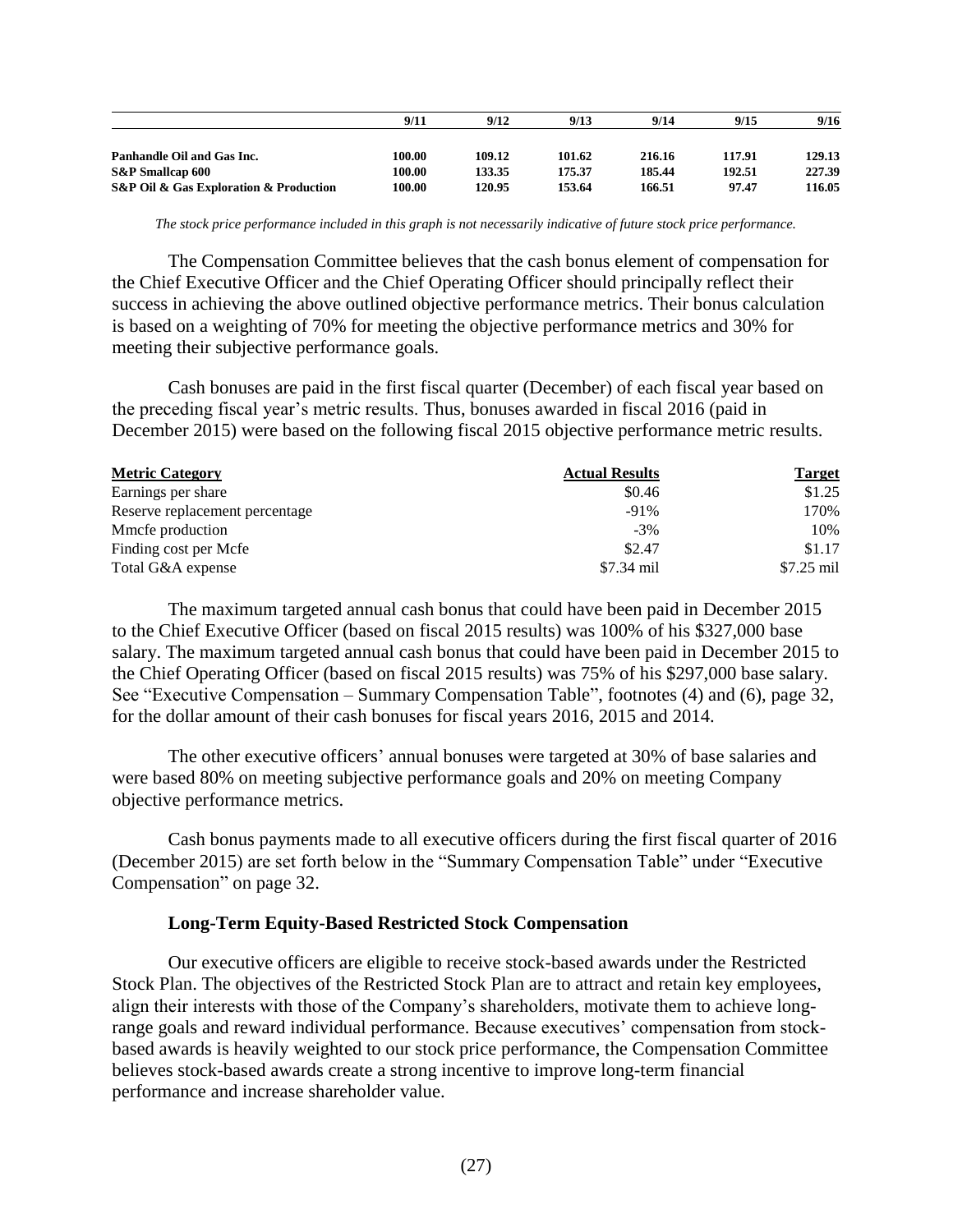| | 9/11 | 9/12 | 9/13 | 9/14 | 9/15 | 9/16 |
|---|---|---|---|---|---|---|
| **Panhandle Oil and Gas Inc.** | **100.00** | **109.12** | **101.62** | **216.16** | **117.91** | **129.13** |
| **S&P Smallcap 600** | **100.00** | **133.35** | **175.37** | **185.44** | **192.51** | **227.39** |
| **S&P Oil & Gas Exploration & Production** | **100.00** | **120.95** | **153.64** | **166.51** | **97.47** | **116.05** |

*The stock price performance included in this graph is not necessarily indicative of future stock price performance.*

The Compensation Committee believes that the cash bonus element of compensation for the Chief Executive Officer and the Chief Operating Officer should principally reflect their success in achieving the above outlined objective performance metrics. Their bonus calculation is based on a weighting of 70% for meeting the objective performance metrics and 30% for meeting their subjective performance goals.

Cash bonuses are paid in the first fiscal quarter (December) of each fiscal year based on the preceding fiscal year's metric results. Thus, bonuses awarded in fiscal 2016 (paid in December 2015) were based on the following fiscal 2015 objective performance metric results.

| Metric Category | Actual Results | Target |
|---|---|---|
| Earnings per share | $0.46 | $1.25 |
| Reserve replacement percentage | -91% | 170% |
| Mmcfe production | -3% | 10% |
| Finding cost per Mcfe | $2.47 | $1.17 |
| Total G&A expense | $7.34 mil | $7.25 mil |

The maximum targeted annual cash bonus that could have been paid in December 2015 to the Chief Executive Officer (based on fiscal 2015 results) was 100% of his $327,000 base salary. The maximum targeted annual cash bonus that could have been paid in December 2015 to the Chief Operating Officer (based on fiscal 2015 results) was 75% of his $297,000 base salary. See "Executive Compensation – Summary Compensation Table", footnotes (4) and (6), page 32, for the dollar amount of their cash bonuses for fiscal years 2016, 2015 and 2014.

The other executive officers' annual bonuses were targeted at 30% of base salaries and were based 80% on meeting subjective performance goals and 20% on meeting Company objective performance metrics.

Cash bonus payments made to all executive officers during the first fiscal quarter of 2016 (December 2015) are set forth below in the "Summary Compensation Table" under "Executive Compensation" on page 32.

### Long-Term Equity-Based Restricted Stock Compensation

Our executive officers are eligible to receive stock-based awards under the Restricted Stock Plan. The objectives of the Restricted Stock Plan are to attract and retain key employees, align their interests with those of the Company's shareholders, motivate them to achieve long-range goals and reward individual performance. Because executives' compensation from stock-based awards is heavily weighted to our stock price performance, the Compensation Committee believes stock-based awards create a strong incentive to improve long-term financial performance and increase shareholder value.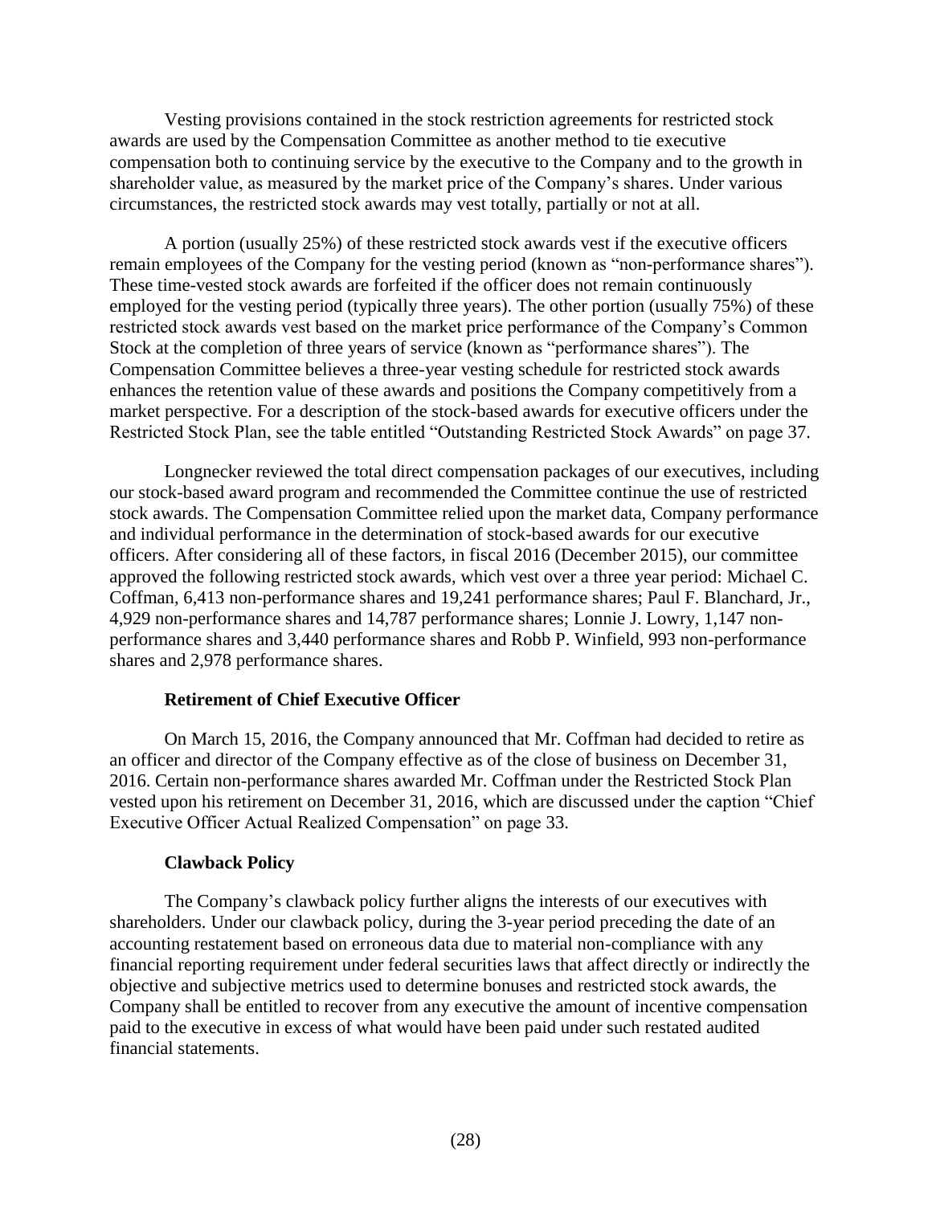Vesting provisions contained in the stock restriction agreements for restricted stock awards are used by the Compensation Committee as another method to tie executive compensation both to continuing service by the executive to the Company and to the growth in shareholder value, as measured by the market price of the Company's shares. Under various circumstances, the restricted stock awards may vest totally, partially or not at all.

A portion (usually 25%) of these restricted stock awards vest if the executive officers remain employees of the Company for the vesting period (known as "non-performance shares"). These time-vested stock awards are forfeited if the officer does not remain continuously employed for the vesting period (typically three years). The other portion (usually 75%) of these restricted stock awards vest based on the market price performance of the Company's Common Stock at the completion of three years of service (known as "performance shares"). The Compensation Committee believes a three-year vesting schedule for restricted stock awards enhances the retention value of these awards and positions the Company competitively from a market perspective. For a description of the stock-based awards for executive officers under the Restricted Stock Plan, see the table entitled "Outstanding Restricted Stock Awards" on page 37.

Longnecker reviewed the total direct compensation packages of our executives, including our stock-based award program and recommended the Committee continue the use of restricted stock awards. The Compensation Committee relied upon the market data, Company performance and individual performance in the determination of stock-based awards for our executive officers. After considering all of these factors, in fiscal 2016 (December 2015), our committee approved the following restricted stock awards, which vest over a three year period: Michael C. Coffman, 6,413 non-performance shares and 19,241 performance shares; Paul F. Blanchard, Jr., 4,929 non-performance shares and 14,787 performance shares; Lonnie J. Lowry, 1,147 non-performance shares and 3,440 performance shares and Robb P. Winfield, 993 non-performance shares and 2,978 performance shares.

**Retirement of Chief Executive Officer**

On March 15, 2016, the Company announced that Mr. Coffman had decided to retire as an officer and director of the Company effective as of the close of business on December 31, 2016. Certain non-performance shares awarded Mr. Coffman under the Restricted Stock Plan vested upon his retirement on December 31, 2016, which are discussed under the caption "Chief Executive Officer Actual Realized Compensation" on page 33.

**Clawback Policy**

The Company's clawback policy further aligns the interests of our executives with shareholders. Under our clawback policy, during the 3-year period preceding the date of an accounting restatement based on erroneous data due to material non-compliance with any financial reporting requirement under federal securities laws that affect directly or indirectly the objective and subjective metrics used to determine bonuses and restricted stock awards, the Company shall be entitled to recover from any executive the amount of incentive compensation paid to the executive in excess of what would have been paid under such restated audited financial statements.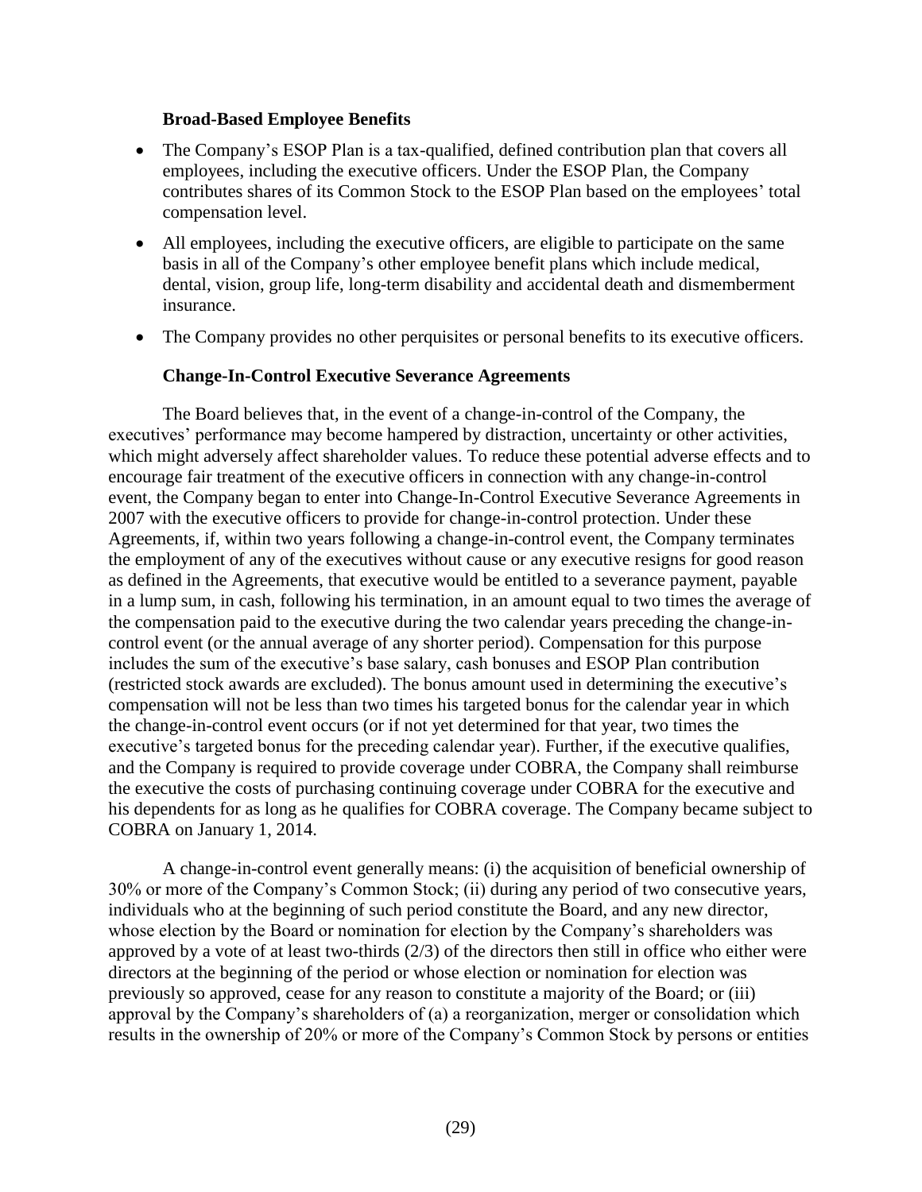**Broad-Based Employee Benefits**

- The Company's ESOP Plan is a tax-qualified, defined contribution plan that covers all employees, including the executive officers. Under the ESOP Plan, the Company contributes shares of its Common Stock to the ESOP Plan based on the employees' total compensation level.
- All employees, including the executive officers, are eligible to participate on the same basis in all of the Company's other employee benefit plans which include medical, dental, vision, group life, long-term disability and accidental death and dismemberment insurance.
- The Company provides no other perquisites or personal benefits to its executive officers.

**Change-In-Control Executive Severance Agreements**

The Board believes that, in the event of a change-in-control of the Company, the executives' performance may become hampered by distraction, uncertainty or other activities, which might adversely affect shareholder values. To reduce these potential adverse effects and to encourage fair treatment of the executive officers in connection with any change-in-control event, the Company began to enter into Change-In-Control Executive Severance Agreements in 2007 with the executive officers to provide for change-in-control protection. Under these Agreements, if, within two years following a change-in-control event, the Company terminates the employment of any of the executives without cause or any executive resigns for good reason as defined in the Agreements, that executive would be entitled to a severance payment, payable in a lump sum, in cash, following his termination, in an amount equal to two times the average of the compensation paid to the executive during the two calendar years preceding the change-in-control event (or the annual average of any shorter period). Compensation for this purpose includes the sum of the executive's base salary, cash bonuses and ESOP Plan contribution (restricted stock awards are excluded). The bonus amount used in determining the executive's compensation will not be less than two times his targeted bonus for the calendar year in which the change-in-control event occurs (or if not yet determined for that year, two times the executive's targeted bonus for the preceding calendar year). Further, if the executive qualifies, and the Company is required to provide coverage under COBRA, the Company shall reimburse the executive the costs of purchasing continuing coverage under COBRA for the executive and his dependents for as long as he qualifies for COBRA coverage. The Company became subject to COBRA on January 1, 2014.

A change-in-control event generally means: (i) the acquisition of beneficial ownership of 30% or more of the Company's Common Stock; (ii) during any period of two consecutive years, individuals who at the beginning of such period constitute the Board, and any new director, whose election by the Board or nomination for election by the Company's shareholders was approved by a vote of at least two-thirds (2/3) of the directors then still in office who either were directors at the beginning of the period or whose election or nomination for election was previously so approved, cease for any reason to constitute a majority of the Board; or (iii) approval by the Company's shareholders of (a) a reorganization, merger or consolidation which results in the ownership of 20% or more of the Company's Common Stock by persons or entities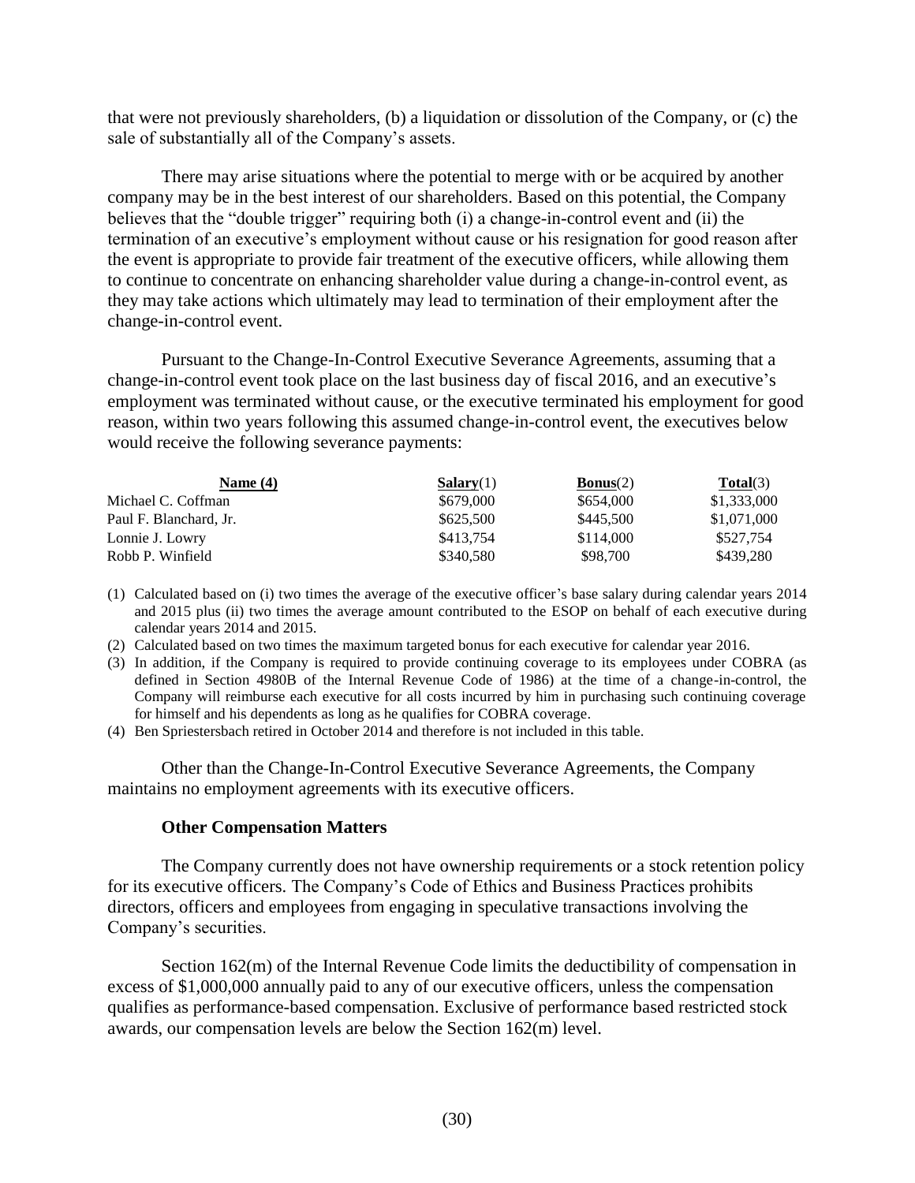that were not previously shareholders, (b) a liquidation or dissolution of the Company, or (c) the sale of substantially all of the Company's assets.

There may arise situations where the potential to merge with or be acquired by another company may be in the best interest of our shareholders. Based on this potential, the Company believes that the "double trigger" requiring both (i) a change-in-control event and (ii) the termination of an executive's employment without cause or his resignation for good reason after the event is appropriate to provide fair treatment of the executive officers, while allowing them to continue to concentrate on enhancing shareholder value during a change-in-control event, as they may take actions which ultimately may lead to termination of their employment after the change-in-control event.

Pursuant to the Change-In-Control Executive Severance Agreements, assuming that a change-in-control event took place on the last business day of fiscal 2016, and an executive's employment was terminated without cause, or the executive terminated his employment for good reason, within two years following this assumed change-in-control event, the executives below would receive the following severance payments:

| **Name (4)** | **Salary**(1) | **Bonus**(2) | **Total**(3) |
|---|---|---|---|
| Michael C. Coffman | $679,000 | $654,000 | $1,333,000 |
| Paul F. Blanchard, Jr. | $625,500 | $445,500 | $1,071,000 |
| Lonnie J. Lowry | $413,754 | $114,000 | $527,754 |
| Robb P. Winfield | $340,580 | $98,700 | $439,280 |

(1) Calculated based on (i) two times the average of the executive officer's base salary during calendar years 2014 and 2015 plus (ii) two times the average amount contributed to the ESOP on behalf of each executive during calendar years 2014 and 2015.

(2) Calculated based on two times the maximum targeted bonus for each executive for calendar year 2016.

(3) In addition, if the Company is required to provide continuing coverage to its employees under COBRA (as defined in Section 4980B of the Internal Revenue Code of 1986) at the time of a change-in-control, the Company will reimburse each executive for all costs incurred by him in purchasing such continuing coverage for himself and his dependents as long as he qualifies for COBRA coverage.

(4) Ben Spriestersbach retired in October 2014 and therefore is not included in this table.

Other than the Change-In-Control Executive Severance Agreements, the Company maintains no employment agreements with its executive officers.

### Other Compensation Matters

The Company currently does not have ownership requirements or a stock retention policy for its executive officers. The Company's Code of Ethics and Business Practices prohibits directors, officers and employees from engaging in speculative transactions involving the Company's securities.

Section 162(m) of the Internal Revenue Code limits the deductibility of compensation in excess of $1,000,000 annually paid to any of our executive officers, unless the compensation qualifies as performance-based compensation. Exclusive of performance based restricted stock awards, our compensation levels are below the Section 162(m) level.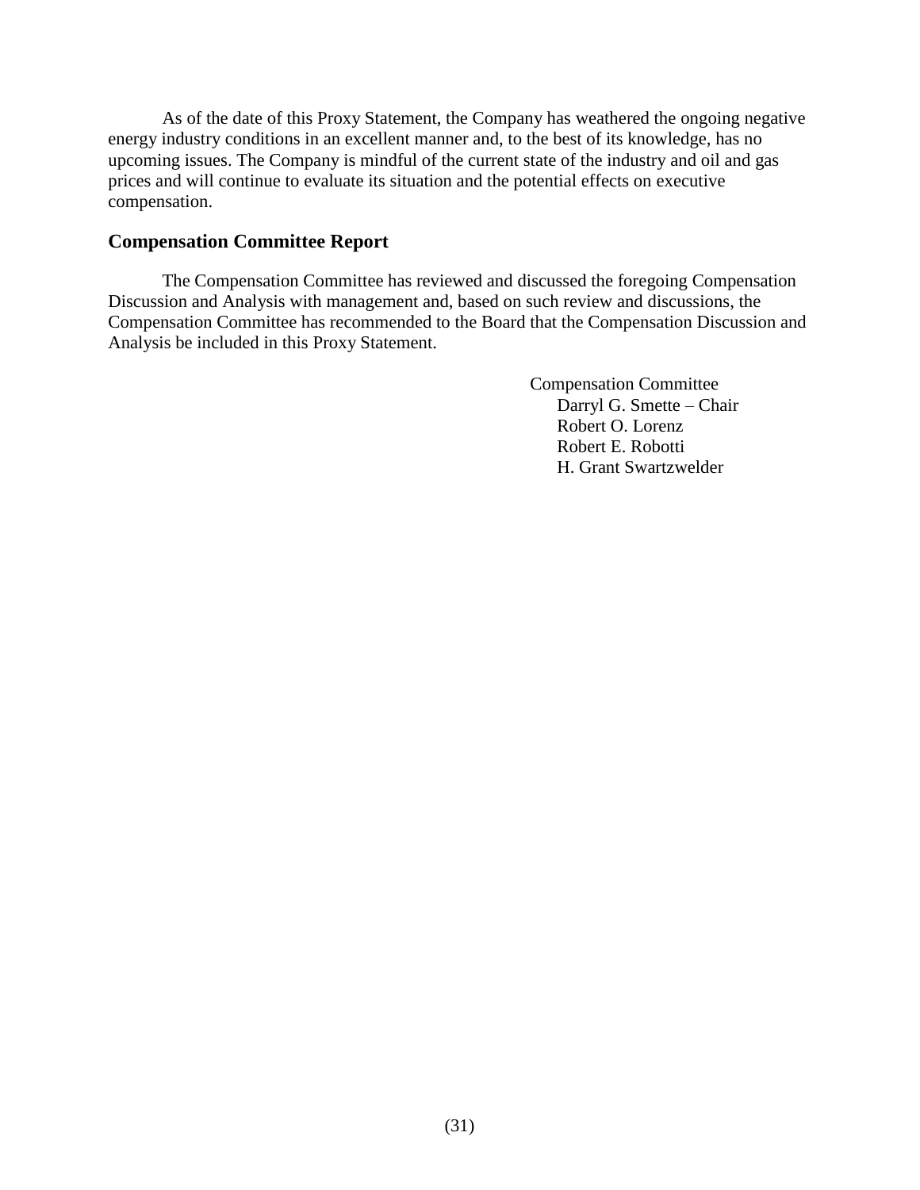As of the date of this Proxy Statement, the Company has weathered the ongoing negative energy industry conditions in an excellent manner and, to the best of its knowledge, has no upcoming issues. The Company is mindful of the current state of the industry and oil and gas prices and will continue to evaluate its situation and the potential effects on executive compensation.

## Compensation Committee Report

The Compensation Committee has reviewed and discussed the foregoing Compensation Discussion and Analysis with management and, based on such review and discussions, the Compensation Committee has recommended to the Board that the Compensation Discussion and Analysis be included in this Proxy Statement.

Compensation Committee
Darryl G. Smette – Chair
Robert O. Lorenz
Robert E. Robotti
H. Grant Swartzwelder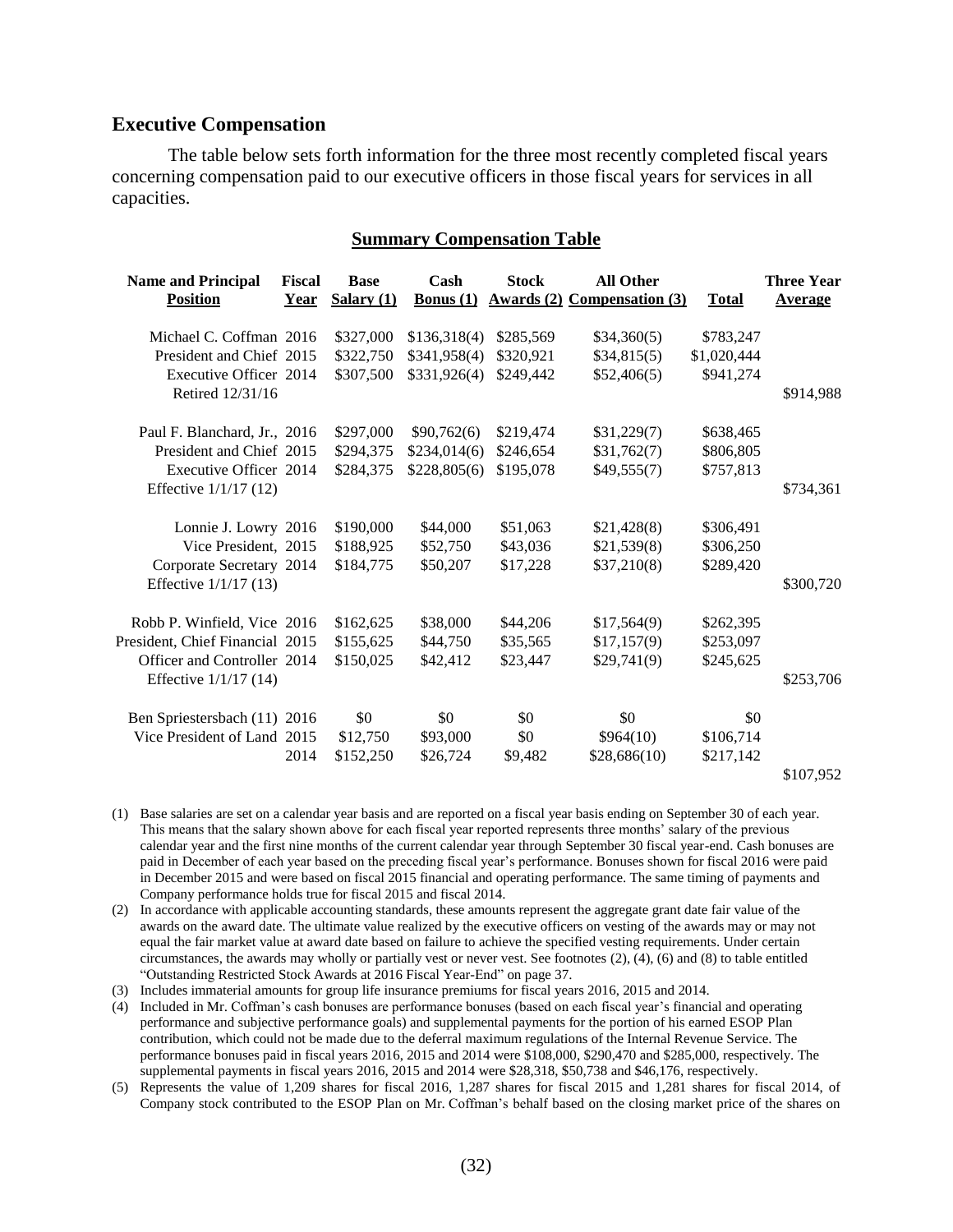## Executive Compensation

The table below sets forth information for the three most recently completed fiscal years concerning compensation paid to our executive officers in those fiscal years for services in all capacities.

**Summary Compensation Table**

| Name and Principal Position | Fiscal Year | Base Salary (1) | Cash Bonus (1) | Stock Awards (2) | All Other Compensation (3) | Total | Three Year Average |
|---|---|---|---|---|---|---|---|
| Michael C. Coffman | 2016 | $327,000 | $136,318(4) | $285,569 | $34,360(5) | $783,247 | |
| President and Chief | 2015 | $322,750 | $341,958(4) | $320,921 | $34,815(5) | $1,020,444 | |
| Executive Officer | 2014 | $307,500 | $331,926(4) | $249,442 | $52,406(5) | $941,274 | |
| Retired 12/31/16 | | | | | | | $914,988 |
| Paul F. Blanchard, Jr., | 2016 | $297,000 | $90,762(6) | $219,474 | $31,229(7) | $638,465 | |
| President and Chief | 2015 | $294,375 | $234,014(6) | $246,654 | $31,762(7) | $806,805 | |
| Executive Officer | 2014 | $284,375 | $228,805(6) | $195,078 | $49,555(7) | $757,813 | |
| Effective 1/1/17 (12) | | | | | | | $734,361 |
| Lonnie J. Lowry | 2016 | $190,000 | $44,000 | $51,063 | $21,428(8) | $306,491 | |
| Vice President, | 2015 | $188,925 | $52,750 | $43,036 | $21,539(8) | $306,250 | |
| Corporate Secretary | 2014 | $184,775 | $50,207 | $17,228 | $37,210(8) | $289,420 | |
| Effective 1/1/17 (13) | | | | | | | $300,720 |
| Robb P. Winfield, Vice | 2016 | $162,625 | $38,000 | $44,206 | $17,564(9) | $262,395 | |
| President, Chief Financial | 2015 | $155,625 | $44,750 | $35,565 | $17,157(9) | $253,097 | |
| Officer and Controller | 2014 | $150,025 | $42,412 | $23,447 | $29,741(9) | $245,625 | |
| Effective 1/1/17 (14) | | | | | | | $253,706 |
| Ben Spriestersbach (11) | 2016 | $0 | $0 | $0 | $0 | $0 | |
| Vice President of Land | 2015 | $12,750 | $93,000 | $0 | $964(10) | $106,714 | |
| | 2014 | $152,250 | $26,724 | $9,482 | $28,686(10) | $217,142 | |
| | | | | | | | $107,952 |

(1) Base salaries are set on a calendar year basis and are reported on a fiscal year basis ending on September 30 of each year. This means that the salary shown above for each fiscal year reported represents three months' salary of the previous calendar year and the first nine months of the current calendar year through September 30 fiscal year-end. Cash bonuses are paid in December of each year based on the preceding fiscal year's performance. Bonuses shown for fiscal 2016 were paid in December 2015 and were based on fiscal 2015 financial and operating performance. The same timing of payments and Company performance holds true for fiscal 2015 and fiscal 2014.

(2) In accordance with applicable accounting standards, these amounts represent the aggregate grant date fair value of the awards on the award date. The ultimate value realized by the executive officers on vesting of the awards may or may not equal the fair market value at award date based on failure to achieve the specified vesting requirements. Under certain circumstances, the awards may wholly or partially vest or never vest. See footnotes (2), (4), (6) and (8) to table entitled "Outstanding Restricted Stock Awards at 2016 Fiscal Year-End" on page 37.

(3) Includes immaterial amounts for group life insurance premiums for fiscal years 2016, 2015 and 2014.

(4) Included in Mr. Coffman's cash bonuses are performance bonuses (based on each fiscal year's financial and operating performance and subjective performance goals) and supplemental payments for the portion of his earned ESOP Plan contribution, which could not be made due to the deferral maximum regulations of the Internal Revenue Service. The performance bonuses paid in fiscal years 2016, 2015 and 2014 were $108,000, $290,470 and $285,000, respectively. The supplemental payments in fiscal years 2016, 2015 and 2014 were $28,318, $50,738 and $46,176, respectively.

(5) Represents the value of 1,209 shares for fiscal 2016, 1,287 shares for fiscal 2015 and 1,281 shares for fiscal 2014, of Company stock contributed to the ESOP Plan on Mr. Coffman's behalf based on the closing market price of the shares on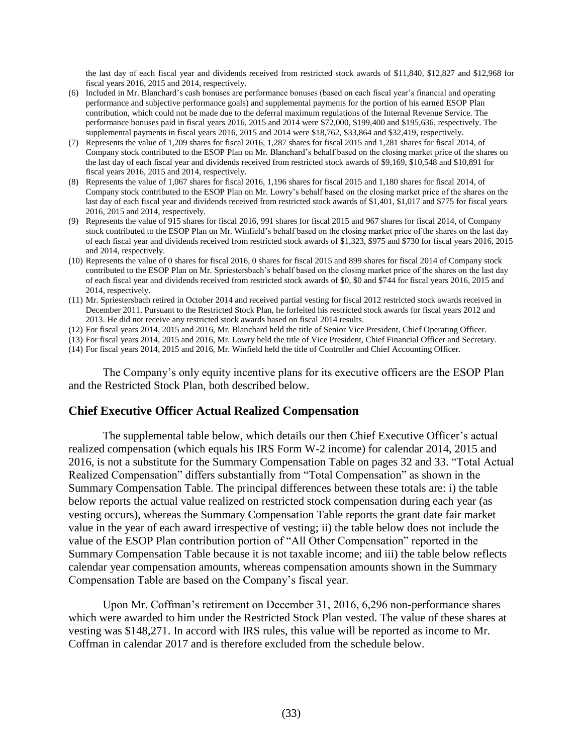the last day of each fiscal year and dividends received from restricted stock awards of $11,840, $12,827 and $12,968 for fiscal years 2016, 2015 and 2014, respectively.

(6) Included in Mr. Blanchard's cash bonuses are performance bonuses (based on each fiscal year's financial and operating performance and subjective performance goals) and supplemental payments for the portion of his earned ESOP Plan contribution, which could not be made due to the deferral maximum regulations of the Internal Revenue Service. The performance bonuses paid in fiscal years 2016, 2015 and 2014 were $72,000, $199,400 and $195,636, respectively. The supplemental payments in fiscal years 2016, 2015 and 2014 were $18,762, $33,864 and $32,419, respectively.

(7) Represents the value of 1,209 shares for fiscal 2016, 1,287 shares for fiscal 2015 and 1,281 shares for fiscal 2014, of Company stock contributed to the ESOP Plan on Mr. Blanchard's behalf based on the closing market price of the shares on the last day of each fiscal year and dividends received from restricted stock awards of $9,169, $10,548 and $10,891 for fiscal years 2016, 2015 and 2014, respectively.

(8) Represents the value of 1,067 shares for fiscal 2016, 1,196 shares for fiscal 2015 and 1,180 shares for fiscal 2014, of Company stock contributed to the ESOP Plan on Mr. Lowry's behalf based on the closing market price of the shares on the last day of each fiscal year and dividends received from restricted stock awards of $1,401, $1,017 and $775 for fiscal years 2016, 2015 and 2014, respectively.

(9) Represents the value of 915 shares for fiscal 2016, 991 shares for fiscal 2015 and 967 shares for fiscal 2014, of Company stock contributed to the ESOP Plan on Mr. Winfield's behalf based on the closing market price of the shares on the last day of each fiscal year and dividends received from restricted stock awards of $1,323, $975 and $730 for fiscal years 2016, 2015 and 2014, respectively.

(10) Represents the value of 0 shares for fiscal 2016, 0 shares for fiscal 2015 and 899 shares for fiscal 2014 of Company stock contributed to the ESOP Plan on Mr. Spriestersbach's behalf based on the closing market price of the shares on the last day of each fiscal year and dividends received from restricted stock awards of $0, $0 and $744 for fiscal years 2016, 2015 and 2014, respectively.

(11) Mr. Spriestersbach retired in October 2014 and received partial vesting for fiscal 2012 restricted stock awards received in December 2011. Pursuant to the Restricted Stock Plan, he forfeited his restricted stock awards for fiscal years 2012 and 2013. He did not receive any restricted stock awards based on fiscal 2014 results.

(12) For fiscal years 2014, 2015 and 2016, Mr. Blanchard held the title of Senior Vice President, Chief Operating Officer.

(13) For fiscal years 2014, 2015 and 2016, Mr. Lowry held the title of Vice President, Chief Financial Officer and Secretary.

(14) For fiscal years 2014, 2015 and 2016, Mr. Winfield held the title of Controller and Chief Accounting Officer.

The Company's only equity incentive plans for its executive officers are the ESOP Plan and the Restricted Stock Plan, both described below.

## Chief Executive Officer Actual Realized Compensation

The supplemental table below, which details our then Chief Executive Officer's actual realized compensation (which equals his IRS Form W-2 income) for calendar 2014, 2015 and 2016, is not a substitute for the Summary Compensation Table on pages 32 and 33. "Total Actual Realized Compensation" differs substantially from "Total Compensation" as shown in the Summary Compensation Table. The principal differences between these totals are: i) the table below reports the actual value realized on restricted stock compensation during each year (as vesting occurs), whereas the Summary Compensation Table reports the grant date fair market value in the year of each award irrespective of vesting; ii) the table below does not include the value of the ESOP Plan contribution portion of "All Other Compensation" reported in the Summary Compensation Table because it is not taxable income; and iii) the table below reflects calendar year compensation amounts, whereas compensation amounts shown in the Summary Compensation Table are based on the Company's fiscal year.

Upon Mr. Coffman's retirement on December 31, 2016, 6,296 non-performance shares which were awarded to him under the Restricted Stock Plan vested. The value of these shares at vesting was $148,271. In accord with IRS rules, this value will be reported as income to Mr. Coffman in calendar 2017 and is therefore excluded from the schedule below.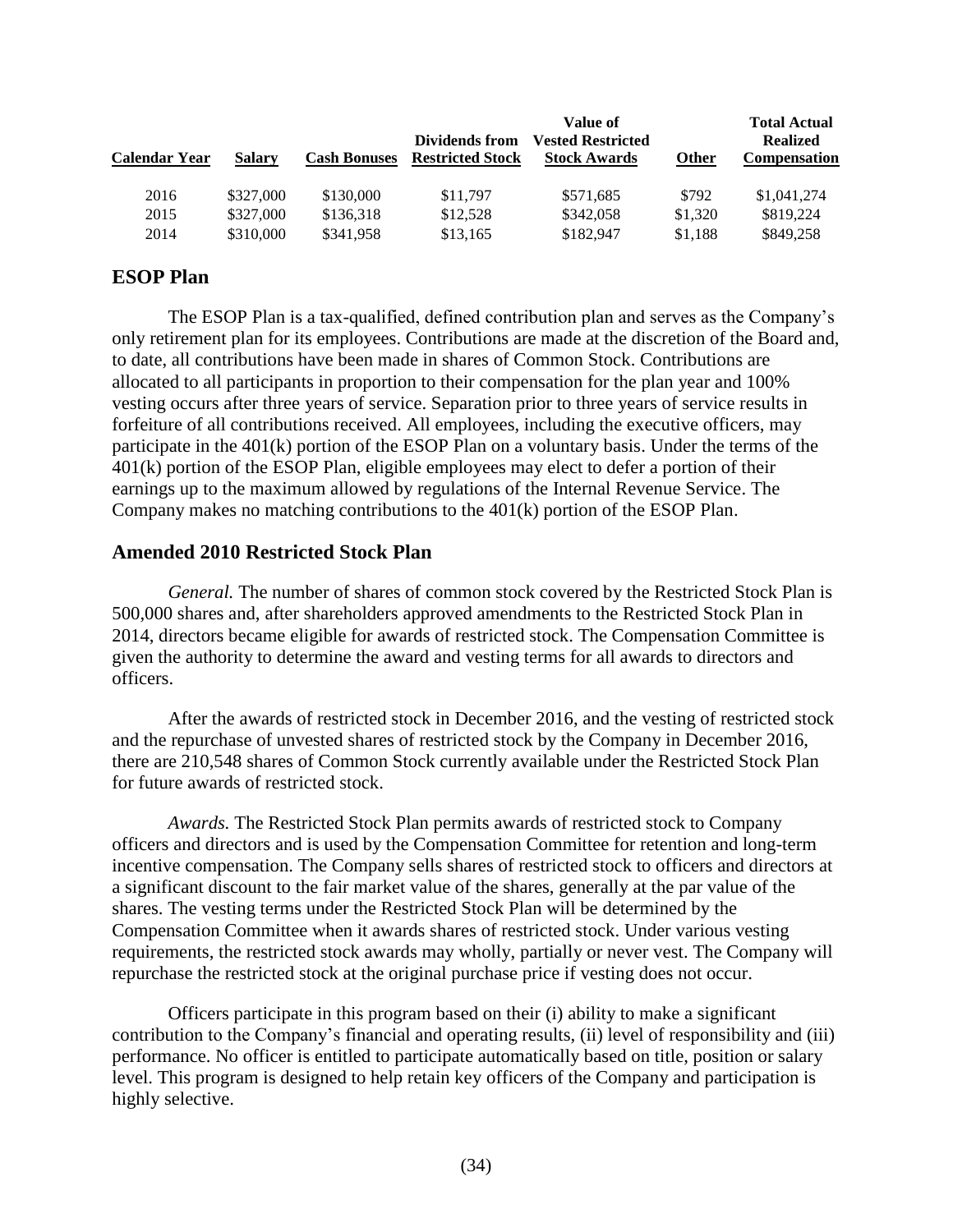| Calendar Year | Salary | Cash Bonuses | Dividends from Restricted Stock | Value of Vested Restricted Stock Awards | Other | Total Actual Realized Compensation |
|---|---|---|---|---|---|---|
| 2016 | $327,000 | $130,000 | $11,797 | $571,685 | $792 | $1,041,274 |
| 2015 | $327,000 | $136,318 | $12,528 | $342,058 | $1,320 | $819,224 |
| 2014 | $310,000 | $341,958 | $13,165 | $182,947 | $1,188 | $849,258 |

## ESOP Plan

The ESOP Plan is a tax-qualified, defined contribution plan and serves as the Company's only retirement plan for its employees. Contributions are made at the discretion of the Board and, to date, all contributions have been made in shares of Common Stock. Contributions are allocated to all participants in proportion to their compensation for the plan year and 100% vesting occurs after three years of service. Separation prior to three years of service results in forfeiture of all contributions received. All employees, including the executive officers, may participate in the 401(k) portion of the ESOP Plan on a voluntary basis. Under the terms of the 401(k) portion of the ESOP Plan, eligible employees may elect to defer a portion of their earnings up to the maximum allowed by regulations of the Internal Revenue Service. The Company makes no matching contributions to the 401(k) portion of the ESOP Plan.

## Amended 2010 Restricted Stock Plan

*General.* The number of shares of common stock covered by the Restricted Stock Plan is 500,000 shares and, after shareholders approved amendments to the Restricted Stock Plan in 2014, directors became eligible for awards of restricted stock. The Compensation Committee is given the authority to determine the award and vesting terms for all awards to directors and officers.

After the awards of restricted stock in December 2016, and the vesting of restricted stock and the repurchase of unvested shares of restricted stock by the Company in December 2016, there are 210,548 shares of Common Stock currently available under the Restricted Stock Plan for future awards of restricted stock.

*Awards.* The Restricted Stock Plan permits awards of restricted stock to Company officers and directors and is used by the Compensation Committee for retention and long-term incentive compensation. The Company sells shares of restricted stock to officers and directors at a significant discount to the fair market value of the shares, generally at the par value of the shares. The vesting terms under the Restricted Stock Plan will be determined by the Compensation Committee when it awards shares of restricted stock. Under various vesting requirements, the restricted stock awards may wholly, partially or never vest. The Company will repurchase the restricted stock at the original purchase price if vesting does not occur.

Officers participate in this program based on their (i) ability to make a significant contribution to the Company's financial and operating results, (ii) level of responsibility and (iii) performance. No officer is entitled to participate automatically based on title, position or salary level. This program is designed to help retain key officers of the Company and participation is highly selective.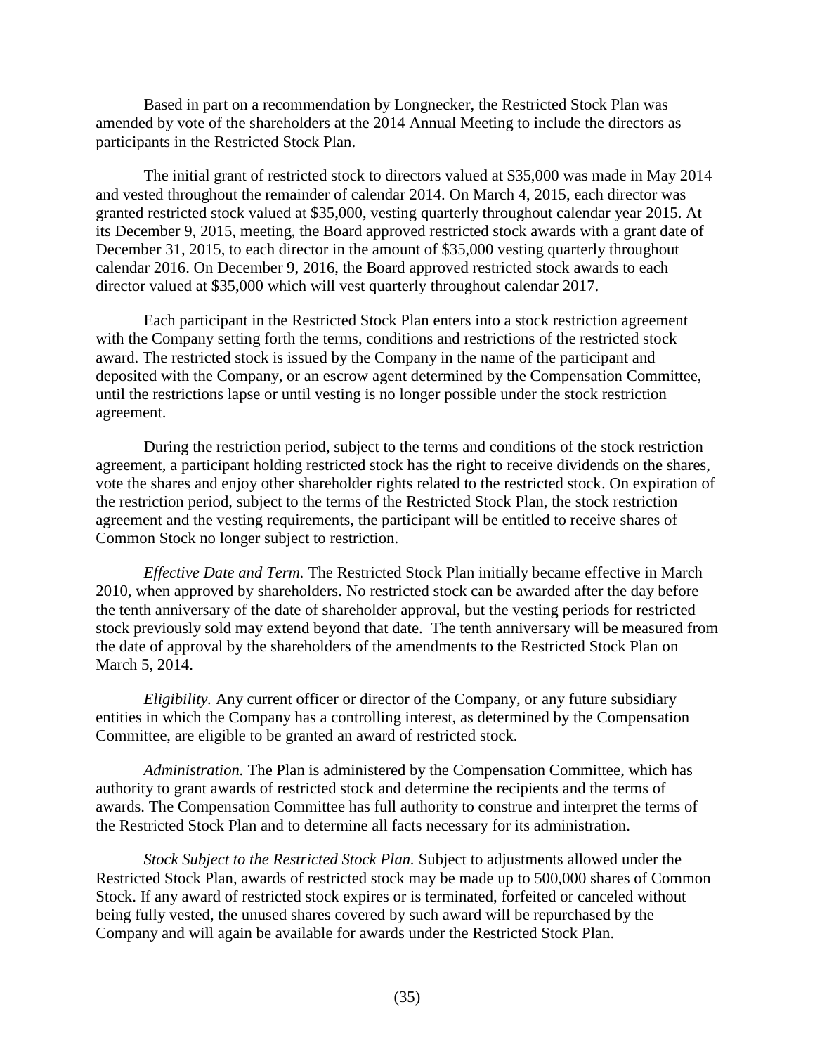Based in part on a recommendation by Longnecker, the Restricted Stock Plan was amended by vote of the shareholders at the 2014 Annual Meeting to include the directors as participants in the Restricted Stock Plan.

The initial grant of restricted stock to directors valued at $35,000 was made in May 2014 and vested throughout the remainder of calendar 2014. On March 4, 2015, each director was granted restricted stock valued at $35,000, vesting quarterly throughout calendar year 2015. At its December 9, 2015, meeting, the Board approved restricted stock awards with a grant date of December 31, 2015, to each director in the amount of $35,000 vesting quarterly throughout calendar 2016. On December 9, 2016, the Board approved restricted stock awards to each director valued at $35,000 which will vest quarterly throughout calendar 2017.

Each participant in the Restricted Stock Plan enters into a stock restriction agreement with the Company setting forth the terms, conditions and restrictions of the restricted stock award. The restricted stock is issued by the Company in the name of the participant and deposited with the Company, or an escrow agent determined by the Compensation Committee, until the restrictions lapse or until vesting is no longer possible under the stock restriction agreement.

During the restriction period, subject to the terms and conditions of the stock restriction agreement, a participant holding restricted stock has the right to receive dividends on the shares, vote the shares and enjoy other shareholder rights related to the restricted stock. On expiration of the restriction period, subject to the terms of the Restricted Stock Plan, the stock restriction agreement and the vesting requirements, the participant will be entitled to receive shares of Common Stock no longer subject to restriction.

*Effective Date and Term.* The Restricted Stock Plan initially became effective in March 2010, when approved by shareholders. No restricted stock can be awarded after the day before the tenth anniversary of the date of shareholder approval, but the vesting periods for restricted stock previously sold may extend beyond that date. The tenth anniversary will be measured from the date of approval by the shareholders of the amendments to the Restricted Stock Plan on March 5, 2014.

*Eligibility.* Any current officer or director of the Company, or any future subsidiary entities in which the Company has a controlling interest, as determined by the Compensation Committee, are eligible to be granted an award of restricted stock.

*Administration.* The Plan is administered by the Compensation Committee, which has authority to grant awards of restricted stock and determine the recipients and the terms of awards. The Compensation Committee has full authority to construe and interpret the terms of the Restricted Stock Plan and to determine all facts necessary for its administration.

*Stock Subject to the Restricted Stock Plan.* Subject to adjustments allowed under the Restricted Stock Plan, awards of restricted stock may be made up to 500,000 shares of Common Stock. If any award of restricted stock expires or is terminated, forfeited or canceled without being fully vested, the unused shares covered by such award will be repurchased by the Company and will again be available for awards under the Restricted Stock Plan.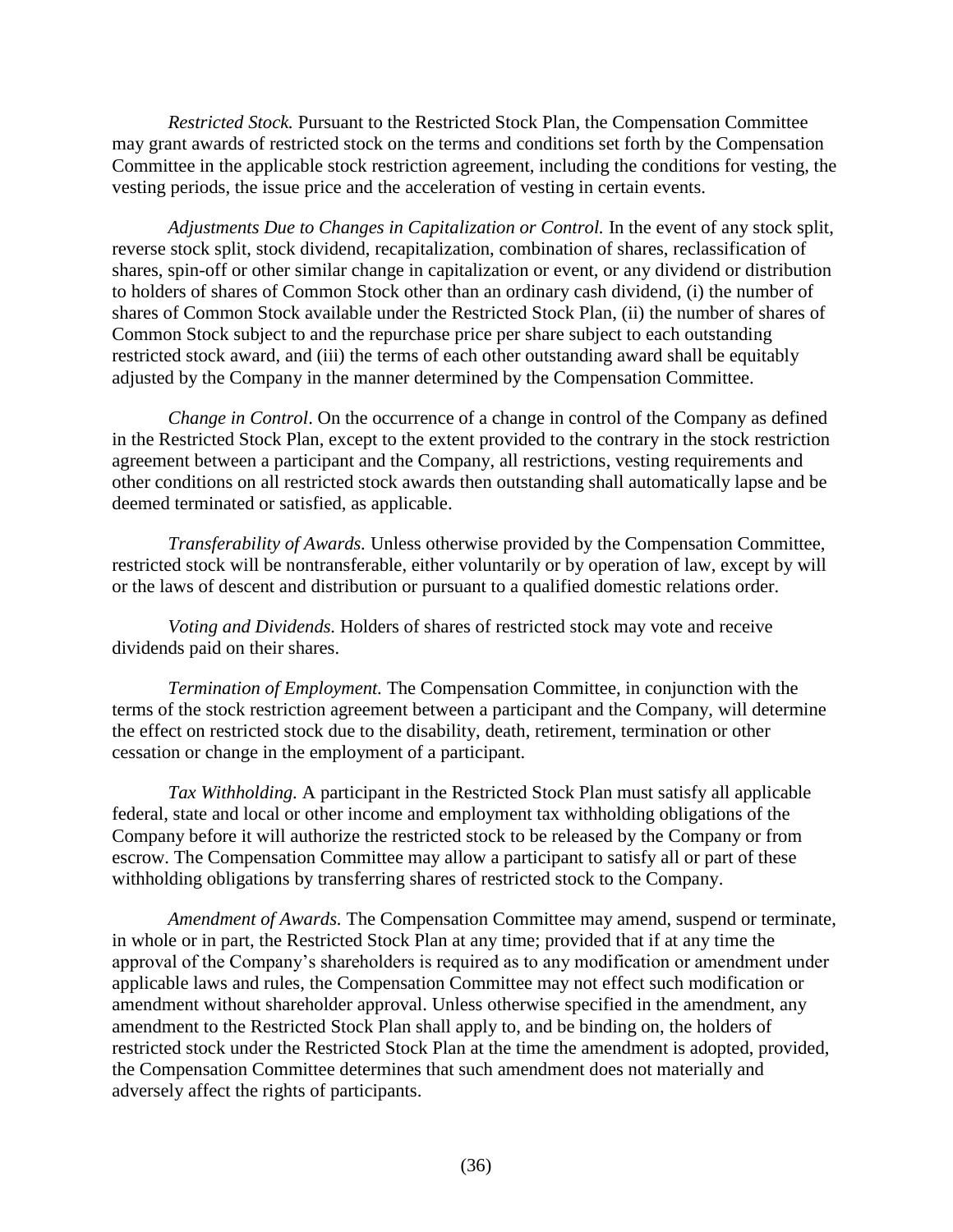*Restricted Stock.* Pursuant to the Restricted Stock Plan, the Compensation Committee may grant awards of restricted stock on the terms and conditions set forth by the Compensation Committee in the applicable stock restriction agreement, including the conditions for vesting, the vesting periods, the issue price and the acceleration of vesting in certain events.

*Adjustments Due to Changes in Capitalization or Control.* In the event of any stock split, reverse stock split, stock dividend, recapitalization, combination of shares, reclassification of shares, spin-off or other similar change in capitalization or event, or any dividend or distribution to holders of shares of Common Stock other than an ordinary cash dividend, (i) the number of shares of Common Stock available under the Restricted Stock Plan, (ii) the number of shares of Common Stock subject to and the repurchase price per share subject to each outstanding restricted stock award, and (iii) the terms of each other outstanding award shall be equitably adjusted by the Company in the manner determined by the Compensation Committee.

*Change in Control*. On the occurrence of a change in control of the Company as defined in the Restricted Stock Plan, except to the extent provided to the contrary in the stock restriction agreement between a participant and the Company, all restrictions, vesting requirements and other conditions on all restricted stock awards then outstanding shall automatically lapse and be deemed terminated or satisfied, as applicable.

*Transferability of Awards.* Unless otherwise provided by the Compensation Committee, restricted stock will be nontransferable, either voluntarily or by operation of law, except by will or the laws of descent and distribution or pursuant to a qualified domestic relations order.

*Voting and Dividends.* Holders of shares of restricted stock may vote and receive dividends paid on their shares.

*Termination of Employment.* The Compensation Committee, in conjunction with the terms of the stock restriction agreement between a participant and the Company, will determine the effect on restricted stock due to the disability, death, retirement, termination or other cessation or change in the employment of a participant.

*Tax Withholding.* A participant in the Restricted Stock Plan must satisfy all applicable federal, state and local or other income and employment tax withholding obligations of the Company before it will authorize the restricted stock to be released by the Company or from escrow. The Compensation Committee may allow a participant to satisfy all or part of these withholding obligations by transferring shares of restricted stock to the Company.

*Amendment of Awards.* The Compensation Committee may amend, suspend or terminate, in whole or in part, the Restricted Stock Plan at any time; provided that if at any time the approval of the Company's shareholders is required as to any modification or amendment under applicable laws and rules, the Compensation Committee may not effect such modification or amendment without shareholder approval. Unless otherwise specified in the amendment, any amendment to the Restricted Stock Plan shall apply to, and be binding on, the holders of restricted stock under the Restricted Stock Plan at the time the amendment is adopted, provided, the Compensation Committee determines that such amendment does not materially and adversely affect the rights of participants.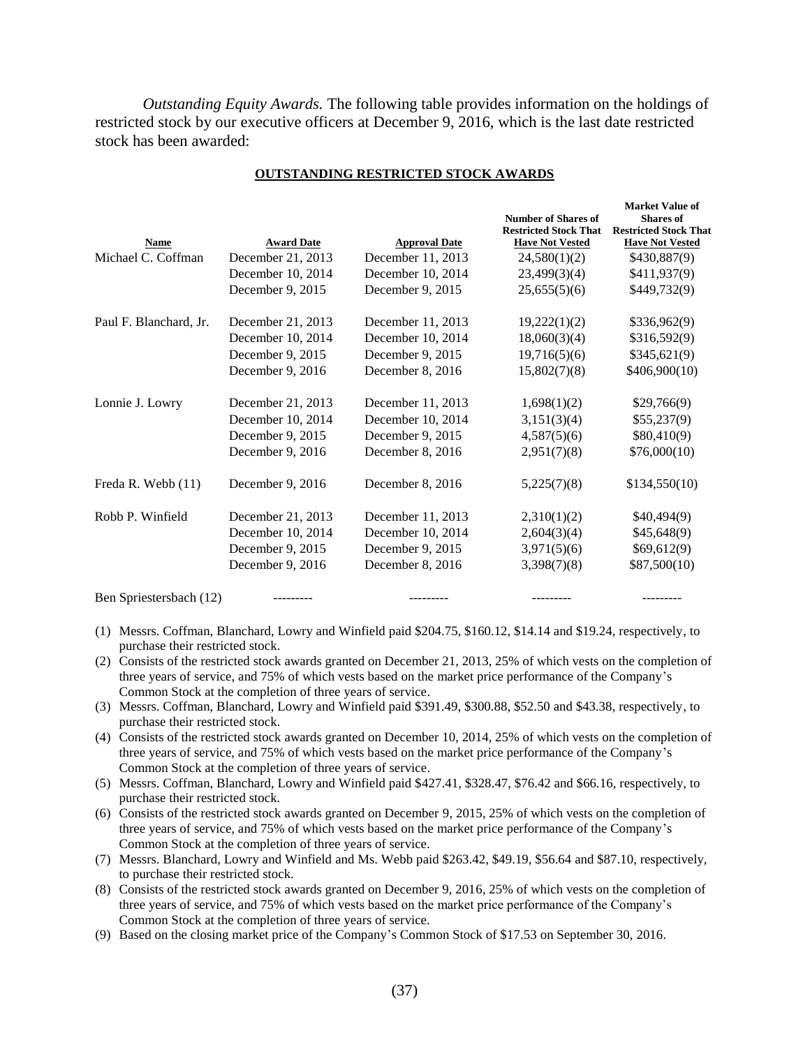*Outstanding Equity Awards.* The following table provides information on the holdings of restricted stock by our executive officers at December 9, 2016, which is the last date restricted stock has been awarded:

**OUTSTANDING RESTRICTED STOCK AWARDS**

| Name | Award Date | Approval Date | Number of Shares of Restricted Stock That Have Not Vested | Market Value of Shares of Restricted Stock That Have Not Vested |
|---|---|---|---|---|
| Michael C. Coffman | December 21, 2013 | December 11, 2013 | 24,580(1)(2) | $430,887(9) |
| | December 10, 2014 | December 10, 2014 | 23,499(3)(4) | $411,937(9) |
| | December 9, 2015 | December 9, 2015 | 25,655(5)(6) | $449,732(9) |
| Paul F. Blanchard, Jr. | December 21, 2013 | December 11, 2013 | 19,222(1)(2) | $336,962(9) |
| | December 10, 2014 | December 10, 2014 | 18,060(3)(4) | $316,592(9) |
| | December 9, 2015 | December 9, 2015 | 19,716(5)(6) | $345,621(9) |
| | December 9, 2016 | December 8, 2016 | 15,802(7)(8) | $406,900(10) |
| Lonnie J. Lowry | December 21, 2013 | December 11, 2013 | 1,698(1)(2) | $29,766(9) |
| | December 10, 2014 | December 10, 2014 | 3,151(3)(4) | $55,237(9) |
| | December 9, 2015 | December 9, 2015 | 4,587(5)(6) | $80,410(9) |
| | December 9, 2016 | December 8, 2016 | 2,951(7)(8) | $76,000(10) |
| Freda R. Webb (11) | December 9, 2016 | December 8, 2016 | 5,225(7)(8) | $134,550(10) |
| Robb P. Winfield | December 21, 2013 | December 11, 2013 | 2,310(1)(2) | $40,494(9) |
| | December 10, 2014 | December 10, 2014 | 2,604(3)(4) | $45,648(9) |
| | December 9, 2015 | December 9, 2015 | 3,971(5)(6) | $69,612(9) |
| | December 9, 2016 | December 8, 2016 | 3,398(7)(8) | $87,500(10) |
| Ben Spriestersbach (12) | --------- | --------- | --------- | --------- |

(1) Messrs. Coffman, Blanchard, Lowry and Winfield paid $204.75, $160.12, $14.14 and $19.24, respectively, to purchase their restricted stock.

(2) Consists of the restricted stock awards granted on December 21, 2013, 25% of which vests on the completion of three years of service, and 75% of which vests based on the market price performance of the Company's Common Stock at the completion of three years of service.

(3) Messrs. Coffman, Blanchard, Lowry and Winfield paid $391.49, $300.88, $52.50 and $43.38, respectively, to purchase their restricted stock.

(4) Consists of the restricted stock awards granted on December 10, 2014, 25% of which vests on the completion of three years of service, and 75% of which vests based on the market price performance of the Company's Common Stock at the completion of three years of service.

(5) Messrs. Coffman, Blanchard, Lowry and Winfield paid $427.41, $328.47, $76.42 and $66.16, respectively, to purchase their restricted stock.

(6) Consists of the restricted stock awards granted on December 9, 2015, 25% of which vests on the completion of three years of service, and 75% of which vests based on the market price performance of the Company's Common Stock at the completion of three years of service.

(7) Messrs. Blanchard, Lowry and Winfield and Ms. Webb paid $263.42, $49.19, $56.64 and $87.10, respectively, to purchase their restricted stock.

(8) Consists of the restricted stock awards granted on December 9, 2016, 25% of which vests on the completion of three years of service, and 75% of which vests based on the market price performance of the Company's Common Stock at the completion of three years of service.

(9) Based on the closing market price of the Company's Common Stock of $17.53 on September 30, 2016.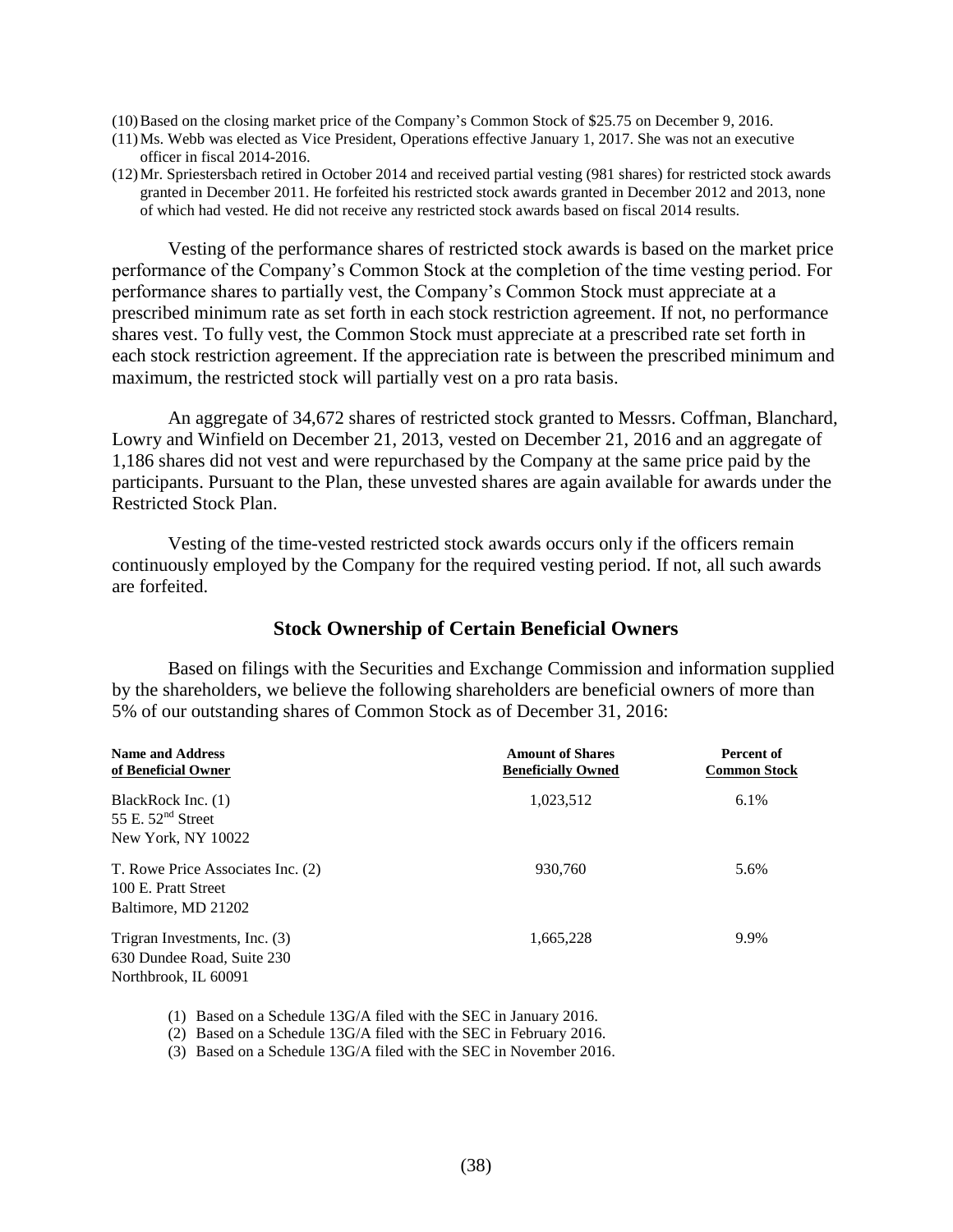(10) Based on the closing market price of the Company's Common Stock of $25.75 on December 9, 2016.

(11) Ms. Webb was elected as Vice President, Operations effective January 1, 2017. She was not an executive officer in fiscal 2014-2016.

(12) Mr. Spriestersbach retired in October 2014 and received partial vesting (981 shares) for restricted stock awards granted in December 2011. He forfeited his restricted stock awards granted in December 2012 and 2013, none of which had vested. He did not receive any restricted stock awards based on fiscal 2014 results.

Vesting of the performance shares of restricted stock awards is based on the market price performance of the Company's Common Stock at the completion of the time vesting period. For performance shares to partially vest, the Company's Common Stock must appreciate at a prescribed minimum rate as set forth in each stock restriction agreement. If not, no performance shares vest. To fully vest, the Common Stock must appreciate at a prescribed rate set forth in each stock restriction agreement. If the appreciation rate is between the prescribed minimum and maximum, the restricted stock will partially vest on a pro rata basis.

An aggregate of 34,672 shares of restricted stock granted to Messrs. Coffman, Blanchard, Lowry and Winfield on December 21, 2013, vested on December 21, 2016 and an aggregate of 1,186 shares did not vest and were repurchased by the Company at the same price paid by the participants. Pursuant to the Plan, these unvested shares are again available for awards under the Restricted Stock Plan.

Vesting of the time-vested restricted stock awards occurs only if the officers remain continuously employed by the Company for the required vesting period. If not, all such awards are forfeited.

## Stock Ownership of Certain Beneficial Owners

Based on filings with the Securities and Exchange Commission and information supplied by the shareholders, we believe the following shareholders are beneficial owners of more than 5% of our outstanding shares of Common Stock as of December 31, 2016:

| Name and Address of Beneficial Owner | Amount of Shares Beneficially Owned | Percent of Common Stock |
|---|---|---|
| BlackRock Inc. (1)<br>55 E. 52nd Street<br>New York, NY 10022 | 1,023,512 | 6.1% |
| T. Rowe Price Associates Inc. (2)<br>100 E. Pratt Street<br>Baltimore, MD 21202 | 930,760 | 5.6% |
| Trigran Investments, Inc. (3)<br>630 Dundee Road, Suite 230<br>Northbrook, IL 60091 | 1,665,228 | 9.9% |

(1) Based on a Schedule 13G/A filed with the SEC in January 2016.

(2) Based on a Schedule 13G/A filed with the SEC in February 2016.

(3) Based on a Schedule 13G/A filed with the SEC in November 2016.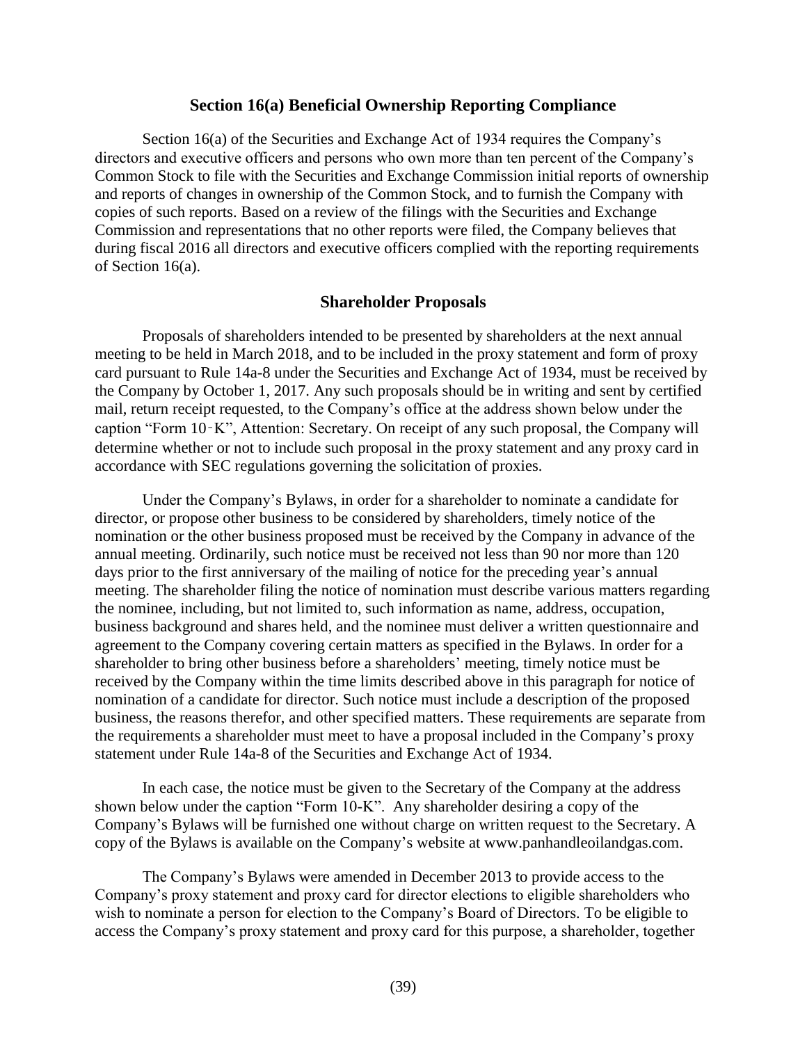## Section 16(a) Beneficial Ownership Reporting Compliance

Section 16(a) of the Securities and Exchange Act of 1934 requires the Company's directors and executive officers and persons who own more than ten percent of the Company's Common Stock to file with the Securities and Exchange Commission initial reports of ownership and reports of changes in ownership of the Common Stock, and to furnish the Company with copies of such reports. Based on a review of the filings with the Securities and Exchange Commission and representations that no other reports were filed, the Company believes that during fiscal 2016 all directors and executive officers complied with the reporting requirements of Section 16(a).

## Shareholder Proposals

Proposals of shareholders intended to be presented by shareholders at the next annual meeting to be held in March 2018, and to be included in the proxy statement and form of proxy card pursuant to Rule 14a-8 under the Securities and Exchange Act of 1934, must be received by the Company by October 1, 2017. Any such proposals should be in writing and sent by certified mail, return receipt requested, to the Company's office at the address shown below under the caption "Form 10‑K", Attention: Secretary. On receipt of any such proposal, the Company will determine whether or not to include such proposal in the proxy statement and any proxy card in accordance with SEC regulations governing the solicitation of proxies.

Under the Company's Bylaws, in order for a shareholder to nominate a candidate for director, or propose other business to be considered by shareholders, timely notice of the nomination or the other business proposed must be received by the Company in advance of the annual meeting. Ordinarily, such notice must be received not less than 90 nor more than 120 days prior to the first anniversary of the mailing of notice for the preceding year's annual meeting. The shareholder filing the notice of nomination must describe various matters regarding the nominee, including, but not limited to, such information as name, address, occupation, business background and shares held, and the nominee must deliver a written questionnaire and agreement to the Company covering certain matters as specified in the Bylaws. In order for a shareholder to bring other business before a shareholders' meeting, timely notice must be received by the Company within the time limits described above in this paragraph for notice of nomination of a candidate for director. Such notice must include a description of the proposed business, the reasons therefor, and other specified matters. These requirements are separate from the requirements a shareholder must meet to have a proposal included in the Company's proxy statement under Rule 14a-8 of the Securities and Exchange Act of 1934.

In each case, the notice must be given to the Secretary of the Company at the address shown below under the caption "Form 10-K". Any shareholder desiring a copy of the Company's Bylaws will be furnished one without charge on written request to the Secretary. A copy of the Bylaws is available on the Company's website at www.panhandleoilandgas.com.

The Company's Bylaws were amended in December 2013 to provide access to the Company's proxy statement and proxy card for director elections to eligible shareholders who wish to nominate a person for election to the Company's Board of Directors. To be eligible to access the Company's proxy statement and proxy card for this purpose, a shareholder, together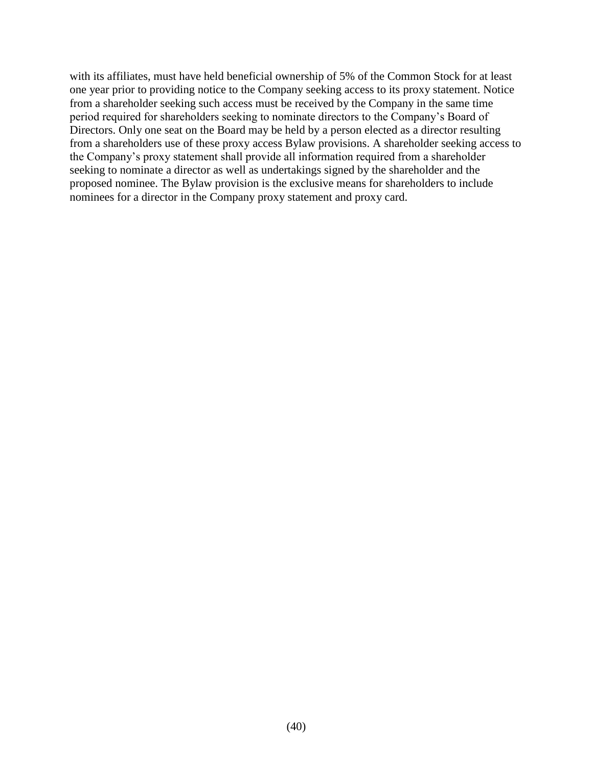with its affiliates, must have held beneficial ownership of 5% of the Common Stock for at least one year prior to providing notice to the Company seeking access to its proxy statement. Notice from a shareholder seeking such access must be received by the Company in the same time period required for shareholders seeking to nominate directors to the Company's Board of Directors. Only one seat on the Board may be held by a person elected as a director resulting from a shareholders use of these proxy access Bylaw provisions. A shareholder seeking access to the Company's proxy statement shall provide all information required from a shareholder seeking to nominate a director as well as undertakings signed by the shareholder and the proposed nominee. The Bylaw provision is the exclusive means for shareholders to include nominees for a director in the Company proxy statement and proxy card.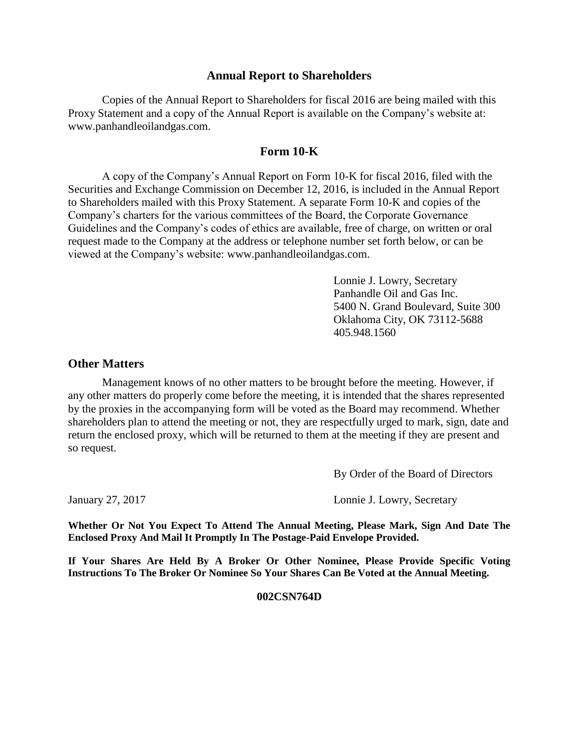## Annual Report to Shareholders

Copies of the Annual Report to Shareholders for fiscal 2016 are being mailed with this Proxy Statement and a copy of the Annual Report is available on the Company's website at: www.panhandleoilandgas.com.

## Form 10-K

A copy of the Company's Annual Report on Form 10-K for fiscal 2016, filed with the Securities and Exchange Commission on December 12, 2016, is included in the Annual Report to Shareholders mailed with this Proxy Statement. A separate Form 10-K and copies of the Company's charters for the various committees of the Board, the Corporate Governance Guidelines and the Company's codes of ethics are available, free of charge, on written or oral request made to the Company at the address or telephone number set forth below, or can be viewed at the Company's website: www.panhandleoilandgas.com.

Lonnie J. Lowry, Secretary
Panhandle Oil and Gas Inc.
5400 N. Grand Boulevard, Suite 300
Oklahoma City, OK 73112-5688
405.948.1560

## Other Matters

Management knows of no other matters to be brought before the meeting. However, if any other matters do properly come before the meeting, it is intended that the shares represented by the proxies in the accompanying form will be voted as the Board may recommend. Whether shareholders plan to attend the meeting or not, they are respectfully urged to mark, sign, date and return the enclosed proxy, which will be returned to them at the meeting if they are present and so request.

By Order of the Board of Directors

January 27, 2017

Lonnie J. Lowry, Secretary

**Whether Or Not You Expect To Attend The Annual Meeting, Please Mark, Sign And Date The Enclosed Proxy And Mail It Promptly In The Postage-Paid Envelope Provided.**

**If Your Shares Are Held By A Broker Or Other Nominee, Please Provide Specific Voting Instructions To The Broker Or Nominee So Your Shares Can Be Voted at the Annual Meeting.**

**002CSN764D**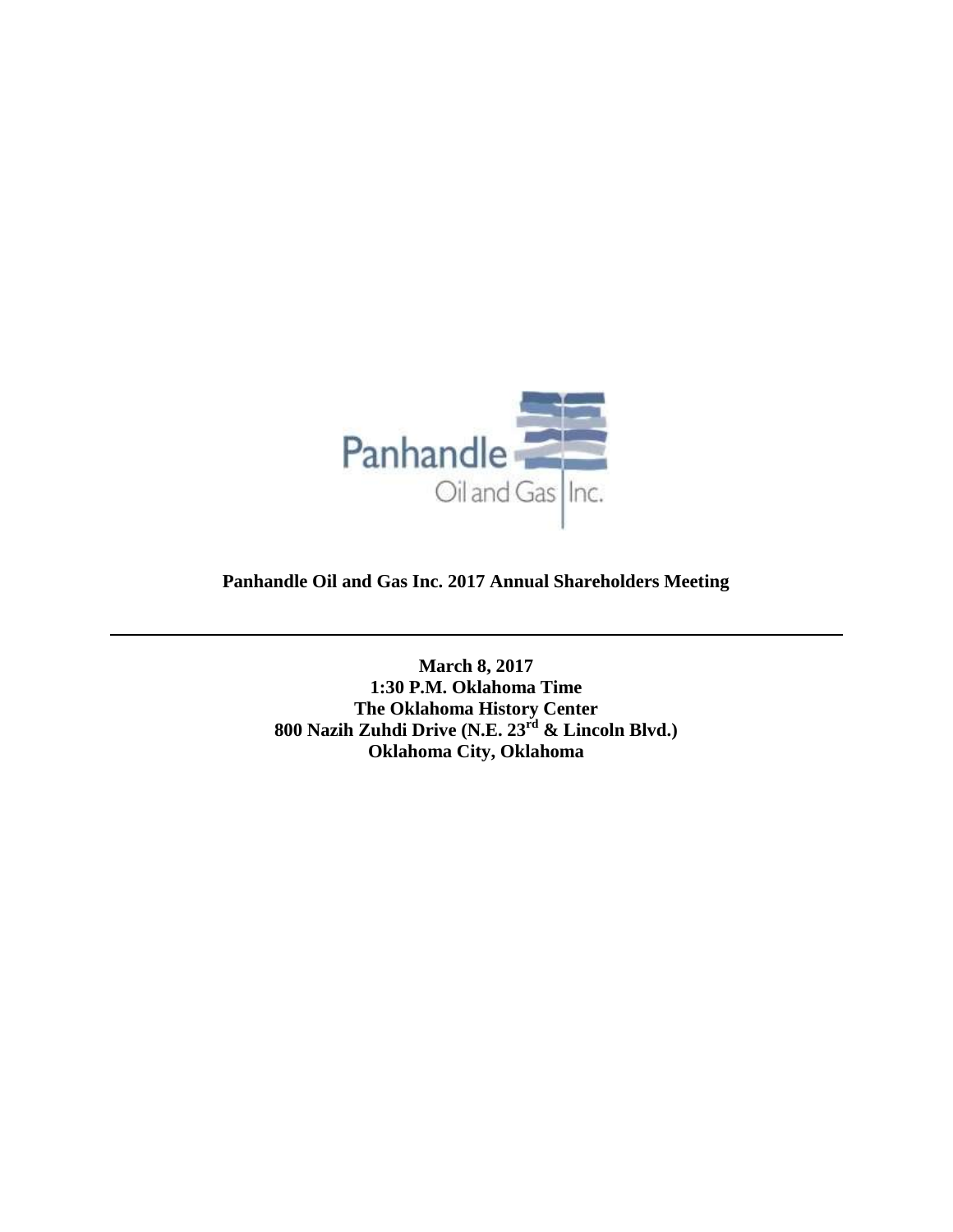Panhandle Oil and Gas Inc.

**Panhandle Oil and Gas Inc. 2017 Annual Shareholders Meeting**

---

**March 8, 2017**
**1:30 P.M. Oklahoma Time**
**The Oklahoma History Center**
**800 Nazih Zuhdi Drive (N.E. 23rd & Lincoln Blvd.)**
**Oklahoma City, Oklahoma**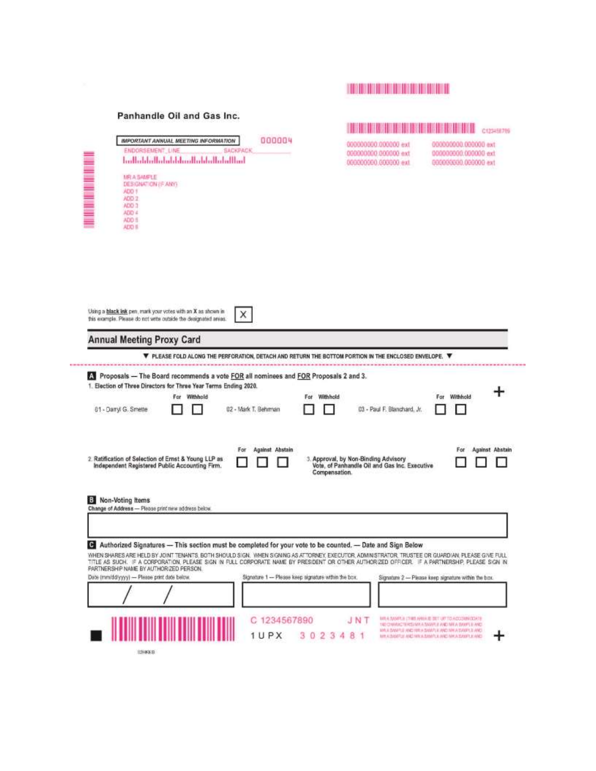**Panhandle Oil and Gas Inc.**

IMPORTANT ANNUAL MEETING INFORMATION 000004

ENDORSEMENT_LINE______________ SACKPACK_______

MR A SAMPLE
DESIGNATION (IF ANY)
ADD 1
ADD 2
ADD 3
ADD 4
ADD 5
ADD 6

C123456789

000000000.000000 ext 000000000.000000 ext
000000000.000000 ext 000000000.000000 ext
000000000.000000 ext 000000000.000000 ext

Using a **black ink** pen, mark your votes with an X as shown in this example. Please do not write outside the designated areas. X

## Annual Meeting Proxy Card

▼ PLEASE FOLD ALONG THE PERFORATION, DETACH AND RETURN THE BOTTOM PORTION IN THE ENCLOSED ENVELOPE. ▼

**A Proposals — The Board recommends a vote FOR all nominees and FOR Proposals 2 and 3.**

**1. Election of Three Directors for Three Year Terms Ending 2020.**

| Nominee | For | Withhold |
|---|---|---|
| 01 - Darryl G. Smette | ☐ | ☐ |
| 02 - Mark T. Behrman | ☐ | ☐ |
| 03 - Paul F. Blanchard, Jr. | ☐ | ☐ |

| Proposal | For | Against | Abstain |
|---|---|---|---|
| 2. Ratification of Selection of Ernst & Young LLP as Independent Registered Public Accounting Firm. | ☐ | ☐ | ☐ |
| 3. Approval, by Non-Binding Advisory Vote, of Panhandle Oil and Gas Inc. Executive Compensation. | ☐ | ☐ | ☐ |

**B Non-Voting Items**

**Change of Address** — Please print new address below.

**C Authorized Signatures — This section must be completed for your vote to be counted. — Date and Sign Below**

WHEN SHARES ARE HELD BY JOINT TENANTS, BOTH SHOULD SIGN. WHEN SIGNING AS ATTORNEY, EXECUTOR, ADMINISTRATOR, TRUSTEE OR GUARDIAN, PLEASE GIVE FULL TITLE AS SUCH. IF A CORPORATION, PLEASE SIGN IN FULL CORPORATE NAME BY PRESIDENT OR OTHER AUTHORIZED OFFICER. IF A PARTNERSHIP, PLEASE SIGN IN PARTNERSHIP NAME BY AUTHORIZED PERSON.

| Date (mm/dd/yyyy) — Please print date below. | Signature 1 — Please keep signature within the box. | Signature 2 — Please keep signature within the box. |
|---|---|---|
| / / | | |

C 1234567890 JNT

1 U P X 3 0 2 3 4 8 1

MR A SAMPLE (THIS AREA IS SET UP TO ACCOMMODATE 140 CHARACTERS) MR A SAMPLE AND MR A SAMPLE AND MR A SAMPLE AND MR A SAMPLE AND MR A SAMPLE AND MR A SAMPLE AND MR A SAMPLE AND MR A SAMPLE AND

02HKEB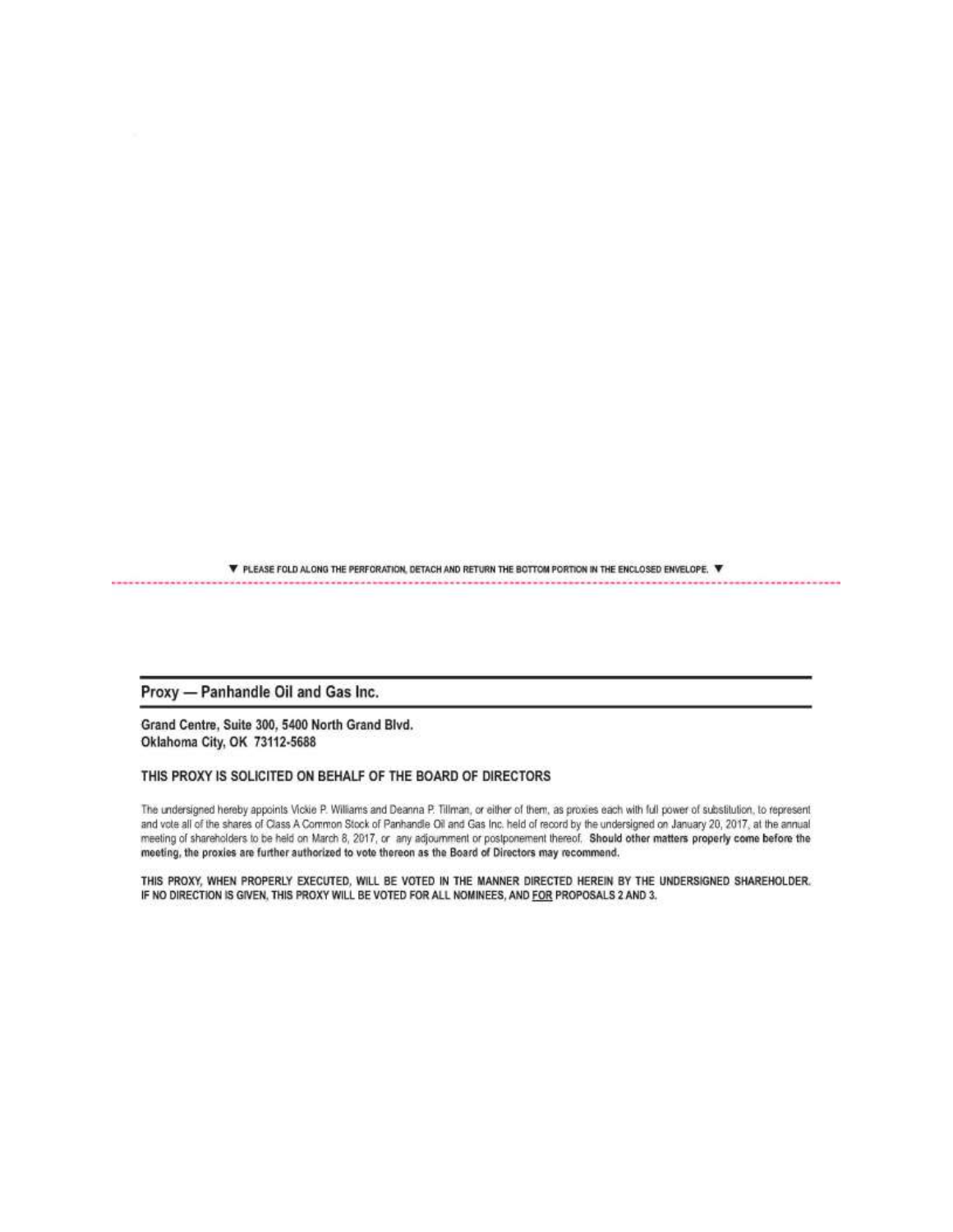▼ PLEASE FOLD ALONG THE PERFORATION, DETACH AND RETURN THE BOTTOM PORTION IN THE ENCLOSED ENVELOPE. ▼

## Proxy — Panhandle Oil and Gas Inc.

**Grand Centre, Suite 300, 5400 North Grand Blvd.**
**Oklahoma City, OK 73112-5688**

### THIS PROXY IS SOLICITED ON BEHALF OF THE BOARD OF DIRECTORS

The undersigned hereby appoints Vickie P. Williams and Deanna P. Tillman, or either of them, as proxies each with full power of substitution, to represent and vote all of the shares of Class A Common Stock of Panhandle Oil and Gas Inc. held of record by the undersigned on January 20, 2017, at the annual meeting of shareholders to be held on March 8, 2017, or any adjournment or postponement thereof. **Should other matters properly come before the meeting, the proxies are further authorized to vote thereon as the Board of Directors may recommend.**

**THIS PROXY, WHEN PROPERLY EXECUTED, WILL BE VOTED IN THE MANNER DIRECTED HEREIN BY THE UNDERSIGNED SHAREHOLDER. IF NO DIRECTION IS GIVEN, THIS PROXY WILL BE VOTED FOR ALL NOMINEES, AND FOR PROPOSALS 2 AND 3.**